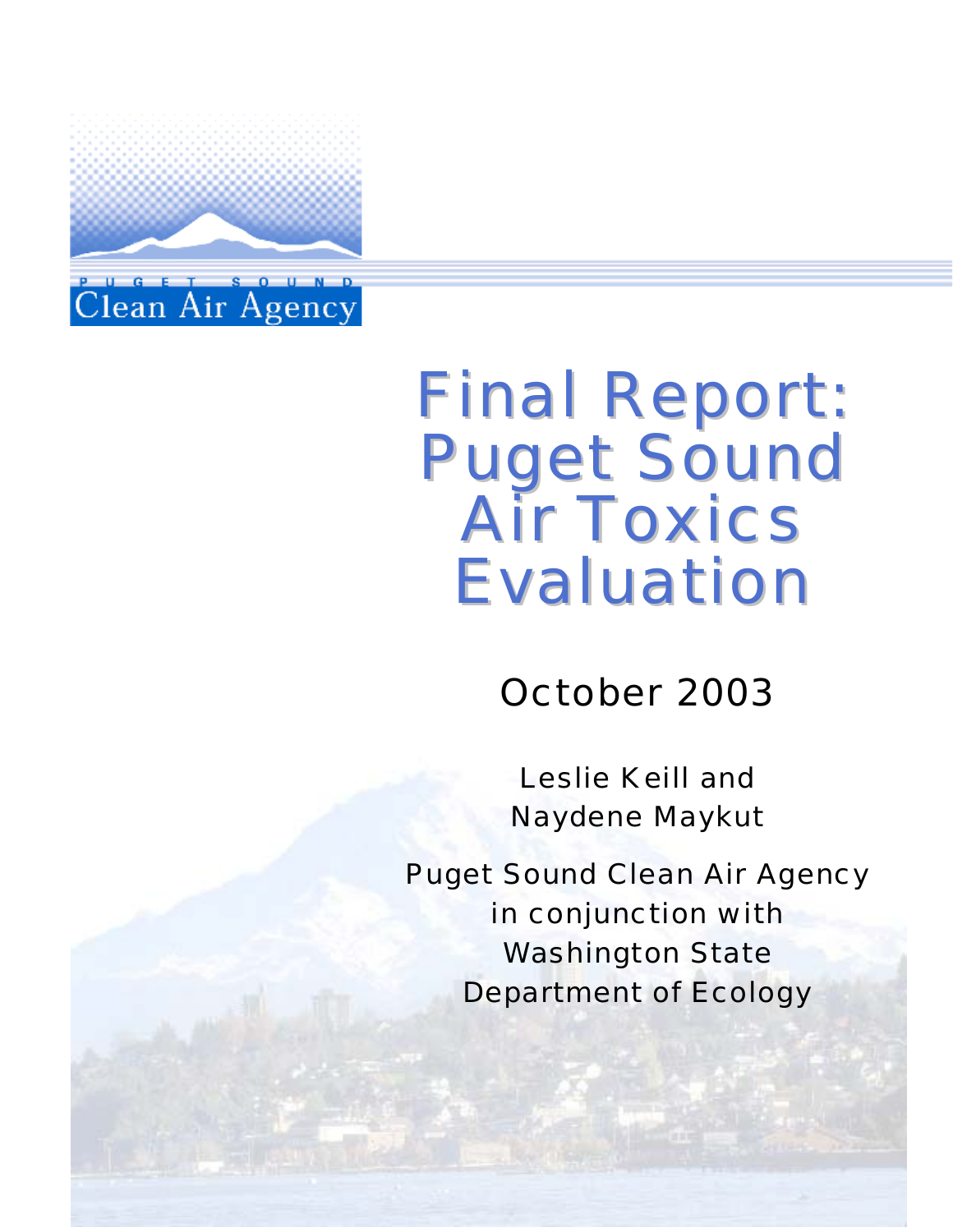PUGET SOUND
Clean Air Agency

# Final Report: Puget Sound Air Toxics Evaluation

October 2003

Leslie Keill and
Naydene Maykut

Puget Sound Clean Air Agency
in conjunction with
Washington State
Department of Ecology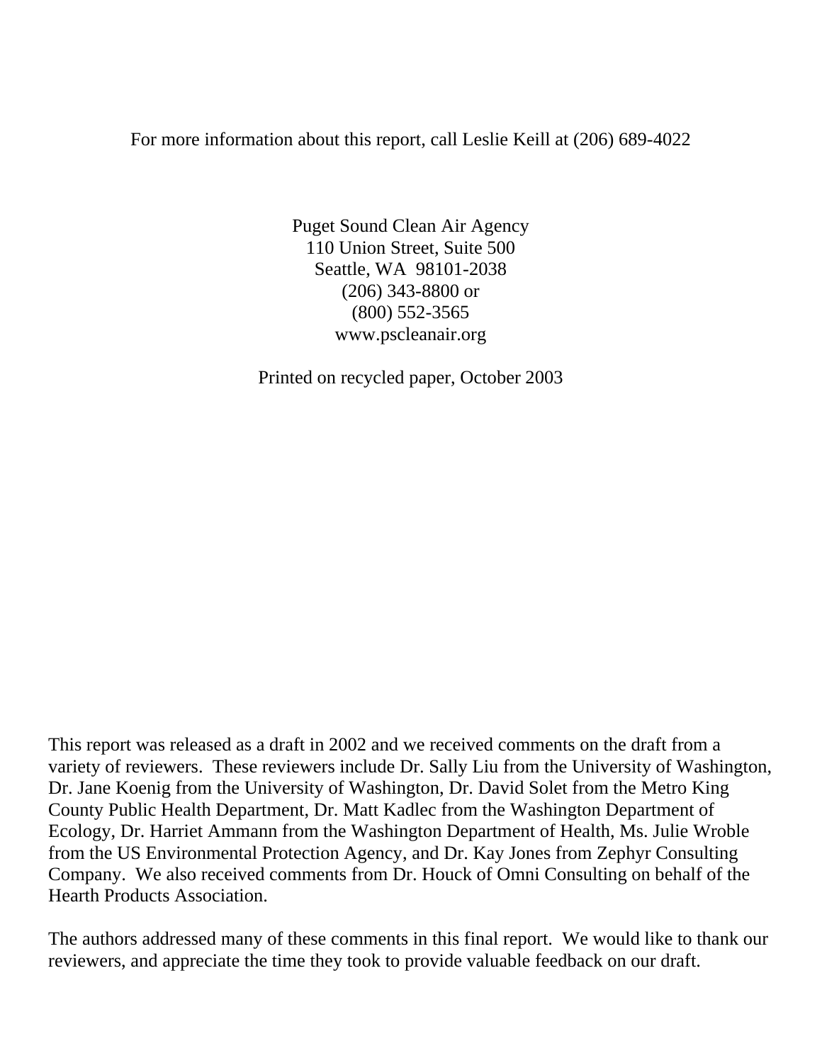For more information about this report, call Leslie Keill at (206) 689-4022

Puget Sound Clean Air Agency
110 Union Street, Suite 500
Seattle, WA 98101-2038
(206) 343-8800 or
(800) 552-3565
www.pscleanair.org

Printed on recycled paper, October 2003

This report was released as a draft in 2002 and we received comments on the draft from a variety of reviewers. These reviewers include Dr. Sally Liu from the University of Washington, Dr. Jane Koenig from the University of Washington, Dr. David Solet from the Metro King County Public Health Department, Dr. Matt Kadlec from the Washington Department of Ecology, Dr. Harriet Ammann from the Washington Department of Health, Ms. Julie Wroble from the US Environmental Protection Agency, and Dr. Kay Jones from Zephyr Consulting Company. We also received comments from Dr. Houck of Omni Consulting on behalf of the Hearth Products Association.

The authors addressed many of these comments in this final report. We would like to thank our reviewers, and appreciate the time they took to provide valuable feedback on our draft.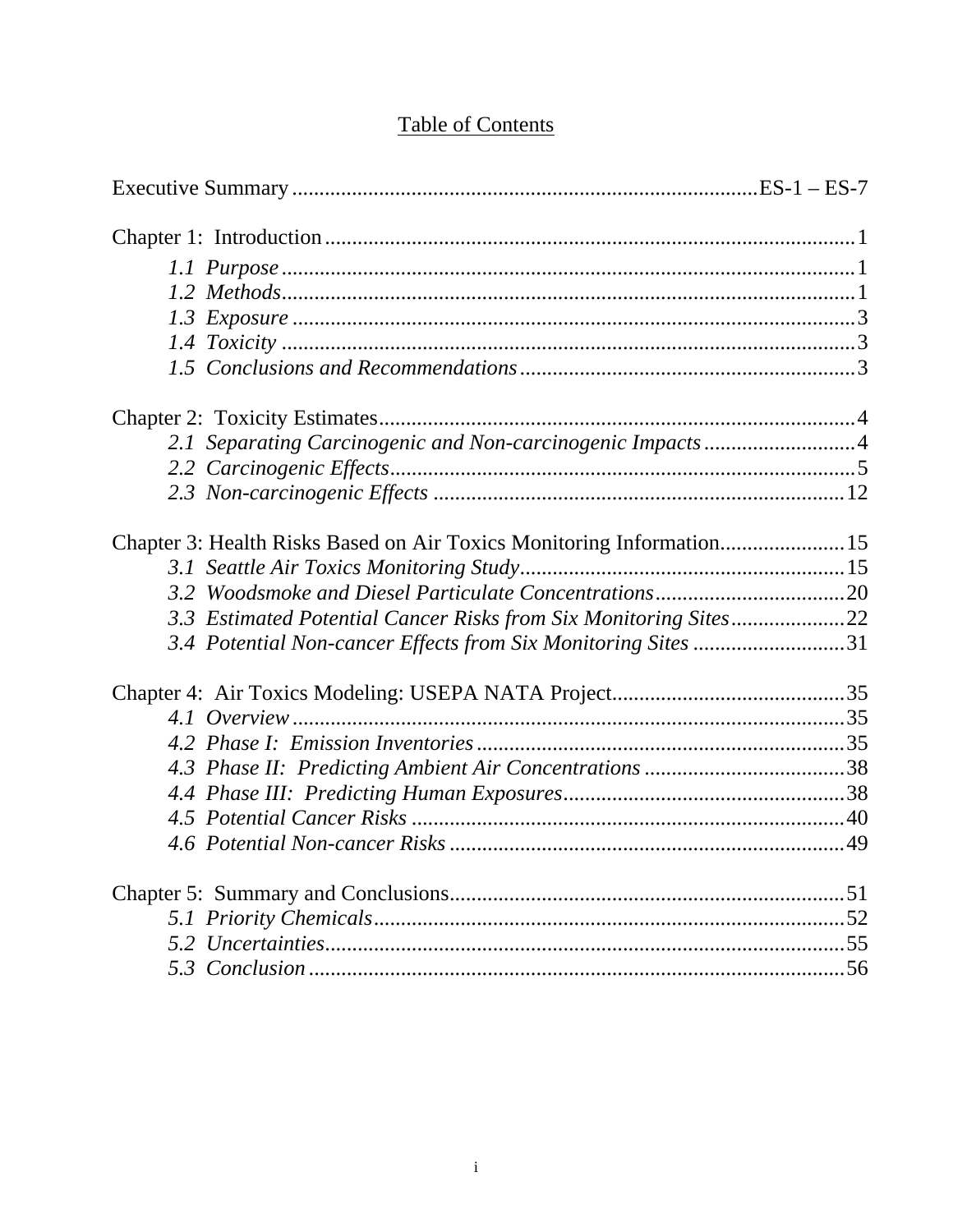# Table of Contents

Executive Summary ........................................................ ES-1 – ES-7

Chapter 1: Introduction ........................................................ 1
- *1.1 Purpose* ........................................................ 1
- *1.2 Methods* ........................................................ 1
- *1.3 Exposure* ........................................................ 3
- *1.4 Toxicity* ........................................................ 3
- *1.5 Conclusions and Recommendations* ........................................................ 3

Chapter 2: Toxicity Estimates ........................................................ 4
- *2.1 Separating Carcinogenic and Non-carcinogenic Impacts* ........................................................ 4
- *2.2 Carcinogenic Effects* ........................................................ 5
- *2.3 Non-carcinogenic Effects* ........................................................ 12

Chapter 3: Health Risks Based on Air Toxics Monitoring Information ........................................................ 15
- *3.1 Seattle Air Toxics Monitoring Study* ........................................................ 15
- *3.2 Woodsmoke and Diesel Particulate Concentrations* ........................................................ 20
- *3.3 Estimated Potential Cancer Risks from Six Monitoring Sites* ........................................................ 22
- *3.4 Potential Non-cancer Effects from Six Monitoring Sites* ........................................................ 31

Chapter 4: Air Toxics Modeling: USEPA NATA Project ........................................................ 35
- *4.1 Overview* ........................................................ 35
- *4.2 Phase I: Emission Inventories* ........................................................ 35
- *4.3 Phase II: Predicting Ambient Air Concentrations* ........................................................ 38
- *4.4 Phase III: Predicting Human Exposures* ........................................................ 38
- *4.5 Potential Cancer Risks* ........................................................ 40
- *4.6 Potential Non-cancer Risks* ........................................................ 49

Chapter 5: Summary and Conclusions ........................................................ 51
- *5.1 Priority Chemicals* ........................................................ 52
- *5.2 Uncertainties* ........................................................ 55
- *5.3 Conclusion* ........................................................ 56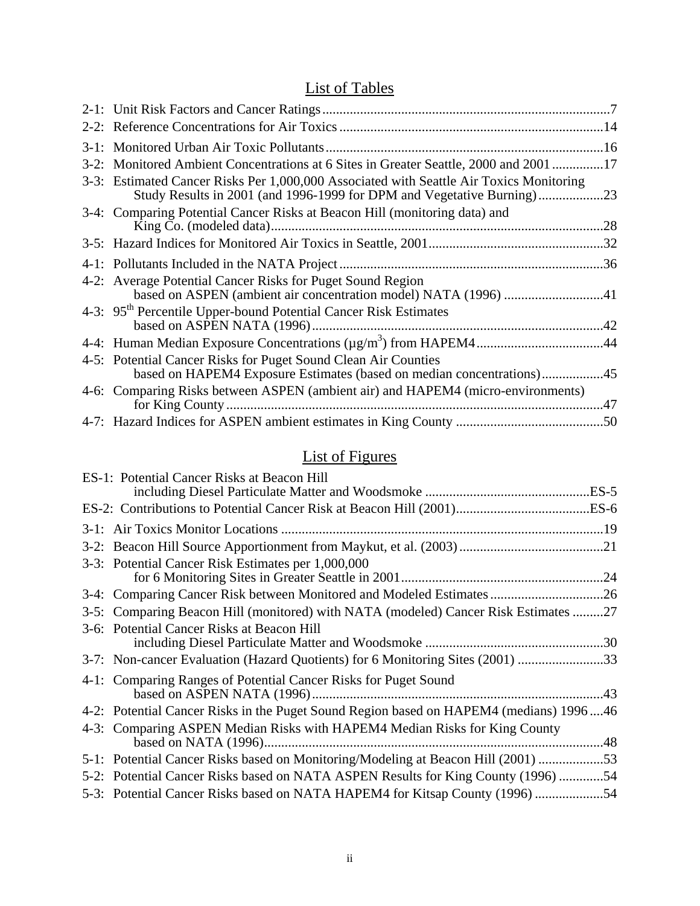## List of Tables

| | | |
|---|---|---|
| 2-1: | Unit Risk Factors and Cancer Ratings | 7 |
| 2-2: | Reference Concentrations for Air Toxics | 14 |
| 3-1: | Monitored Urban Air Toxic Pollutants | 16 |
| 3-2: | Monitored Ambient Concentrations at 6 Sites in Greater Seattle, 2000 and 2001 | 17 |
| 3-3: | Estimated Cancer Risks Per 1,000,000 Associated with Seattle Air Toxics Monitoring Study Results in 2001 (and 1996-1999 for DPM and Vegetative Burning) | 23 |
| 3-4: | Comparing Potential Cancer Risks at Beacon Hill (monitoring data) and King Co. (modeled data) | 28 |
| 3-5: | Hazard Indices for Monitored Air Toxics in Seattle, 2001 | 32 |
| 4-1: | Pollutants Included in the NATA Project | 36 |
| 4-2: | Average Potential Cancer Risks for Puget Sound Region based on ASPEN (ambient air concentration model) NATA (1996) | 41 |
| 4-3: | 95th Percentile Upper-bound Potential Cancer Risk Estimates based on ASPEN NATA (1996) | 42 |
| 4-4: | Human Median Exposure Concentrations ($\mu g/m^3$) from HAPEM4 | 44 |
| 4-5: | Potential Cancer Risks for Puget Sound Clean Air Counties based on HAPEM4 Exposure Estimates (based on median concentrations) | 45 |
| 4-6: | Comparing Risks between ASPEN (ambient air) and HAPEM4 (micro-environments) for King County | 47 |
| 4-7: | Hazard Indices for ASPEN ambient estimates in King County | 50 |

## List of Figures

| | | |
|---|---|---|
| ES-1: | Potential Cancer Risks at Beacon Hill including Diesel Particulate Matter and Woodsmoke | ES-5 |
| ES-2: | Contributions to Potential Cancer Risk at Beacon Hill (2001) | ES-6 |
| 3-1: | Air Toxics Monitor Locations | 19 |
| 3-2: | Beacon Hill Source Apportionment from Maykut, et al. (2003) | 21 |
| 3-3: | Potential Cancer Risk Estimates per 1,000,000 for 6 Monitoring Sites in Greater Seattle in 2001 | 24 |
| 3-4: | Comparing Cancer Risk between Monitored and Modeled Estimates | 26 |
| 3-5: | Comparing Beacon Hill (monitored) with NATA (modeled) Cancer Risk Estimates | 27 |
| 3-6: | Potential Cancer Risks at Beacon Hill including Diesel Particulate Matter and Woodsmoke | 30 |
| 3-7: | Non-cancer Evaluation (Hazard Quotients) for 6 Monitoring Sites (2001) | 33 |
| 4-1: | Comparing Ranges of Potential Cancer Risks for Puget Sound based on ASPEN NATA (1996) | 43 |
| 4-2: | Potential Cancer Risks in the Puget Sound Region based on HAPEM4 (medians) 1996 | 46 |
| 4-3: | Comparing ASPEN Median Risks with HAPEM4 Median Risks for King County based on NATA (1996) | 48 |
| 5-1: | Potential Cancer Risks based on Monitoring/Modeling at Beacon Hill (2001) | 53 |
| 5-2: | Potential Cancer Risks based on NATA ASPEN Results for King County (1996) | 54 |
| 5-3: | Potential Cancer Risks based on NATA HAPEM4 for Kitsap County (1996) | 54 |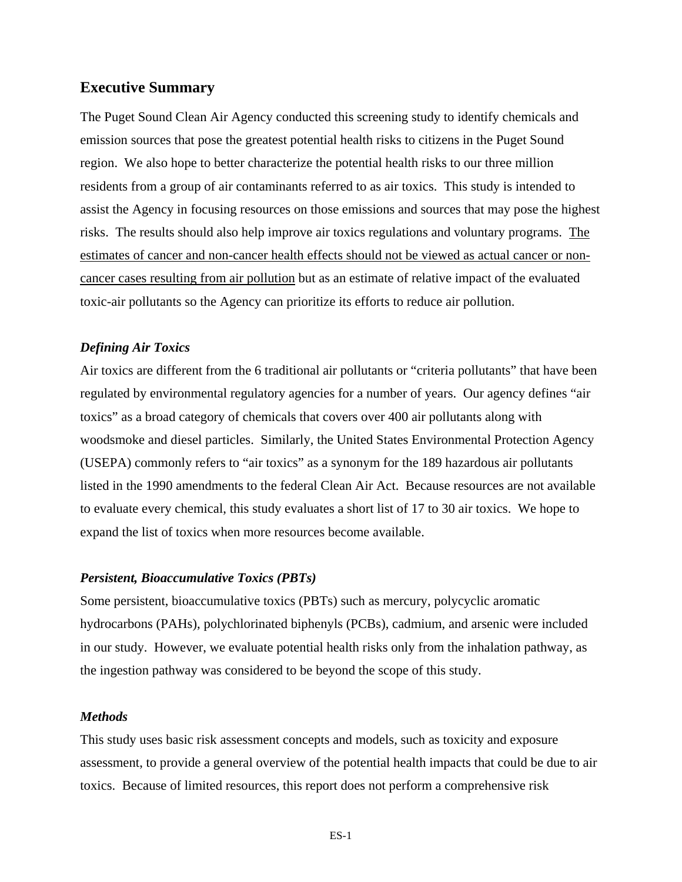## Executive Summary

The Puget Sound Clean Air Agency conducted this screening study to identify chemicals and emission sources that pose the greatest potential health risks to citizens in the Puget Sound region. We also hope to better characterize the potential health risks to our three million residents from a group of air contaminants referred to as air toxics. This study is intended to assist the Agency in focusing resources on those emissions and sources that may pose the highest risks. The results should also help improve air toxics regulations and voluntary programs. <u>The estimates of cancer and non-cancer health effects should not be viewed as actual cancer or non-cancer cases resulting from air pollution</u> but as an estimate of relative impact of the evaluated toxic-air pollutants so the Agency can prioritize its efforts to reduce air pollution.

### *Defining Air Toxics*

Air toxics are different from the 6 traditional air pollutants or "criteria pollutants" that have been regulated by environmental regulatory agencies for a number of years. Our agency defines "air toxics" as a broad category of chemicals that covers over 400 air pollutants along with woodsmoke and diesel particles. Similarly, the United States Environmental Protection Agency (USEPA) commonly refers to "air toxics" as a synonym for the 189 hazardous air pollutants listed in the 1990 amendments to the federal Clean Air Act. Because resources are not available to evaluate every chemical, this study evaluates a short list of 17 to 30 air toxics. We hope to expand the list of toxics when more resources become available.

### *Persistent, Bioaccumulative Toxics (PBTs)*

Some persistent, bioaccumulative toxics (PBTs) such as mercury, polycyclic aromatic hydrocarbons (PAHs), polychlorinated biphenyls (PCBs), cadmium, and arsenic were included in our study. However, we evaluate potential health risks only from the inhalation pathway, as the ingestion pathway was considered to be beyond the scope of this study.

### *Methods*

This study uses basic risk assessment concepts and models, such as toxicity and exposure assessment, to provide a general overview of the potential health impacts that could be due to air toxics. Because of limited resources, this report does not perform a comprehensive risk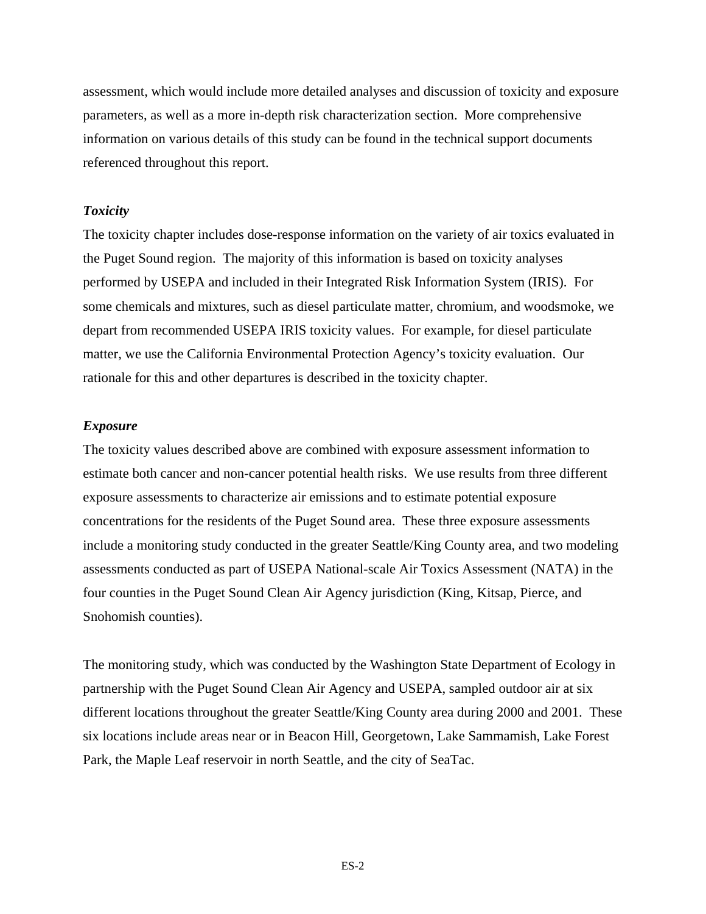assessment, which would include more detailed analyses and discussion of toxicity and exposure parameters, as well as a more in-depth risk characterization section. More comprehensive information on various details of this study can be found in the technical support documents referenced throughout this report.

### *Toxicity*

The toxicity chapter includes dose-response information on the variety of air toxics evaluated in the Puget Sound region. The majority of this information is based on toxicity analyses performed by USEPA and included in their Integrated Risk Information System (IRIS). For some chemicals and mixtures, such as diesel particulate matter, chromium, and woodsmoke, we depart from recommended USEPA IRIS toxicity values. For example, for diesel particulate matter, we use the California Environmental Protection Agency's toxicity evaluation. Our rationale for this and other departures is described in the toxicity chapter.

### *Exposure*

The toxicity values described above are combined with exposure assessment information to estimate both cancer and non-cancer potential health risks. We use results from three different exposure assessments to characterize air emissions and to estimate potential exposure concentrations for the residents of the Puget Sound area. These three exposure assessments include a monitoring study conducted in the greater Seattle/King County area, and two modeling assessments conducted as part of USEPA National-scale Air Toxics Assessment (NATA) in the four counties in the Puget Sound Clean Air Agency jurisdiction (King, Kitsap, Pierce, and Snohomish counties).

The monitoring study, which was conducted by the Washington State Department of Ecology in partnership with the Puget Sound Clean Air Agency and USEPA, sampled outdoor air at six different locations throughout the greater Seattle/King County area during 2000 and 2001. These six locations include areas near or in Beacon Hill, Georgetown, Lake Sammamish, Lake Forest Park, the Maple Leaf reservoir in north Seattle, and the city of SeaTac.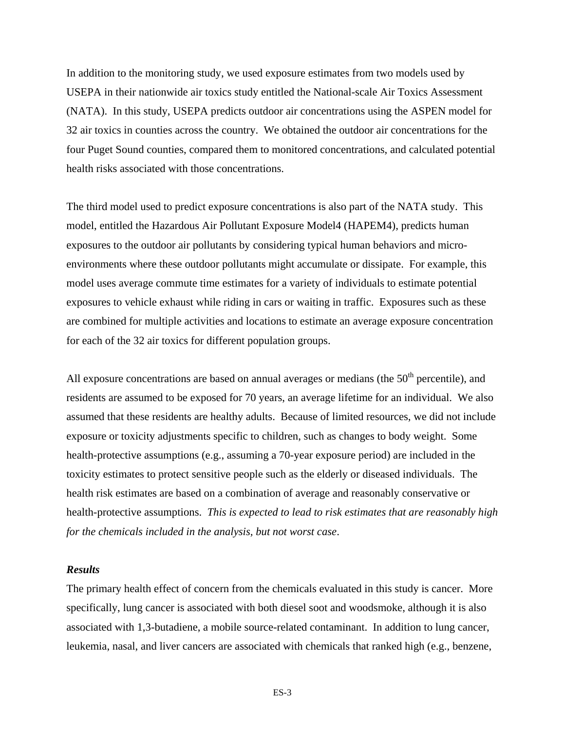In addition to the monitoring study, we used exposure estimates from two models used by USEPA in their nationwide air toxics study entitled the National-scale Air Toxics Assessment (NATA). In this study, USEPA predicts outdoor air concentrations using the ASPEN model for 32 air toxics in counties across the country. We obtained the outdoor air concentrations for the four Puget Sound counties, compared them to monitored concentrations, and calculated potential health risks associated with those concentrations.

The third model used to predict exposure concentrations is also part of the NATA study. This model, entitled the Hazardous Air Pollutant Exposure Model4 (HAPEM4), predicts human exposures to the outdoor air pollutants by considering typical human behaviors and micro-environments where these outdoor pollutants might accumulate or dissipate. For example, this model uses average commute time estimates for a variety of individuals to estimate potential exposures to vehicle exhaust while riding in cars or waiting in traffic. Exposures such as these are combined for multiple activities and locations to estimate an average exposure concentration for each of the 32 air toxics for different population groups.

All exposure concentrations are based on annual averages or medians (the 50$^{th}$ percentile), and residents are assumed to be exposed for 70 years, an average lifetime for an individual. We also assumed that these residents are healthy adults. Because of limited resources, we did not include exposure or toxicity adjustments specific to children, such as changes to body weight. Some health-protective assumptions (e.g., assuming a 70-year exposure period) are included in the toxicity estimates to protect sensitive people such as the elderly or diseased individuals. The health risk estimates are based on a combination of average and reasonably conservative or health-protective assumptions. *This is expected to lead to risk estimates that are reasonably high for the chemicals included in the analysis, but not worst case*.

### *Results*

The primary health effect of concern from the chemicals evaluated in this study is cancer. More specifically, lung cancer is associated with both diesel soot and woodsmoke, although it is also associated with 1,3-butadiene, a mobile source-related contaminant. In addition to lung cancer, leukemia, nasal, and liver cancers are associated with chemicals that ranked high (e.g., benzene,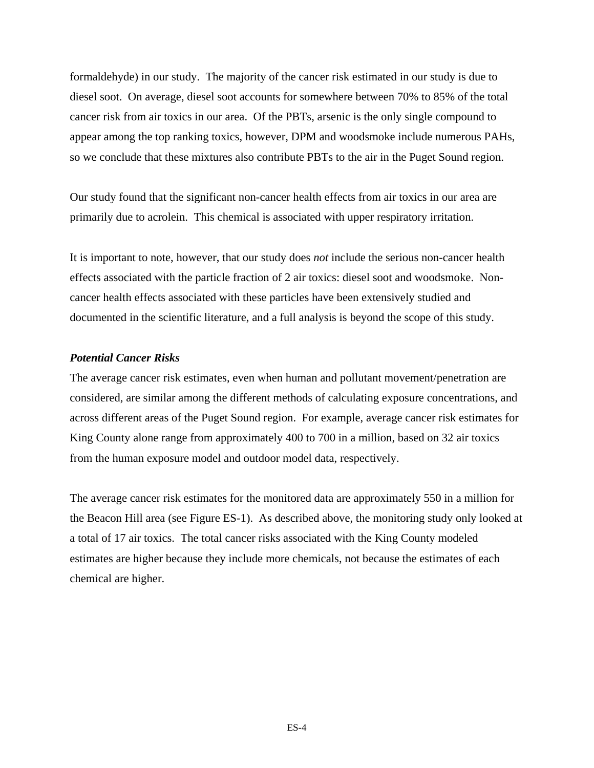formaldehyde) in our study. The majority of the cancer risk estimated in our study is due to diesel soot. On average, diesel soot accounts for somewhere between 70% to 85% of the total cancer risk from air toxics in our area. Of the PBTs, arsenic is the only single compound to appear among the top ranking toxics, however, DPM and woodsmoke include numerous PAHs, so we conclude that these mixtures also contribute PBTs to the air in the Puget Sound region.

Our study found that the significant non-cancer health effects from air toxics in our area are primarily due to acrolein. This chemical is associated with upper respiratory irritation.

It is important to note, however, that our study does *not* include the serious non-cancer health effects associated with the particle fraction of 2 air toxics: diesel soot and woodsmoke. Non-cancer health effects associated with these particles have been extensively studied and documented in the scientific literature, and a full analysis is beyond the scope of this study.

### *Potential Cancer Risks*

The average cancer risk estimates, even when human and pollutant movement/penetration are considered, are similar among the different methods of calculating exposure concentrations, and across different areas of the Puget Sound region. For example, average cancer risk estimates for King County alone range from approximately 400 to 700 in a million, based on 32 air toxics from the human exposure model and outdoor model data, respectively.

The average cancer risk estimates for the monitored data are approximately 550 in a million for the Beacon Hill area (see Figure ES-1). As described above, the monitoring study only looked at a total of 17 air toxics. The total cancer risks associated with the King County modeled estimates are higher because they include more chemicals, not because the estimates of each chemical are higher.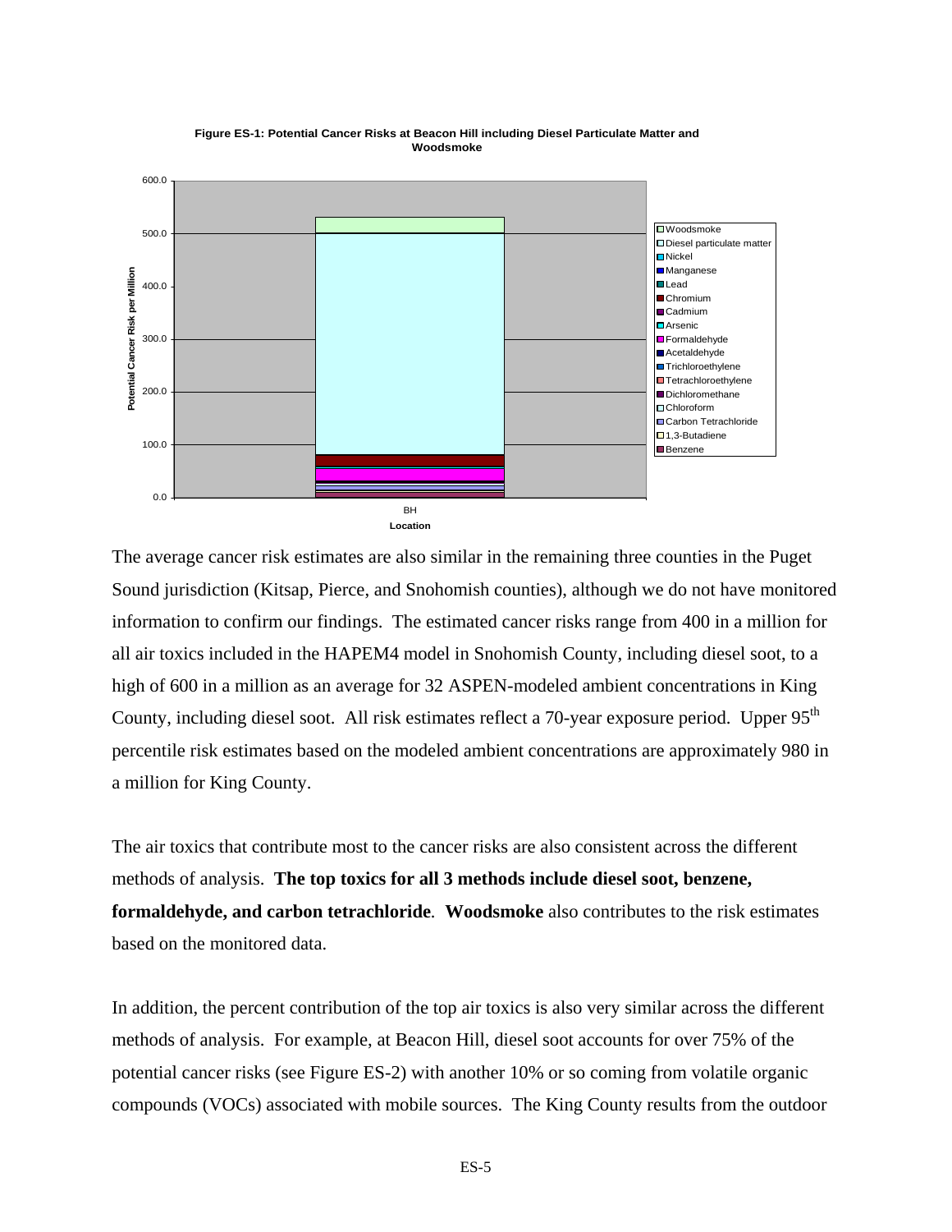**Figure ES-1: Potential Cancer Risks at Beacon Hill including Diesel Particulate Matter and Woodsmoke**

The average cancer risk estimates are also similar in the remaining three counties in the Puget Sound jurisdiction (Kitsap, Pierce, and Snohomish counties), although we do not have monitored information to confirm our findings. The estimated cancer risks range from 400 in a million for all air toxics included in the HAPEM4 model in Snohomish County, including diesel soot, to a high of 600 in a million as an average for 32 ASPEN-modeled ambient concentrations in King County, including diesel soot. All risk estimates reflect a 70-year exposure period. Upper 95$^{th}$ percentile risk estimates based on the modeled ambient concentrations are approximately 980 in a million for King County.

The air toxics that contribute most to the cancer risks are also consistent across the different methods of analysis. **The top toxics for all 3 methods include diesel soot, benzene, formaldehyde, and carbon tetrachloride**. **Woodsmoke** also contributes to the risk estimates based on the monitored data.

In addition, the percent contribution of the top air toxics is also very similar across the different methods of analysis. For example, at Beacon Hill, diesel soot accounts for over 75% of the potential cancer risks (see Figure ES-2) with another 10% or so coming from volatile organic compounds (VOCs) associated with mobile sources. The King County results from the outdoor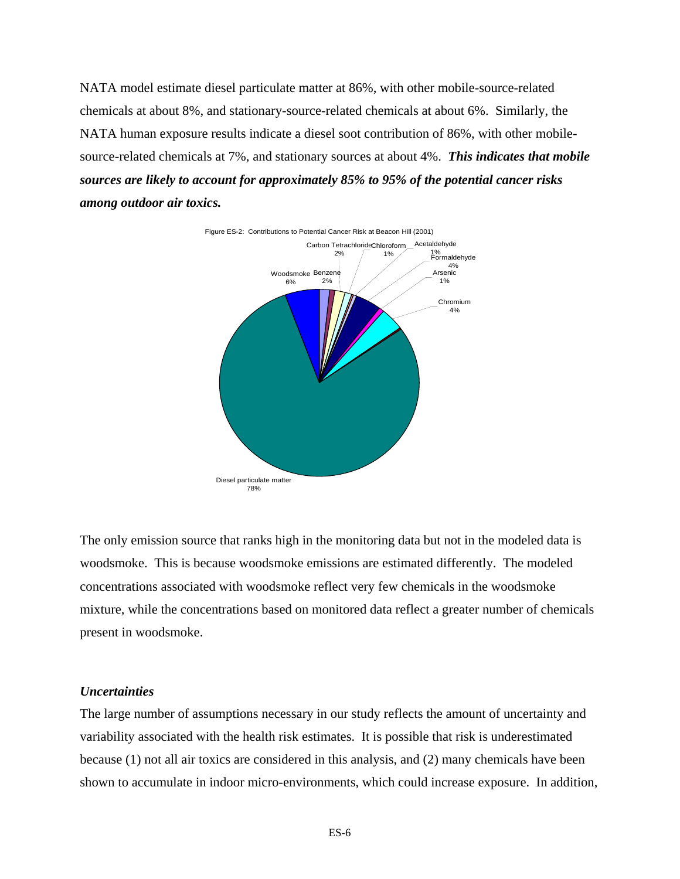NATA model estimate diesel particulate matter at 86%, with other mobile-source-related chemicals at about 8%, and stationary-source-related chemicals at about 6%. Similarly, the NATA human exposure results indicate a diesel soot contribution of 86%, with other mobile-source-related chemicals at 7%, and stationary sources at about 4%. ***This indicates that mobile sources are likely to account for approximately 85% to 95% of the potential cancer risks among outdoor air toxics.***

Figure ES-2: Contributions to Potential Cancer Risk at Beacon Hill (2001)

Diesel particulate matter 78%; Woodsmoke 6%; Benzene 2%; Carbon Tetrachloride 2%; Chloroform 1%; Acetaldehyde 1%; Formaldehyde 4%; Arsenic 1%; Chromium 4%

The only emission source that ranks high in the monitoring data but not in the modeled data is woodsmoke. This is because woodsmoke emissions are estimated differently. The modeled concentrations associated with woodsmoke reflect very few chemicals in the woodsmoke mixture, while the concentrations based on monitored data reflect a greater number of chemicals present in woodsmoke.

### *Uncertainties*

The large number of assumptions necessary in our study reflects the amount of uncertainty and variability associated with the health risk estimates. It is possible that risk is underestimated because (1) not all air toxics are considered in this analysis, and (2) many chemicals have been shown to accumulate in indoor micro-environments, which could increase exposure. In addition,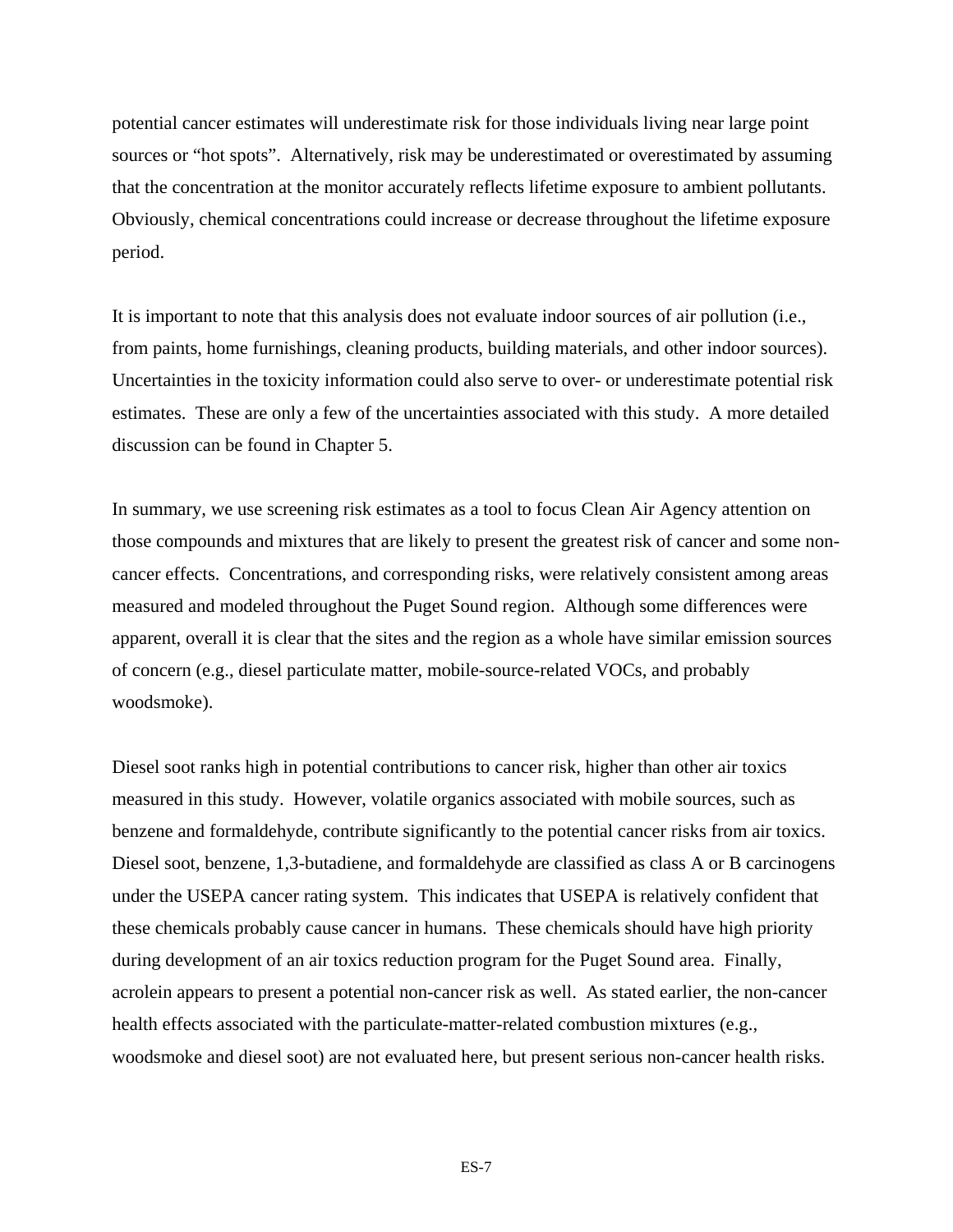potential cancer estimates will underestimate risk for those individuals living near large point sources or "hot spots". Alternatively, risk may be underestimated or overestimated by assuming that the concentration at the monitor accurately reflects lifetime exposure to ambient pollutants. Obviously, chemical concentrations could increase or decrease throughout the lifetime exposure period.

It is important to note that this analysis does not evaluate indoor sources of air pollution (i.e., from paints, home furnishings, cleaning products, building materials, and other indoor sources). Uncertainties in the toxicity information could also serve to over- or underestimate potential risk estimates. These are only a few of the uncertainties associated with this study. A more detailed discussion can be found in Chapter 5.

In summary, we use screening risk estimates as a tool to focus Clean Air Agency attention on those compounds and mixtures that are likely to present the greatest risk of cancer and some non-cancer effects. Concentrations, and corresponding risks, were relatively consistent among areas measured and modeled throughout the Puget Sound region. Although some differences were apparent, overall it is clear that the sites and the region as a whole have similar emission sources of concern (e.g., diesel particulate matter, mobile-source-related VOCs, and probably woodsmoke).

Diesel soot ranks high in potential contributions to cancer risk, higher than other air toxics measured in this study. However, volatile organics associated with mobile sources, such as benzene and formaldehyde, contribute significantly to the potential cancer risks from air toxics. Diesel soot, benzene, 1,3-butadiene, and formaldehyde are classified as class A or B carcinogens under the USEPA cancer rating system. This indicates that USEPA is relatively confident that these chemicals probably cause cancer in humans. These chemicals should have high priority during development of an air toxics reduction program for the Puget Sound area. Finally, acrolein appears to present a potential non-cancer risk as well. As stated earlier, the non-cancer health effects associated with the particulate-matter-related combustion mixtures (e.g., woodsmoke and diesel soot) are not evaluated here, but present serious non-cancer health risks.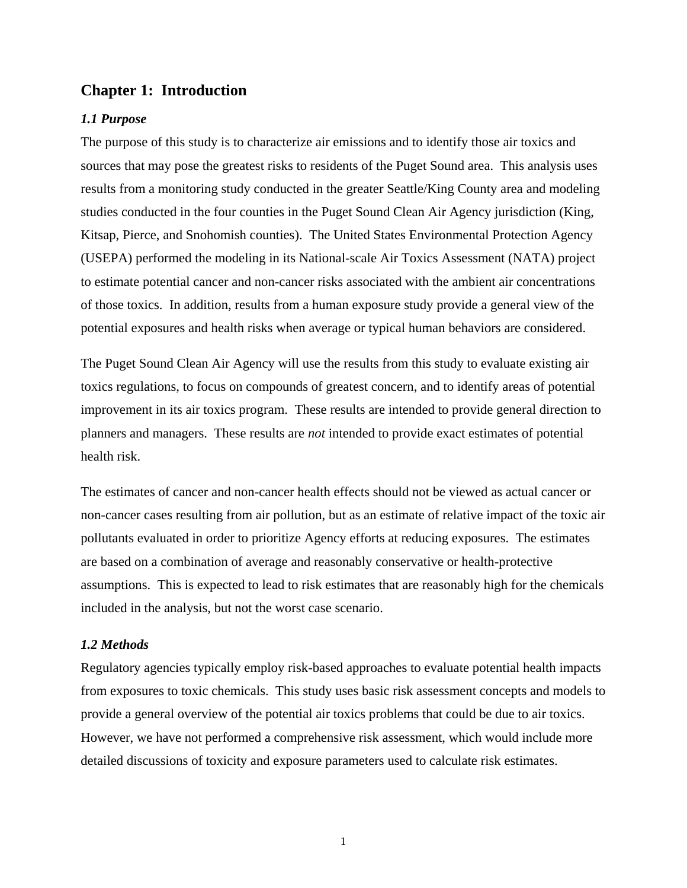# Chapter 1:  Introduction

### *1.1 Purpose*

The purpose of this study is to characterize air emissions and to identify those air toxics and sources that may pose the greatest risks to residents of the Puget Sound area.  This analysis uses results from a monitoring study conducted in the greater Seattle/King County area and modeling studies conducted in the four counties in the Puget Sound Clean Air Agency jurisdiction (King, Kitsap, Pierce, and Snohomish counties).  The United States Environmental Protection Agency (USEPA) performed the modeling in its National-scale Air Toxics Assessment (NATA) project to estimate potential cancer and non-cancer risks associated with the ambient air concentrations of those toxics.  In addition, results from a human exposure study provide a general view of the potential exposures and health risks when average or typical human behaviors are considered.

The Puget Sound Clean Air Agency will use the results from this study to evaluate existing air toxics regulations, to focus on compounds of greatest concern, and to identify areas of potential improvement in its air toxics program.  These results are intended to provide general direction to planners and managers.  These results are *not* intended to provide exact estimates of potential health risk.

The estimates of cancer and non-cancer health effects should not be viewed as actual cancer or non-cancer cases resulting from air pollution, but as an estimate of relative impact of the toxic air pollutants evaluated in order to prioritize Agency efforts at reducing exposures.  The estimates are based on a combination of average and reasonably conservative or health-protective assumptions.  This is expected to lead to risk estimates that are reasonably high for the chemicals included in the analysis, but not the worst case scenario.

### *1.2 Methods*

Regulatory agencies typically employ risk-based approaches to evaluate potential health impacts from exposures to toxic chemicals.  This study uses basic risk assessment concepts and models to provide a general overview of the potential air toxics problems that could be due to air toxics.  However, we have not performed a comprehensive risk assessment, which would include more detailed discussions of toxicity and exposure parameters used to calculate risk estimates.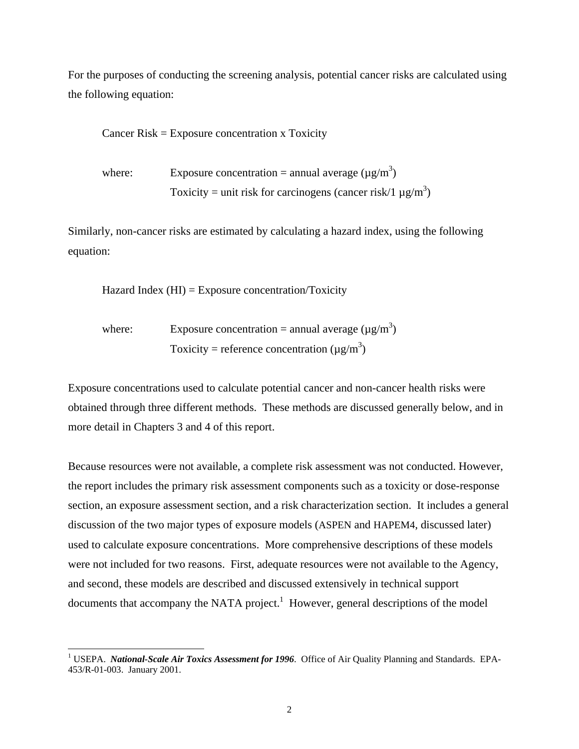For the purposes of conducting the screening analysis, potential cancer risks are calculated using the following equation:

Cancer Risk = Exposure concentration x Toxicity

where: Exposure concentration = annual average ($\mu g/m^3$)
Toxicity = unit risk for carcinogens (cancer risk/1 $\mu g/m^3$)

Similarly, non-cancer risks are estimated by calculating a hazard index, using the following equation:

Hazard Index (HI) = Exposure concentration/Toxicity

where: Exposure concentration = annual average ($\mu g/m^3$)
Toxicity = reference concentration ($\mu g/m^3$)

Exposure concentrations used to calculate potential cancer and non-cancer health risks were obtained through three different methods. These methods are discussed generally below, and in more detail in Chapters 3 and 4 of this report.

Because resources were not available, a complete risk assessment was not conducted. However, the report includes the primary risk assessment components such as a toxicity or dose-response section, an exposure assessment section, and a risk characterization section. It includes a general discussion of the two major types of exposure models (ASPEN and HAPEM4, discussed later) used to calculate exposure concentrations. More comprehensive descriptions of these models were not included for two reasons. First, adequate resources were not available to the Agency, and second, these models are described and discussed extensively in technical support documents that accompany the NATA project.[1] However, general descriptions of the model

---

[1] USEPA. ***National-Scale Air Toxics Assessment for 1996***. Office of Air Quality Planning and Standards. EPA-453/R-01-003. January 2001.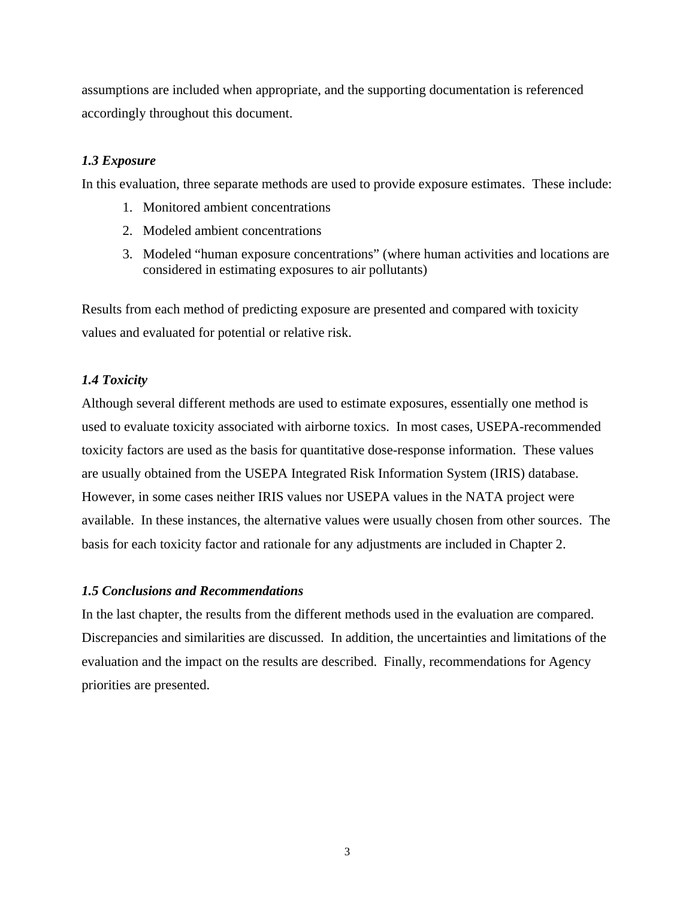assumptions are included when appropriate, and the supporting documentation is referenced accordingly throughout this document.

### *1.3 Exposure*

In this evaluation, three separate methods are used to provide exposure estimates. These include:

1. Monitored ambient concentrations
2. Modeled ambient concentrations
3. Modeled "human exposure concentrations" (where human activities and locations are considered in estimating exposures to air pollutants)

Results from each method of predicting exposure are presented and compared with toxicity values and evaluated for potential or relative risk.

### *1.4 Toxicity*

Although several different methods are used to estimate exposures, essentially one method is used to evaluate toxicity associated with airborne toxics. In most cases, USEPA-recommended toxicity factors are used as the basis for quantitative dose-response information. These values are usually obtained from the USEPA Integrated Risk Information System (IRIS) database. However, in some cases neither IRIS values nor USEPA values in the NATA project were available. In these instances, the alternative values were usually chosen from other sources. The basis for each toxicity factor and rationale for any adjustments are included in Chapter 2.

### *1.5 Conclusions and Recommendations*

In the last chapter, the results from the different methods used in the evaluation are compared. Discrepancies and similarities are discussed. In addition, the uncertainties and limitations of the evaluation and the impact on the results are described. Finally, recommendations for Agency priorities are presented.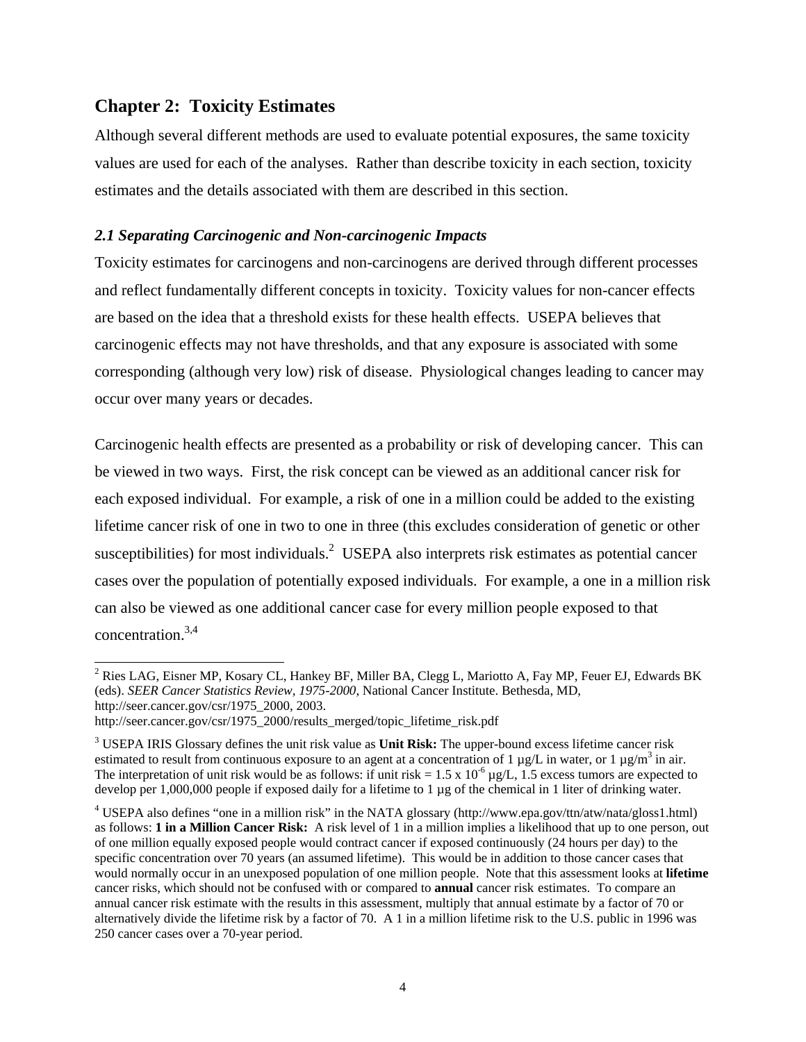# Chapter 2: Toxicity Estimates

Although several different methods are used to evaluate potential exposures, the same toxicity values are used for each of the analyses. Rather than describe toxicity in each section, toxicity estimates and the details associated with them are described in this section.

## *2.1 Separating Carcinogenic and Non-carcinogenic Impacts*

Toxicity estimates for carcinogens and non-carcinogens are derived through different processes and reflect fundamentally different concepts in toxicity. Toxicity values for non-cancer effects are based on the idea that a threshold exists for these health effects. USEPA believes that carcinogenic effects may not have thresholds, and that any exposure is associated with some corresponding (although very low) risk of disease. Physiological changes leading to cancer may occur over many years or decades.

Carcinogenic health effects are presented as a probability or risk of developing cancer. This can be viewed in two ways. First, the risk concept can be viewed as an additional cancer risk for each exposed individual. For example, a risk of one in a million could be added to the existing lifetime cancer risk of one in two to one in three (this excludes consideration of genetic or other susceptibilities) for most individuals.[2] USEPA also interprets risk estimates as potential cancer cases over the population of potentially exposed individuals. For example, a one in a million risk can also be viewed as one additional cancer case for every million people exposed to that concentration.[3,4]

---

[2] Ries LAG, Eisner MP, Kosary CL, Hankey BF, Miller BA, Clegg L, Mariotto A, Fay MP, Feuer EJ, Edwards BK (eds). *SEER Cancer Statistics Review, 1975-2000*, National Cancer Institute. Bethesda, MD, http://seer.cancer.gov/csr/1975_2000, 2003. http://seer.cancer.gov/csr/1975_2000/results_merged/topic_lifetime_risk.pdf

[3] USEPA IRIS Glossary defines the unit risk value as **Unit Risk:** The upper-bound excess lifetime cancer risk estimated to result from continuous exposure to an agent at a concentration of 1 µg/L in water, or 1 µg/m$^3$ in air. The interpretation of unit risk would be as follows: if unit risk = $1.5 \times 10^{-6}$ µg/L, 1.5 excess tumors are expected to develop per 1,000,000 people if exposed daily for a lifetime to 1 µg of the chemical in 1 liter of drinking water.

[4] USEPA also defines "one in a million risk" in the NATA glossary (http://www.epa.gov/ttn/atw/nata/gloss1.html) as follows: **1 in a Million Cancer Risk:** A risk level of 1 in a million implies a likelihood that up to one person, out of one million equally exposed people would contract cancer if exposed continuously (24 hours per day) to the specific concentration over 70 years (an assumed lifetime). This would be in addition to those cancer cases that would normally occur in an unexposed population of one million people. Note that this assessment looks at **lifetime** cancer risks, which should not be confused with or compared to **annual** cancer risk estimates. To compare an annual cancer risk estimate with the results in this assessment, multiply that annual estimate by a factor of 70 or alternatively divide the lifetime risk by a factor of 70. A 1 in a million lifetime risk to the U.S. public in 1996 was 250 cancer cases over a 70-year period.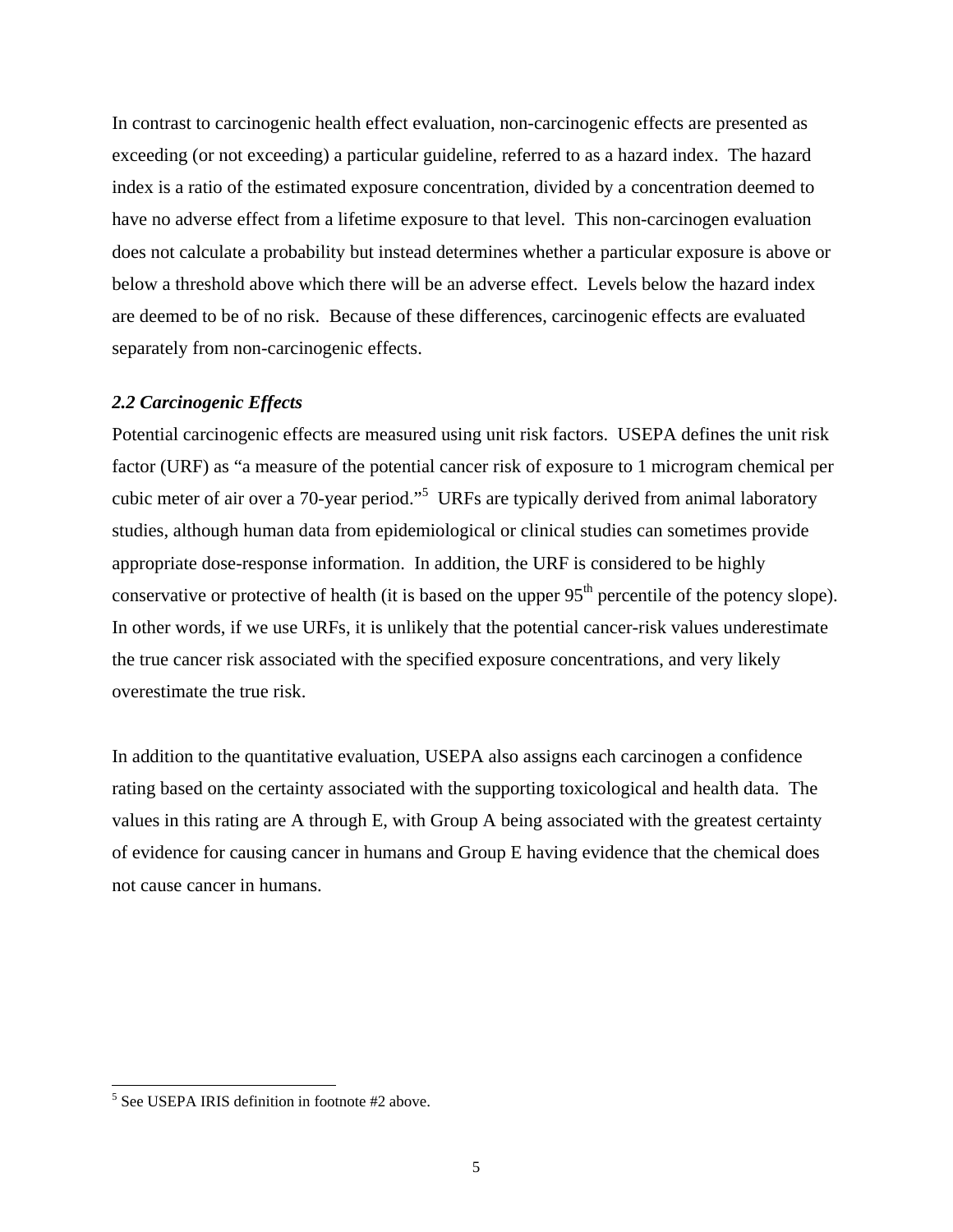In contrast to carcinogenic health effect evaluation, non-carcinogenic effects are presented as exceeding (or not exceeding) a particular guideline, referred to as a hazard index. The hazard index is a ratio of the estimated exposure concentration, divided by a concentration deemed to have no adverse effect from a lifetime exposure to that level. This non-carcinogen evaluation does not calculate a probability but instead determines whether a particular exposure is above or below a threshold above which there will be an adverse effect. Levels below the hazard index are deemed to be of no risk. Because of these differences, carcinogenic effects are evaluated separately from non-carcinogenic effects.

### *2.2 Carcinogenic Effects*

Potential carcinogenic effects are measured using unit risk factors. USEPA defines the unit risk factor (URF) as "a measure of the potential cancer risk of exposure to 1 microgram chemical per cubic meter of air over a 70-year period."[5] URFs are typically derived from animal laboratory studies, although human data from epidemiological or clinical studies can sometimes provide appropriate dose-response information. In addition, the URF is considered to be highly conservative or protective of health (it is based on the upper 95th percentile of the potency slope). In other words, if we use URFs, it is unlikely that the potential cancer-risk values underestimate the true cancer risk associated with the specified exposure concentrations, and very likely overestimate the true risk.

In addition to the quantitative evaluation, USEPA also assigns each carcinogen a confidence rating based on the certainty associated with the supporting toxicological and health data. The values in this rating are A through E, with Group A being associated with the greatest certainty of evidence for causing cancer in humans and Group E having evidence that the chemical does not cause cancer in humans.

---

[5] See USEPA IRIS definition in footnote #2 above.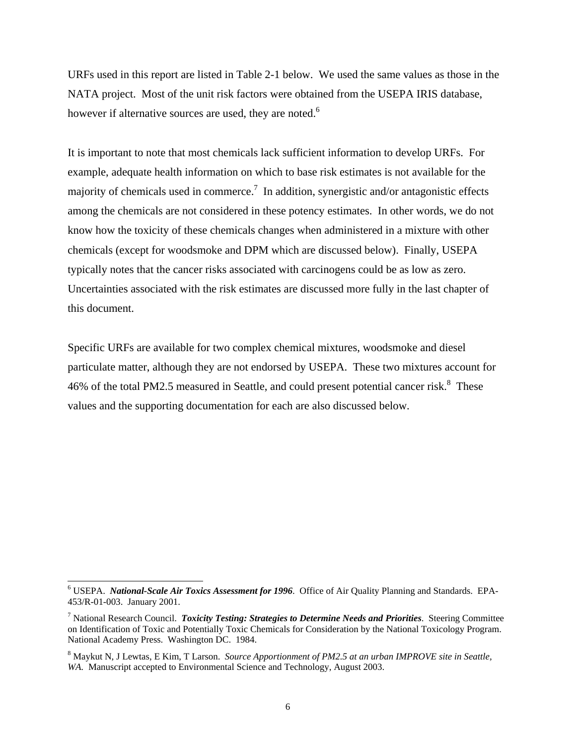URFs used in this report are listed in Table 2-1 below. We used the same values as those in the NATA project. Most of the unit risk factors were obtained from the USEPA IRIS database, however if alternative sources are used, they are noted.[6]

It is important to note that most chemicals lack sufficient information to develop URFs. For example, adequate health information on which to base risk estimates is not available for the majority of chemicals used in commerce.[7] In addition, synergistic and/or antagonistic effects among the chemicals are not considered in these potency estimates. In other words, we do not know how the toxicity of these chemicals changes when administered in a mixture with other chemicals (except for woodsmoke and DPM which are discussed below). Finally, USEPA typically notes that the cancer risks associated with carcinogens could be as low as zero. Uncertainties associated with the risk estimates are discussed more fully in the last chapter of this document.

Specific URFs are available for two complex chemical mixtures, woodsmoke and diesel particulate matter, although they are not endorsed by USEPA. These two mixtures account for 46% of the total PM2.5 measured in Seattle, and could present potential cancer risk.[8] These values and the supporting documentation for each are also discussed below.

---

[6] USEPA. ***National-Scale Air Toxics Assessment for 1996***. Office of Air Quality Planning and Standards. EPA-453/R-01-003. January 2001.

[7] National Research Council. ***Toxicity Testing: Strategies to Determine Needs and Priorities***. Steering Committee on Identification of Toxic and Potentially Toxic Chemicals for Consideration by the National Toxicology Program. National Academy Press. Washington DC. 1984.

[8] Maykut N, J Lewtas, E Kim, T Larson. *Source Apportionment of PM2.5 at an urban IMPROVE site in Seattle, WA.* Manuscript accepted to Environmental Science and Technology, August 2003.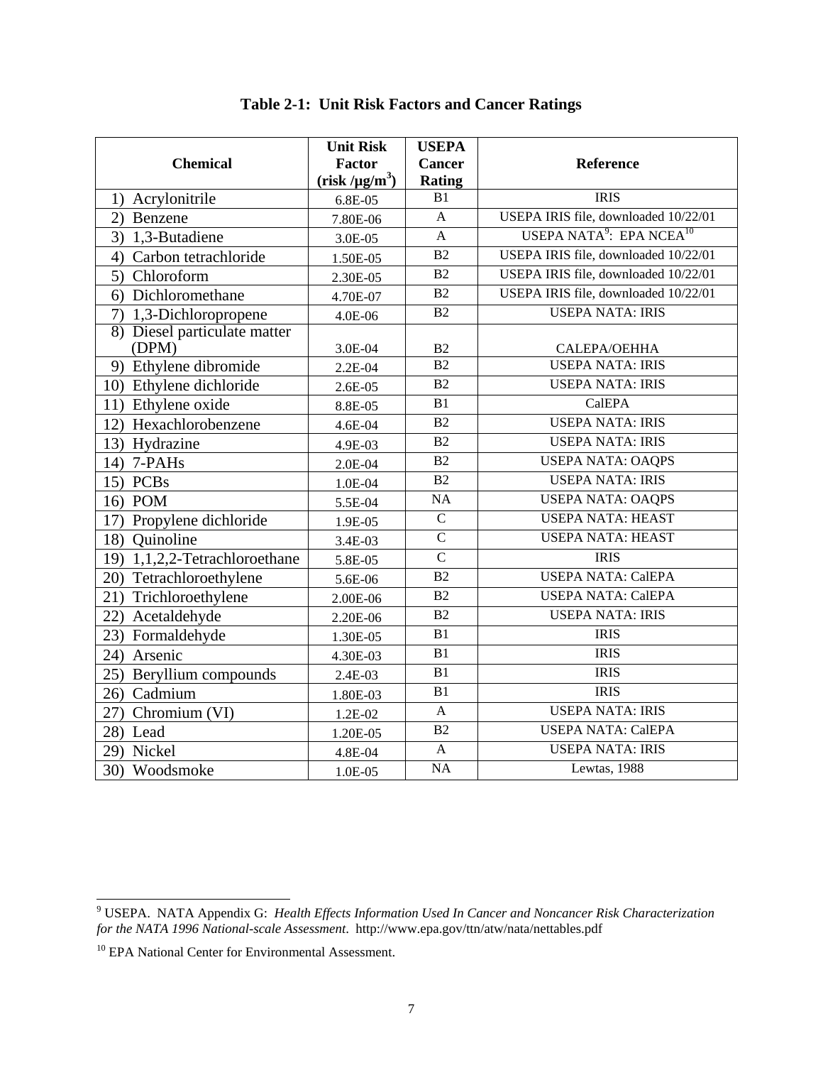**Table 2-1: Unit Risk Factors and Cancer Ratings**

| Chemical | Unit Risk Factor (risk /µg/m$^3$) | USEPA Cancer Rating | Reference |
|---|---|---|---|
| 1) Acrylonitrile | 6.8E-05 | B1 | IRIS |
| 2) Benzene | 7.80E-06 | A | USEPA IRIS file, downloaded 10/22/01 |
| 3) 1,3-Butadiene | 3.0E-05 | A | USEPA NATA[9]: EPA NCEA[10] |
| 4) Carbon tetrachloride | 1.50E-05 | B2 | USEPA IRIS file, downloaded 10/22/01 |
| 5) Chloroform | 2.30E-05 | B2 | USEPA IRIS file, downloaded 10/22/01 |
| 6) Dichloromethane | 4.70E-07 | B2 | USEPA IRIS file, downloaded 10/22/01 |
| 7) 1,3-Dichloropropene | 4.0E-06 | B2 | USEPA NATA: IRIS |
| 8) Diesel particulate matter (DPM) | 3.0E-04 | B2 | CALEPA/OEHHA |
| 9) Ethylene dibromide | 2.2E-04 | B2 | USEPA NATA: IRIS |
| 10) Ethylene dichloride | 2.6E-05 | B2 | USEPA NATA: IRIS |
| 11) Ethylene oxide | 8.8E-05 | B1 | CalEPA |
| 12) Hexachlorobenzene | 4.6E-04 | B2 | USEPA NATA: IRIS |
| 13) Hydrazine | 4.9E-03 | B2 | USEPA NATA: IRIS |
| 14) 7-PAHs | 2.0E-04 | B2 | USEPA NATA: OAQPS |
| 15) PCBs | 1.0E-04 | B2 | USEPA NATA: IRIS |
| 16) POM | 5.5E-04 | NA | USEPA NATA: OAQPS |
| 17) Propylene dichloride | 1.9E-05 | C | USEPA NATA: HEAST |
| 18) Quinoline | 3.4E-03 | C | USEPA NATA: HEAST |
| 19) 1,1,2,2-Tetrachloroethane | 5.8E-05 | C | IRIS |
| 20) Tetrachloroethylene | 5.6E-06 | B2 | USEPA NATA: CalEPA |
| 21) Trichloroethylene | 2.00E-06 | B2 | USEPA NATA: CalEPA |
| 22) Acetaldehyde | 2.20E-06 | B2 | USEPA NATA: IRIS |
| 23) Formaldehyde | 1.30E-05 | B1 | IRIS |
| 24) Arsenic | 4.30E-03 | B1 | IRIS |
| 25) Beryllium compounds | 2.4E-03 | B1 | IRIS |
| 26) Cadmium | 1.80E-03 | B1 | IRIS |
| 27) Chromium (VI) | 1.2E-02 | A | USEPA NATA: IRIS |
| 28) Lead | 1.20E-05 | B2 | USEPA NATA: CalEPA |
| 29) Nickel | 4.8E-04 | A | USEPA NATA: IRIS |
| 30) Woodsmoke | 1.0E-05 | NA | Lewtas, 1988 |

[9] USEPA. NATA Appendix G: *Health Effects Information Used In Cancer and Noncancer Risk Characterization for the NATA 1996 National-scale Assessment*. http://www.epa.gov/ttn/atw/nata/nettables.pdf

[10] EPA National Center for Environmental Assessment.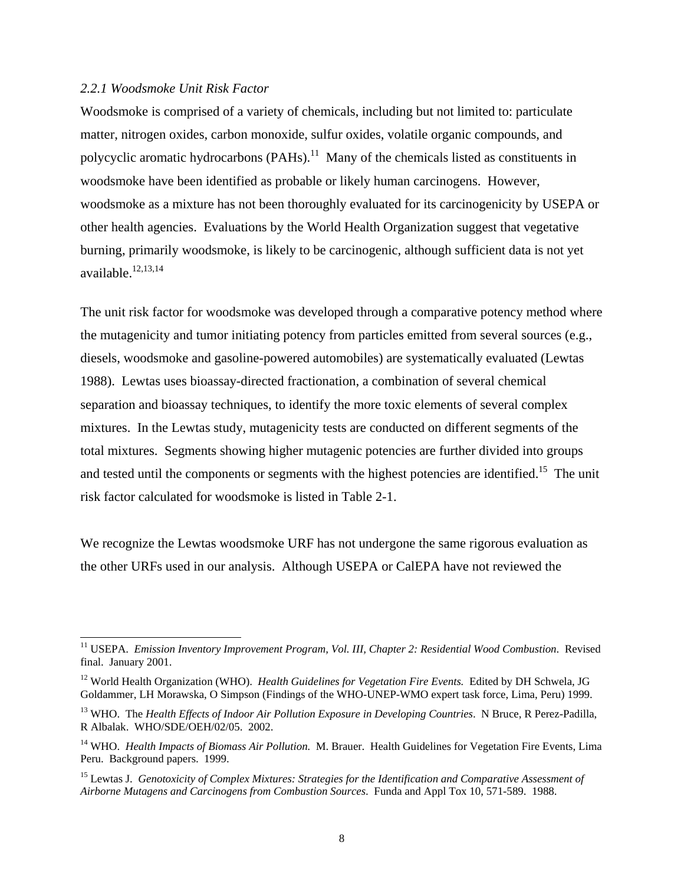### *2.2.1 Woodsmoke Unit Risk Factor*

Woodsmoke is comprised of a variety of chemicals, including but not limited to: particulate matter, nitrogen oxides, carbon monoxide, sulfur oxides, volatile organic compounds, and polycyclic aromatic hydrocarbons (PAHs).[11] Many of the chemicals listed as constituents in woodsmoke have been identified as probable or likely human carcinogens. However, woodsmoke as a mixture has not been thoroughly evaluated for its carcinogenicity by USEPA or other health agencies. Evaluations by the World Health Organization suggest that vegetative burning, primarily woodsmoke, is likely to be carcinogenic, although sufficient data is not yet available.[12,13,14]

The unit risk factor for woodsmoke was developed through a comparative potency method where the mutagenicity and tumor initiating potency from particles emitted from several sources (e.g., diesels, woodsmoke and gasoline-powered automobiles) are systematically evaluated (Lewtas 1988). Lewtas uses bioassay-directed fractionation, a combination of several chemical separation and bioassay techniques, to identify the more toxic elements of several complex mixtures. In the Lewtas study, mutagenicity tests are conducted on different segments of the total mixtures. Segments showing higher mutagenic potencies are further divided into groups and tested until the components or segments with the highest potencies are identified.[15] The unit risk factor calculated for woodsmoke is listed in Table 2-1.

We recognize the Lewtas woodsmoke URF has not undergone the same rigorous evaluation as the other URFs used in our analysis. Although USEPA or CalEPA have not reviewed the

---

[11] USEPA. *Emission Inventory Improvement Program, Vol. III, Chapter 2: Residential Wood Combustion*. Revised final. January 2001.

[12] World Health Organization (WHO). *Health Guidelines for Vegetation Fire Events.* Edited by DH Schwela, JG Goldammer, LH Morawska, O Simpson (Findings of the WHO-UNEP-WMO expert task force, Lima, Peru) 1999.

[13] WHO. The *Health Effects of Indoor Air Pollution Exposure in Developing Countries*. N Bruce, R Perez-Padilla, R Albalak. WHO/SDE/OEH/02/05. 2002.

[14] WHO. *Health Impacts of Biomass Air Pollution.* M. Brauer. Health Guidelines for Vegetation Fire Events, Lima Peru. Background papers. 1999.

[15] Lewtas J. *Genotoxicity of Complex Mixtures: Strategies for the Identification and Comparative Assessment of Airborne Mutagens and Carcinogens from Combustion Sources*. Funda and Appl Tox 10, 571-589. 1988.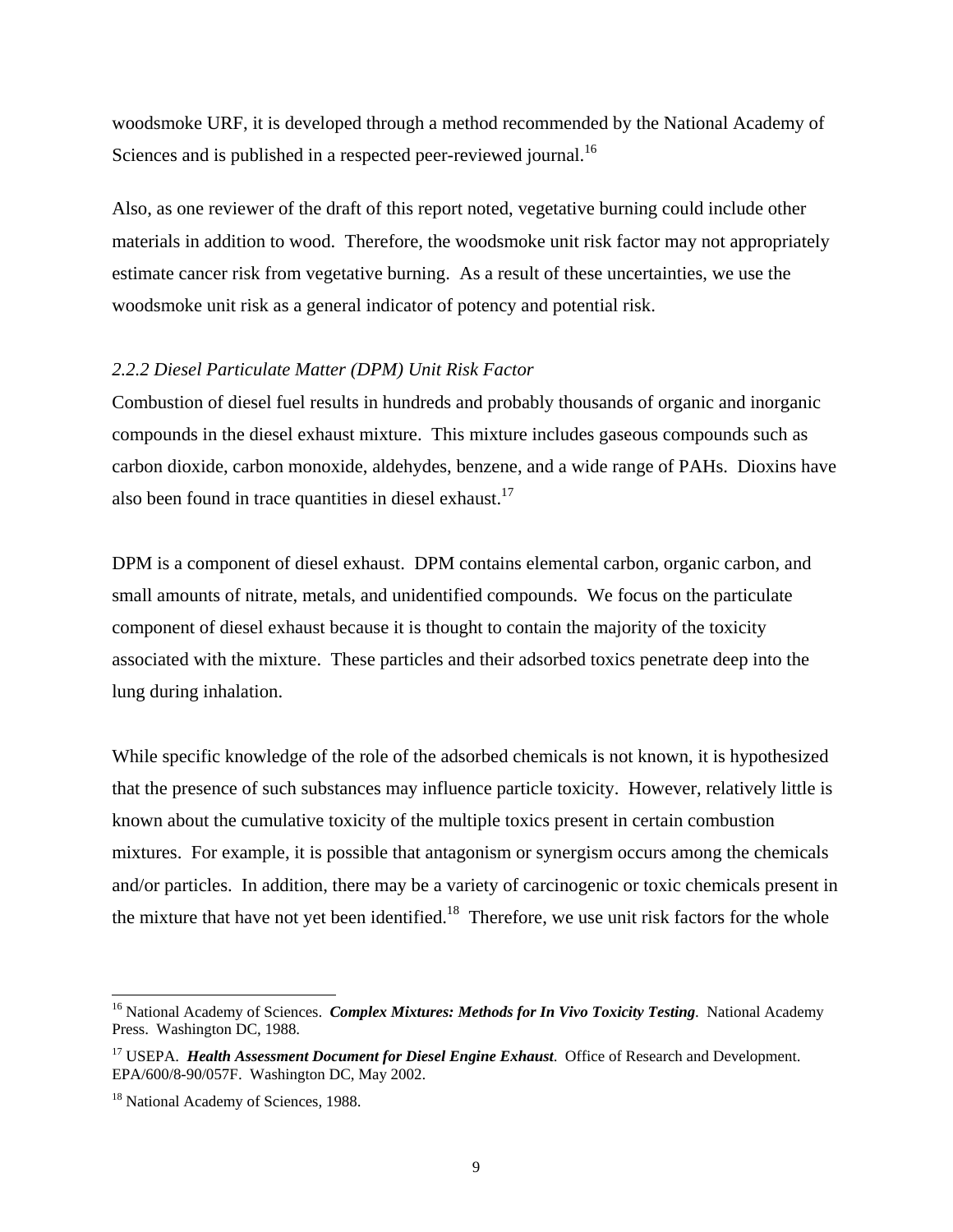woodsmoke URF, it is developed through a method recommended by the National Academy of Sciences and is published in a respected peer-reviewed journal.[16]

Also, as one reviewer of the draft of this report noted, vegetative burning could include other materials in addition to wood. Therefore, the woodsmoke unit risk factor may not appropriately estimate cancer risk from vegetative burning. As a result of these uncertainties, we use the woodsmoke unit risk as a general indicator of potency and potential risk.

### *2.2.2 Diesel Particulate Matter (DPM) Unit Risk Factor*

Combustion of diesel fuel results in hundreds and probably thousands of organic and inorganic compounds in the diesel exhaust mixture. This mixture includes gaseous compounds such as carbon dioxide, carbon monoxide, aldehydes, benzene, and a wide range of PAHs. Dioxins have also been found in trace quantities in diesel exhaust.[17]

DPM is a component of diesel exhaust. DPM contains elemental carbon, organic carbon, and small amounts of nitrate, metals, and unidentified compounds. We focus on the particulate component of diesel exhaust because it is thought to contain the majority of the toxicity associated with the mixture. These particles and their adsorbed toxics penetrate deep into the lung during inhalation.

While specific knowledge of the role of the adsorbed chemicals is not known, it is hypothesized that the presence of such substances may influence particle toxicity. However, relatively little is known about the cumulative toxicity of the multiple toxics present in certain combustion mixtures. For example, it is possible that antagonism or synergism occurs among the chemicals and/or particles. In addition, there may be a variety of carcinogenic or toxic chemicals present in the mixture that have not yet been identified.[18] Therefore, we use unit risk factors for the whole

---

[16] National Academy of Sciences. ***Complex Mixtures: Methods for In Vivo Toxicity Testing***. National Academy Press. Washington DC, 1988.

[17] USEPA. ***Health Assessment Document for Diesel Engine Exhaust***. Office of Research and Development. EPA/600/8-90/057F. Washington DC, May 2002.

[18] National Academy of Sciences, 1988.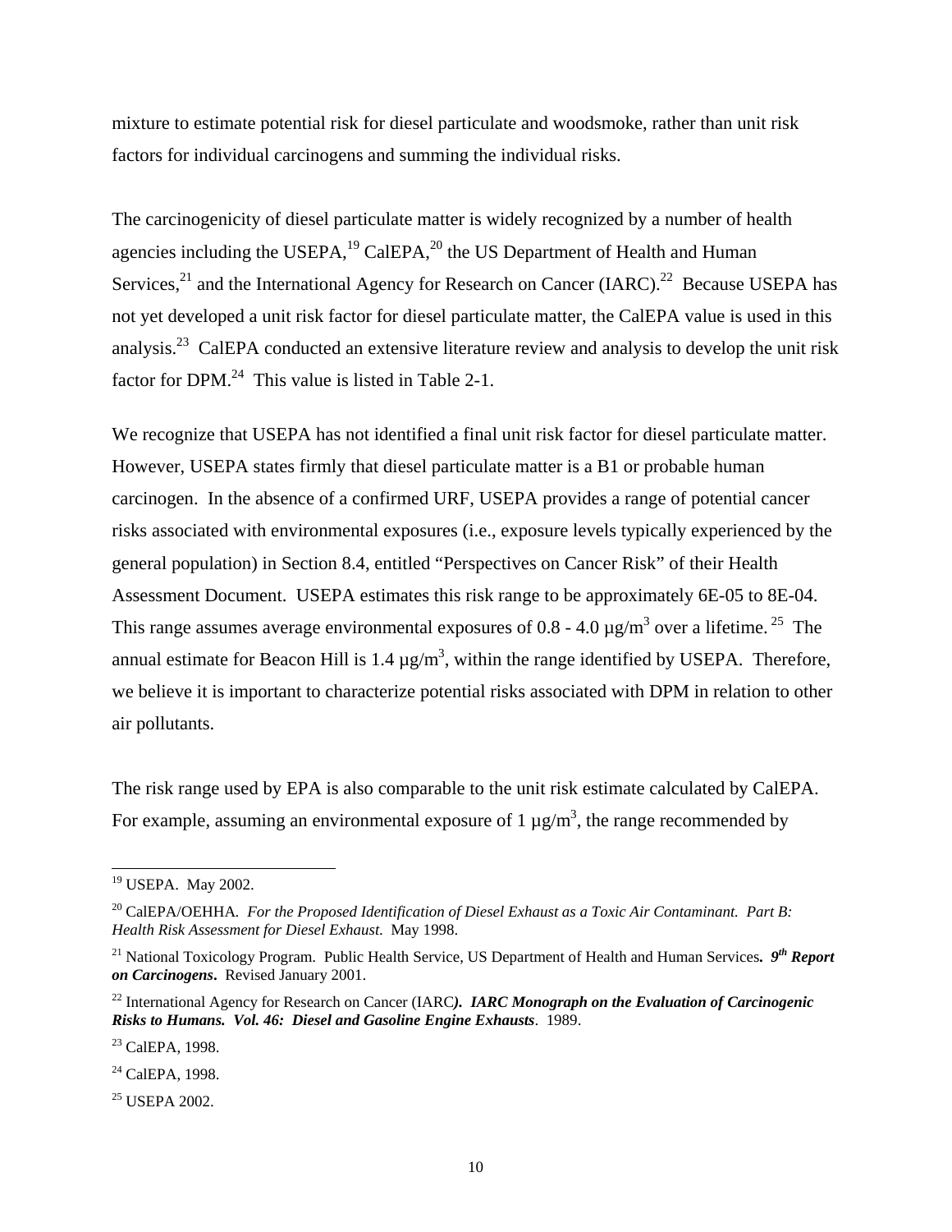mixture to estimate potential risk for diesel particulate and woodsmoke, rather than unit risk factors for individual carcinogens and summing the individual risks.

The carcinogenicity of diesel particulate matter is widely recognized by a number of health agencies including the USEPA,[19] CalEPA,[20] the US Department of Health and Human Services,[21] and the International Agency for Research on Cancer (IARC).[22] Because USEPA has not yet developed a unit risk factor for diesel particulate matter, the CalEPA value is used in this analysis.[23] CalEPA conducted an extensive literature review and analysis to develop the unit risk factor for DPM.[24] This value is listed in Table 2-1.

We recognize that USEPA has not identified a final unit risk factor for diesel particulate matter. However, USEPA states firmly that diesel particulate matter is a B1 or probable human carcinogen. In the absence of a confirmed URF, USEPA provides a range of potential cancer risks associated with environmental exposures (i.e., exposure levels typically experienced by the general population) in Section 8.4, entitled "Perspectives on Cancer Risk" of their Health Assessment Document. USEPA estimates this risk range to be approximately 6E-05 to 8E-04. This range assumes average environmental exposures of 0.8 - 4.0 $\mu g/m^3$ over a lifetime.[25] The annual estimate for Beacon Hill is 1.4 $\mu g/m^3$, within the range identified by USEPA. Therefore, we believe it is important to characterize potential risks associated with DPM in relation to other air pollutants.

The risk range used by EPA is also comparable to the unit risk estimate calculated by CalEPA. For example, assuming an environmental exposure of 1 $\mu g/m^3$, the range recommended by

---

[19] USEPA. May 2002.

[20] CalEPA/OEHHA. *For the Proposed Identification of Diesel Exhaust as a Toxic Air Contaminant. Part B: Health Risk Assessment for Diesel Exhaust.* May 1998.

[21] National Toxicology Program. Public Health Service, US Department of Health and Human Services**. *9th Report on Carcinogens*.** Revised January 2001.

[22] International Agency for Research on Cancer (IARC***). IARC Monograph on the Evaluation of Carcinogenic Risks to Humans. Vol. 46: Diesel and Gasoline Engine Exhausts***. 1989.

[23] CalEPA, 1998.

[24] CalEPA, 1998.

[25] USEPA 2002.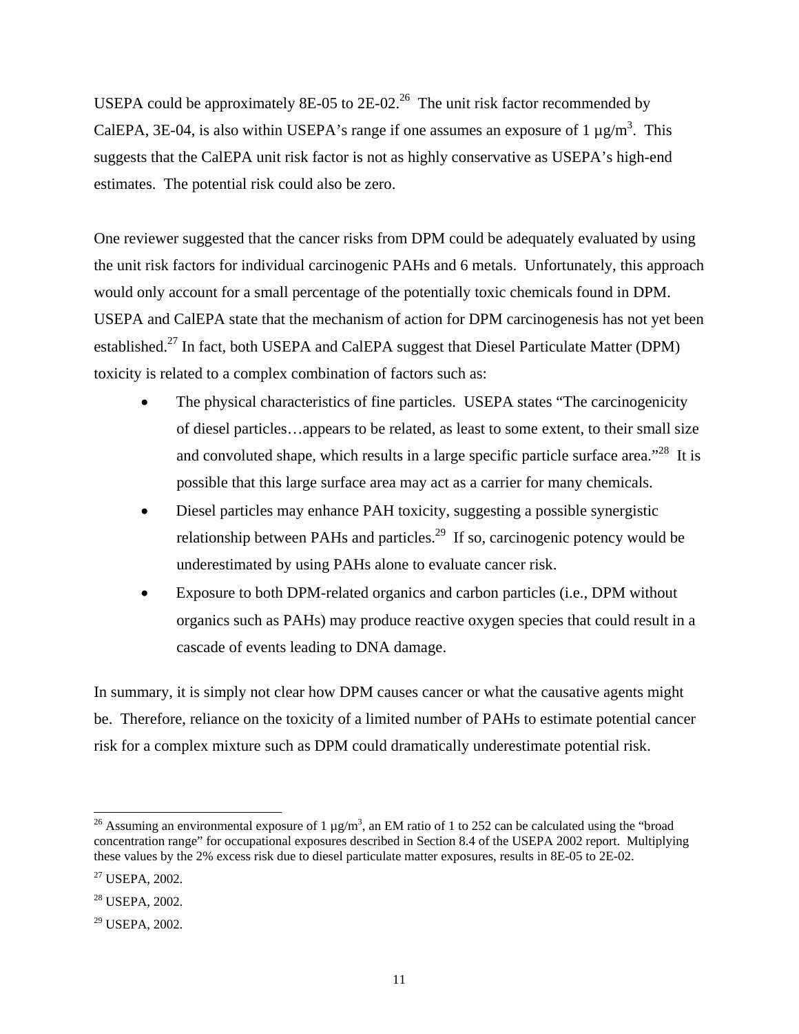USEPA could be approximately 8E-05 to 2E-02.[26] The unit risk factor recommended by CalEPA, 3E-04, is also within USEPA's range if one assumes an exposure of 1 µg/m$^3$. This suggests that the CalEPA unit risk factor is not as highly conservative as USEPA's high-end estimates. The potential risk could also be zero.

One reviewer suggested that the cancer risks from DPM could be adequately evaluated by using the unit risk factors for individual carcinogenic PAHs and 6 metals. Unfortunately, this approach would only account for a small percentage of the potentially toxic chemicals found in DPM. USEPA and CalEPA state that the mechanism of action for DPM carcinogenesis has not yet been established.[27] In fact, both USEPA and CalEPA suggest that Diesel Particulate Matter (DPM) toxicity is related to a complex combination of factors such as:

- The physical characteristics of fine particles. USEPA states "The carcinogenicity of diesel particles…appears to be related, as least to some extent, to their small size and convoluted shape, which results in a large specific particle surface area."[28] It is possible that this large surface area may act as a carrier for many chemicals.
- Diesel particles may enhance PAH toxicity, suggesting a possible synergistic relationship between PAHs and particles.[29] If so, carcinogenic potency would be underestimated by using PAHs alone to evaluate cancer risk.
- Exposure to both DPM-related organics and carbon particles (i.e., DPM without organics such as PAHs) may produce reactive oxygen species that could result in a cascade of events leading to DNA damage.

In summary, it is simply not clear how DPM causes cancer or what the causative agents might be. Therefore, reliance on the toxicity of a limited number of PAHs to estimate potential cancer risk for a complex mixture such as DPM could dramatically underestimate potential risk.

---

[26] Assuming an environmental exposure of 1 µg/m$^3$, an EM ratio of 1 to 252 can be calculated using the "broad concentration range" for occupational exposures described in Section 8.4 of the USEPA 2002 report. Multiplying these values by the 2% excess risk due to diesel particulate matter exposures, results in 8E-05 to 2E-02.

[27] USEPA, 2002.

[28] USEPA, 2002.

[29] USEPA, 2002.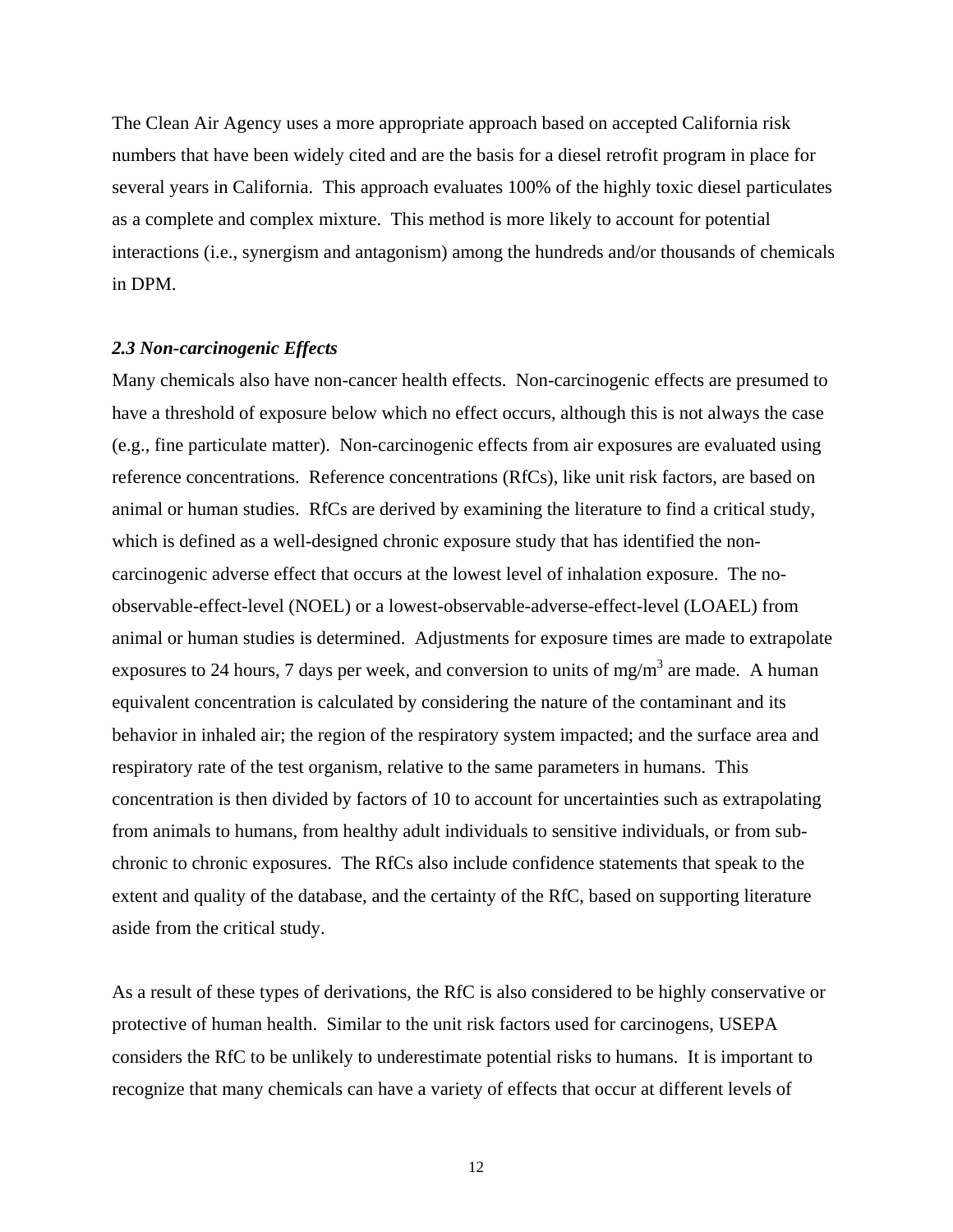The Clean Air Agency uses a more appropriate approach based on accepted California risk numbers that have been widely cited and are the basis for a diesel retrofit program in place for several years in California. This approach evaluates 100% of the highly toxic diesel particulates as a complete and complex mixture. This method is more likely to account for potential interactions (i.e., synergism and antagonism) among the hundreds and/or thousands of chemicals in DPM.

### *2.3 Non-carcinogenic Effects*

Many chemicals also have non-cancer health effects. Non-carcinogenic effects are presumed to have a threshold of exposure below which no effect occurs, although this is not always the case (e.g., fine particulate matter). Non-carcinogenic effects from air exposures are evaluated using reference concentrations. Reference concentrations (RfCs), like unit risk factors, are based on animal or human studies. RfCs are derived by examining the literature to find a critical study, which is defined as a well-designed chronic exposure study that has identified the non-carcinogenic adverse effect that occurs at the lowest level of inhalation exposure. The no-observable-effect-level (NOEL) or a lowest-observable-adverse-effect-level (LOAEL) from animal or human studies is determined. Adjustments for exposure times are made to extrapolate exposures to 24 hours, 7 days per week, and conversion to units of $mg/m^3$ are made. A human equivalent concentration is calculated by considering the nature of the contaminant and its behavior in inhaled air; the region of the respiratory system impacted; and the surface area and respiratory rate of the test organism, relative to the same parameters in humans. This concentration is then divided by factors of 10 to account for uncertainties such as extrapolating from animals to humans, from healthy adult individuals to sensitive individuals, or from sub-chronic to chronic exposures. The RfCs also include confidence statements that speak to the extent and quality of the database, and the certainty of the RfC, based on supporting literature aside from the critical study.

As a result of these types of derivations, the RfC is also considered to be highly conservative or protective of human health. Similar to the unit risk factors used for carcinogens, USEPA considers the RfC to be unlikely to underestimate potential risks to humans. It is important to recognize that many chemicals can have a variety of effects that occur at different levels of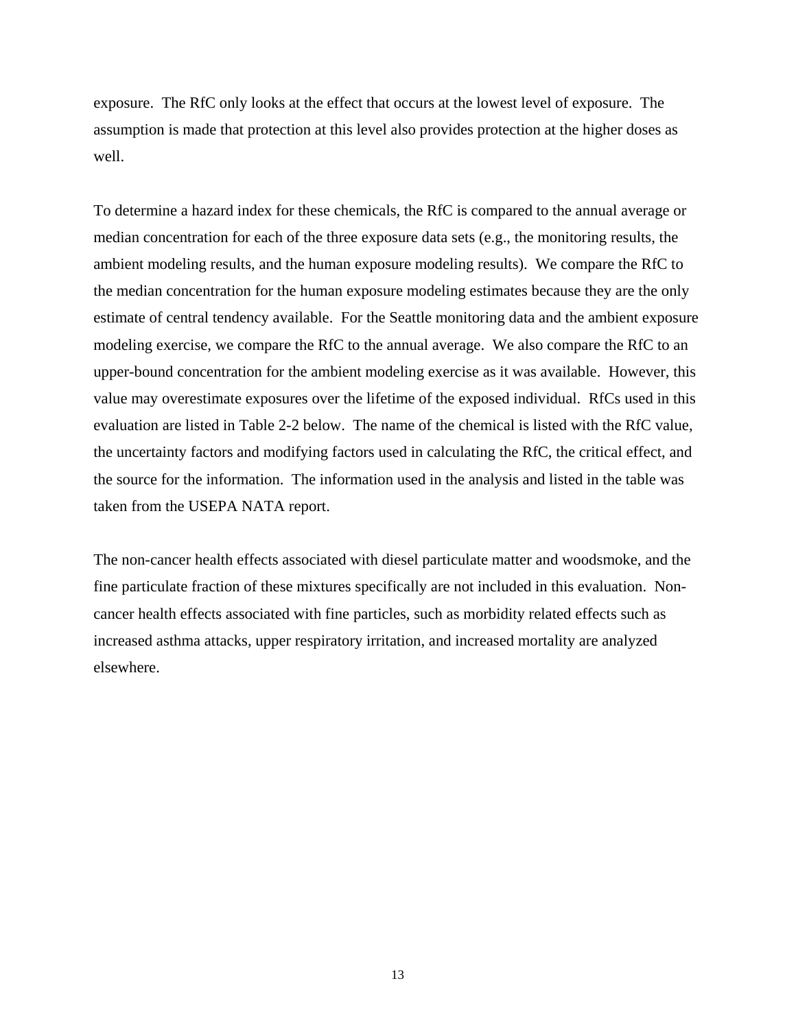exposure. The RfC only looks at the effect that occurs at the lowest level of exposure. The assumption is made that protection at this level also provides protection at the higher doses as well.

To determine a hazard index for these chemicals, the RfC is compared to the annual average or median concentration for each of the three exposure data sets (e.g., the monitoring results, the ambient modeling results, and the human exposure modeling results). We compare the RfC to the median concentration for the human exposure modeling estimates because they are the only estimate of central tendency available. For the Seattle monitoring data and the ambient exposure modeling exercise, we compare the RfC to the annual average. We also compare the RfC to an upper-bound concentration for the ambient modeling exercise as it was available. However, this value may overestimate exposures over the lifetime of the exposed individual. RfCs used in this evaluation are listed in Table 2-2 below. The name of the chemical is listed with the RfC value, the uncertainty factors and modifying factors used in calculating the RfC, the critical effect, and the source for the information. The information used in the analysis and listed in the table was taken from the USEPA NATA report.

The non-cancer health effects associated with diesel particulate matter and woodsmoke, and the fine particulate fraction of these mixtures specifically are not included in this evaluation. Non-cancer health effects associated with fine particles, such as morbidity related effects such as increased asthma attacks, upper respiratory irritation, and increased mortality are analyzed elsewhere.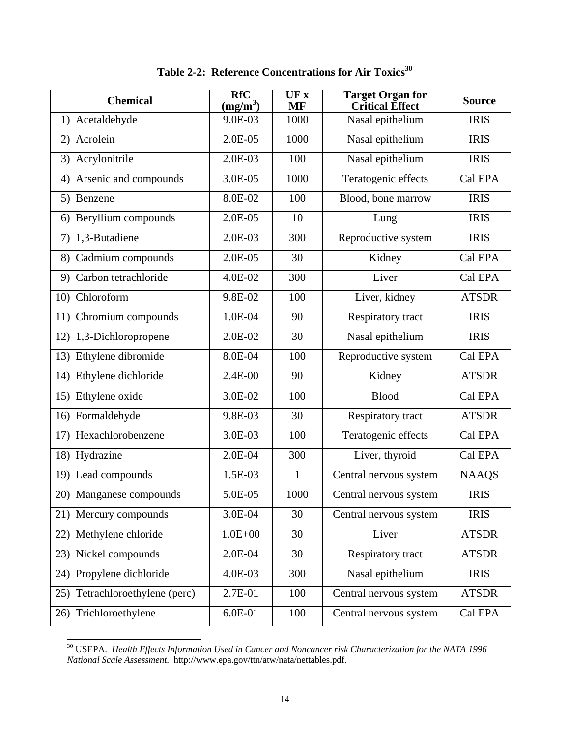**Table 2-2: Reference Concentrations for Air Toxics[30]**

| Chemical | RfC ($mg/m^3$) | UF x MF | Target Organ for Critical Effect | Source |
|---|---|---|---|---|
| 1) Acetaldehyde | 9.0E-03 | 1000 | Nasal epithelium | IRIS |
| 2) Acrolein | 2.0E-05 | 1000 | Nasal epithelium | IRIS |
| 3) Acrylonitrile | 2.0E-03 | 100 | Nasal epithelium | IRIS |
| 4) Arsenic and compounds | 3.0E-05 | 1000 | Teratogenic effects | Cal EPA |
| 5) Benzene | 8.0E-02 | 100 | Blood, bone marrow | IRIS |
| 6) Beryllium compounds | 2.0E-05 | 10 | Lung | IRIS |
| 7) 1,3-Butadiene | 2.0E-03 | 300 | Reproductive system | IRIS |
| 8) Cadmium compounds | 2.0E-05 | 30 | Kidney | Cal EPA |
| 9) Carbon tetrachloride | 4.0E-02 | 300 | Liver | Cal EPA |
| 10) Chloroform | 9.8E-02 | 100 | Liver, kidney | ATSDR |
| 11) Chromium compounds | 1.0E-04 | 90 | Respiratory tract | IRIS |
| 12) 1,3-Dichloropropene | 2.0E-02 | 30 | Nasal epithelium | IRIS |
| 13) Ethylene dibromide | 8.0E-04 | 100 | Reproductive system | Cal EPA |
| 14) Ethylene dichloride | 2.4E-00 | 90 | Kidney | ATSDR |
| 15) Ethylene oxide | 3.0E-02 | 100 | Blood | Cal EPA |
| 16) Formaldehyde | 9.8E-03 | 30 | Respiratory tract | ATSDR |
| 17) Hexachlorobenzene | 3.0E-03 | 100 | Teratogenic effects | Cal EPA |
| 18) Hydrazine | 2.0E-04 | 300 | Liver, thyroid | Cal EPA |
| 19) Lead compounds | 1.5E-03 | 1 | Central nervous system | NAAQS |
| 20) Manganese compounds | 5.0E-05 | 1000 | Central nervous system | IRIS |
| 21) Mercury compounds | 3.0E-04 | 30 | Central nervous system | IRIS |
| 22) Methylene chloride | 1.0E+00 | 30 | Liver | ATSDR |
| 23) Nickel compounds | 2.0E-04 | 30 | Respiratory tract | ATSDR |
| 24) Propylene dichloride | 4.0E-03 | 300 | Nasal epithelium | IRIS |
| 25) Tetrachloroethylene (perc) | 2.7E-01 | 100 | Central nervous system | ATSDR |
| 26) Trichloroethylene | 6.0E-01 | 100 | Central nervous system | Cal EPA |

[30] USEPA. *Health Effects Information Used in Cancer and Noncancer risk Characterization for the NATA 1996 National Scale Assessment.* http://www.epa.gov/ttn/atw/nata/nettables.pdf.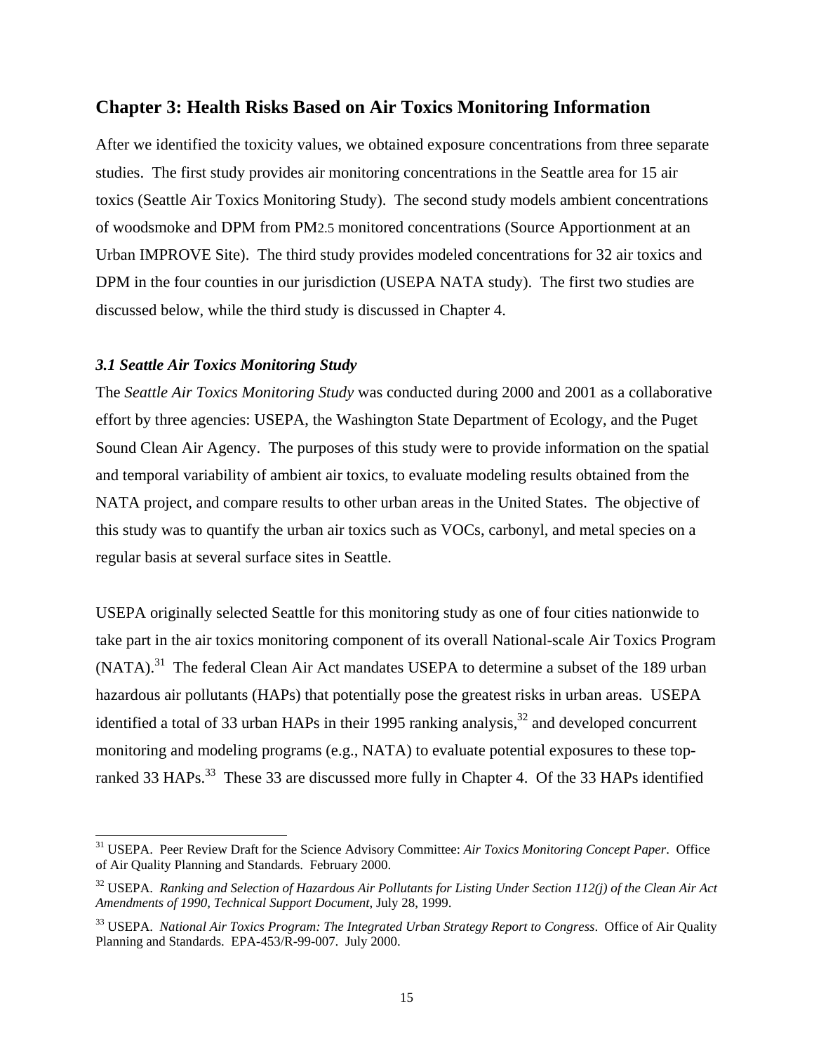## Chapter 3: Health Risks Based on Air Toxics Monitoring Information

After we identified the toxicity values, we obtained exposure concentrations from three separate studies. The first study provides air monitoring concentrations in the Seattle area for 15 air toxics (Seattle Air Toxics Monitoring Study). The second study models ambient concentrations of woodsmoke and DPM from $PM_{2.5}$ monitored concentrations (Source Apportionment at an Urban IMPROVE Site). The third study provides modeled concentrations for 32 air toxics and DPM in the four counties in our jurisdiction (USEPA NATA study). The first two studies are discussed below, while the third study is discussed in Chapter 4.

### *3.1 Seattle Air Toxics Monitoring Study*

The *Seattle Air Toxics Monitoring Study* was conducted during 2000 and 2001 as a collaborative effort by three agencies: USEPA, the Washington State Department of Ecology, and the Puget Sound Clean Air Agency. The purposes of this study were to provide information on the spatial and temporal variability of ambient air toxics, to evaluate modeling results obtained from the NATA project, and compare results to other urban areas in the United States. The objective of this study was to quantify the urban air toxics such as VOCs, carbonyl, and metal species on a regular basis at several surface sites in Seattle.

USEPA originally selected Seattle for this monitoring study as one of four cities nationwide to take part in the air toxics monitoring component of its overall National-scale Air Toxics Program (NATA).[31] The federal Clean Air Act mandates USEPA to determine a subset of the 189 urban hazardous air pollutants (HAPs) that potentially pose the greatest risks in urban areas. USEPA identified a total of 33 urban HAPs in their 1995 ranking analysis,[32] and developed concurrent monitoring and modeling programs (e.g., NATA) to evaluate potential exposures to these top-ranked 33 HAPs.[33] These 33 are discussed more fully in Chapter 4. Of the 33 HAPs identified

---

[31] USEPA. Peer Review Draft for the Science Advisory Committee: *Air Toxics Monitoring Concept Paper*. Office of Air Quality Planning and Standards. February 2000.

[32] USEPA. *Ranking and Selection of Hazardous Air Pollutants for Listing Under Section 112(j) of the Clean Air Act Amendments of 1990, Technical Support Document*, July 28, 1999.

[33] USEPA. *National Air Toxics Program: The Integrated Urban Strategy Report to Congress*. Office of Air Quality Planning and Standards. EPA-453/R-99-007. July 2000.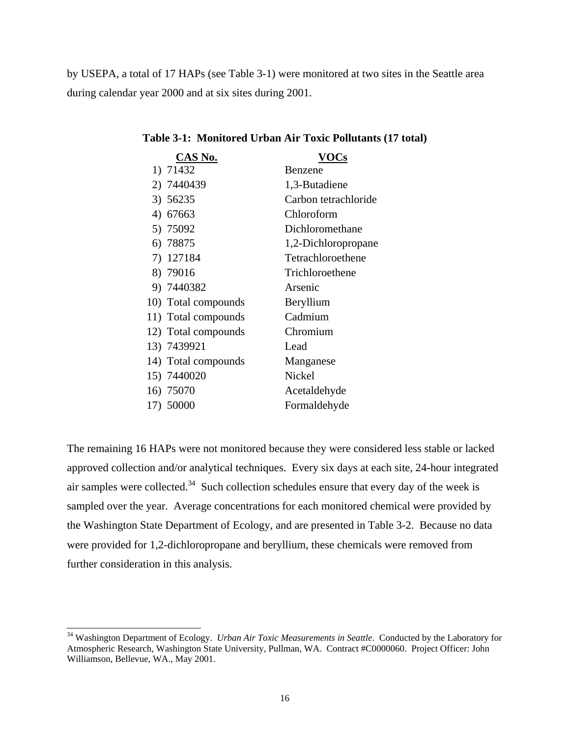by USEPA, a total of 17 HAPs (see Table 3-1) were monitored at two sites in the Seattle area during calendar year 2000 and at six sites during 2001.

**Table 3-1: Monitored Urban Air Toxic Pollutants (17 total)**

| CAS No. | VOCs |
|---|---|
| 1) 71432 | Benzene |
| 2) 7440439 | 1,3-Butadiene |
| 3) 56235 | Carbon tetrachloride |
| 4) 67663 | Chloroform |
| 5) 75092 | Dichloromethane |
| 6) 78875 | 1,2-Dichloropropane |
| 7) 127184 | Tetrachloroethene |
| 8) 79016 | Trichloroethene |
| 9) 7440382 | Arsenic |
| 10) Total compounds | Beryllium |
| 11) Total compounds | Cadmium |
| 12) Total compounds | Chromium |
| 13) 7439921 | Lead |
| 14) Total compounds | Manganese |
| 15) 7440020 | Nickel |
| 16) 75070 | Acetaldehyde |
| 17) 50000 | Formaldehyde |

The remaining 16 HAPs were not monitored because they were considered less stable or lacked approved collection and/or analytical techniques. Every six days at each site, 24-hour integrated air samples were collected.[34] Such collection schedules ensure that every day of the week is sampled over the year. Average concentrations for each monitored chemical were provided by the Washington State Department of Ecology, and are presented in Table 3-2. Because no data were provided for 1,2-dichloropropane and beryllium, these chemicals were removed from further consideration in this analysis.

[34] Washington Department of Ecology. *Urban Air Toxic Measurements in Seattle*. Conducted by the Laboratory for Atmospheric Research, Washington State University, Pullman, WA. Contract #C0000060. Project Officer: John Williamson, Bellevue, WA., May 2001.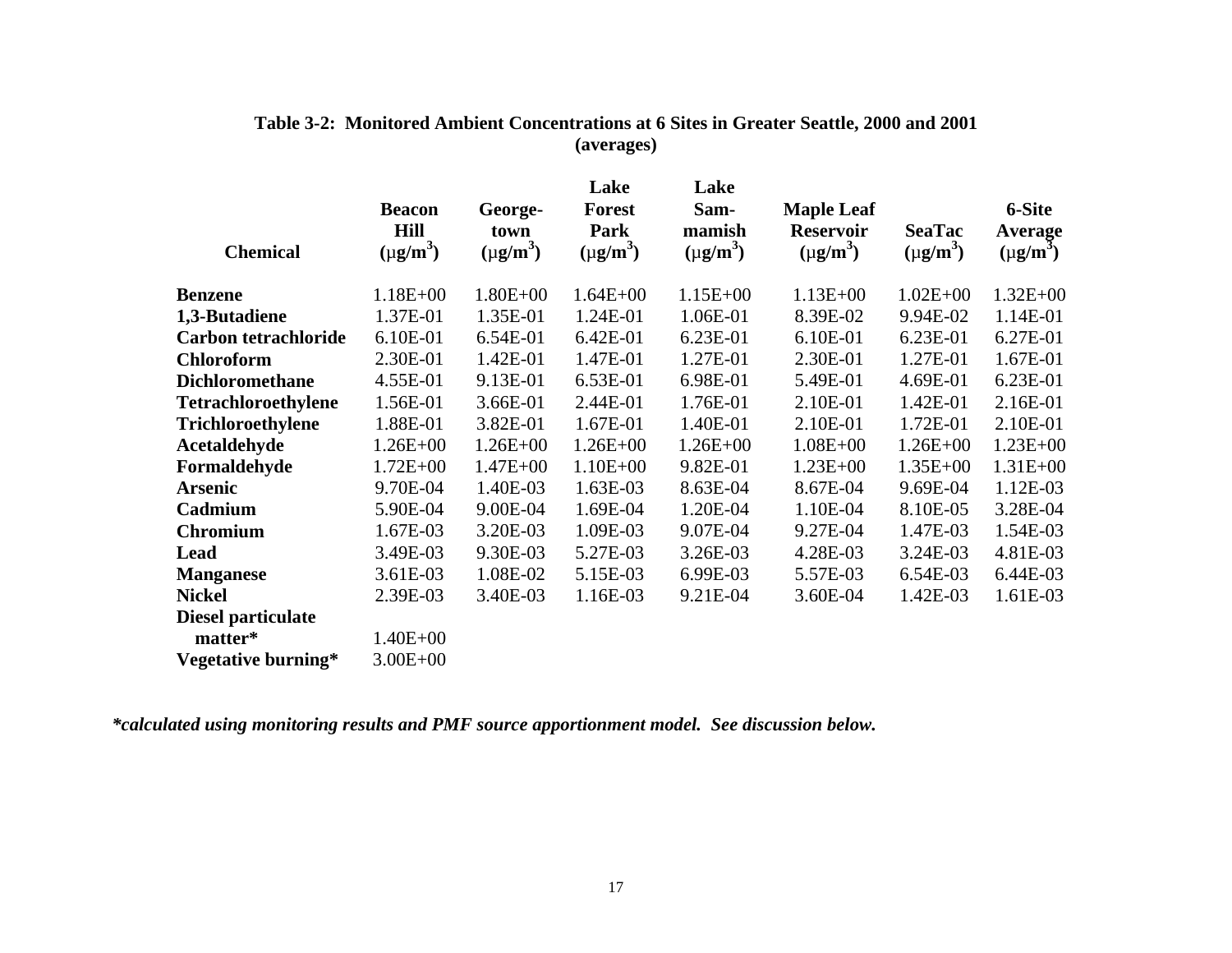**Table 3-2: Monitored Ambient Concentrations at 6 Sites in Greater Seattle, 2000 and 2001 (averages)**

| Chemical | Beacon Hill (μg/m$^3$) | George-town (μg/m$^3$) | Lake Forest Park (μg/m$^3$) | Lake Sam-mamish (μg/m$^3$) | Maple Leaf Reservoir (μg/m$^3$) | SeaTac (μg/m$^3$) | 6-Site Average (μg/m$^3$) |
|---|---|---|---|---|---|---|---|
| **Benzene** | 1.18E+00 | 1.80E+00 | 1.64E+00 | 1.15E+00 | 1.13E+00 | 1.02E+00 | 1.32E+00 |
| **1,3-Butadiene** | 1.37E-01 | 1.35E-01 | 1.24E-01 | 1.06E-01 | 8.39E-02 | 9.94E-02 | 1.14E-01 |
| **Carbon tetrachloride** | 6.10E-01 | 6.54E-01 | 6.42E-01 | 6.23E-01 | 6.10E-01 | 6.23E-01 | 6.27E-01 |
| **Chloroform** | 2.30E-01 | 1.42E-01 | 1.47E-01 | 1.27E-01 | 2.30E-01 | 1.27E-01 | 1.67E-01 |
| **Dichloromethane** | 4.55E-01 | 9.13E-01 | 6.53E-01 | 6.98E-01 | 5.49E-01 | 4.69E-01 | 6.23E-01 |
| **Tetrachloroethylene** | 1.56E-01 | 3.66E-01 | 2.44E-01 | 1.76E-01 | 2.10E-01 | 1.42E-01 | 2.16E-01 |
| **Trichloroethylene** | 1.88E-01 | 3.82E-01 | 1.67E-01 | 1.40E-01 | 2.10E-01 | 1.72E-01 | 2.10E-01 |
| **Acetaldehyde** | 1.26E+00 | 1.26E+00 | 1.26E+00 | 1.26E+00 | 1.08E+00 | 1.26E+00 | 1.23E+00 |
| **Formaldehyde** | 1.72E+00 | 1.47E+00 | 1.10E+00 | 9.82E-01 | 1.23E+00 | 1.35E+00 | 1.31E+00 |
| **Arsenic** | 9.70E-04 | 1.40E-03 | 1.63E-03 | 8.63E-04 | 8.67E-04 | 9.69E-04 | 1.12E-03 |
| **Cadmium** | 5.90E-04 | 9.00E-04 | 1.69E-04 | 1.20E-04 | 1.10E-04 | 8.10E-05 | 3.28E-04 |
| **Chromium** | 1.67E-03 | 3.20E-03 | 1.09E-03 | 9.07E-04 | 9.27E-04 | 1.47E-03 | 1.54E-03 |
| **Lead** | 3.49E-03 | 9.30E-03 | 5.27E-03 | 3.26E-03 | 4.28E-03 | 3.24E-03 | 4.81E-03 |
| **Manganese** | 3.61E-03 | 1.08E-02 | 5.15E-03 | 6.99E-03 | 5.57E-03 | 6.54E-03 | 6.44E-03 |
| **Nickel** | 2.39E-03 | 3.40E-03 | 1.16E-03 | 9.21E-04 | 3.60E-04 | 1.42E-03 | 1.61E-03 |
| **Diesel particulate matter*** | 1.40E+00 | | | | | | |
| **Vegetative burning*** | 3.00E+00 | | | | | | |

***calculated using monitoring results and PMF source apportionment model. See discussion below.***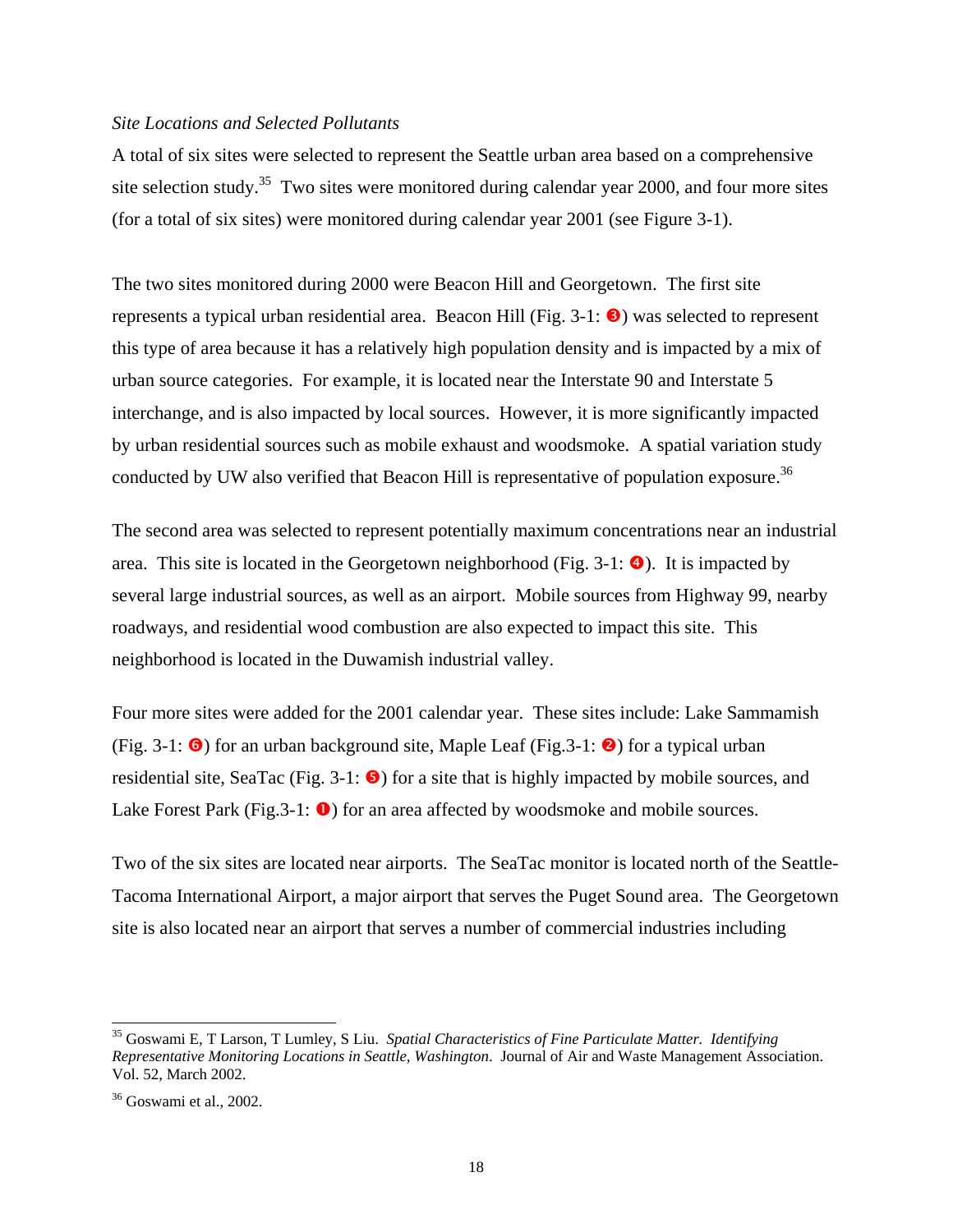*Site Locations and Selected Pollutants*

A total of six sites were selected to represent the Seattle urban area based on a comprehensive site selection study.[35] Two sites were monitored during calendar year 2000, and four more sites (for a total of six sites) were monitored during calendar year 2001 (see Figure 3-1).

The two sites monitored during 2000 were Beacon Hill and Georgetown. The first site represents a typical urban residential area. Beacon Hill (Fig. 3-1: ❸) was selected to represent this type of area because it has a relatively high population density and is impacted by a mix of urban source categories. For example, it is located near the Interstate 90 and Interstate 5 interchange, and is also impacted by local sources. However, it is more significantly impacted by urban residential sources such as mobile exhaust and woodsmoke. A spatial variation study conducted by UW also verified that Beacon Hill is representative of population exposure.[36]

The second area was selected to represent potentially maximum concentrations near an industrial area. This site is located in the Georgetown neighborhood (Fig. 3-1: ❹). It is impacted by several large industrial sources, as well as an airport. Mobile sources from Highway 99, nearby roadways, and residential wood combustion are also expected to impact this site. This neighborhood is located in the Duwamish industrial valley.

Four more sites were added for the 2001 calendar year. These sites include: Lake Sammamish (Fig. 3-1: ❻) for an urban background site, Maple Leaf (Fig.3-1: ❷) for a typical urban residential site, SeaTac (Fig. 3-1: ❺) for a site that is highly impacted by mobile sources, and Lake Forest Park (Fig.3-1: ❶) for an area affected by woodsmoke and mobile sources.

Two of the six sites are located near airports. The SeaTac monitor is located north of the Seattle-Tacoma International Airport, a major airport that serves the Puget Sound area. The Georgetown site is also located near an airport that serves a number of commercial industries including

---

[35] Goswami E, T Larson, T Lumley, S Liu. *Spatial Characteristics of Fine Particulate Matter. Identifying Representative Monitoring Locations in Seattle, Washington*. Journal of Air and Waste Management Association. Vol. 52, March 2002.

[36] Goswami et al., 2002.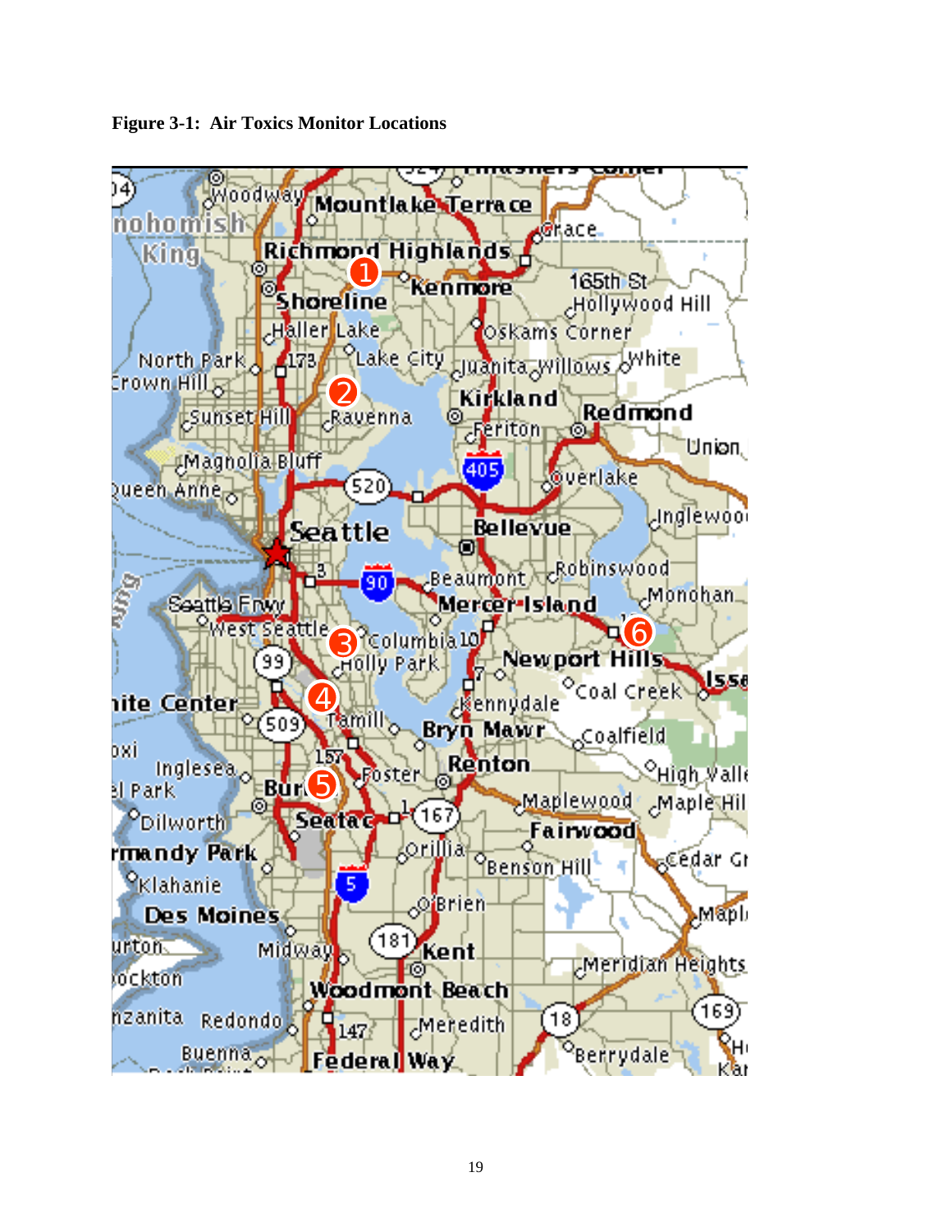**Figure 3-1: Air Toxics Monitor Locations**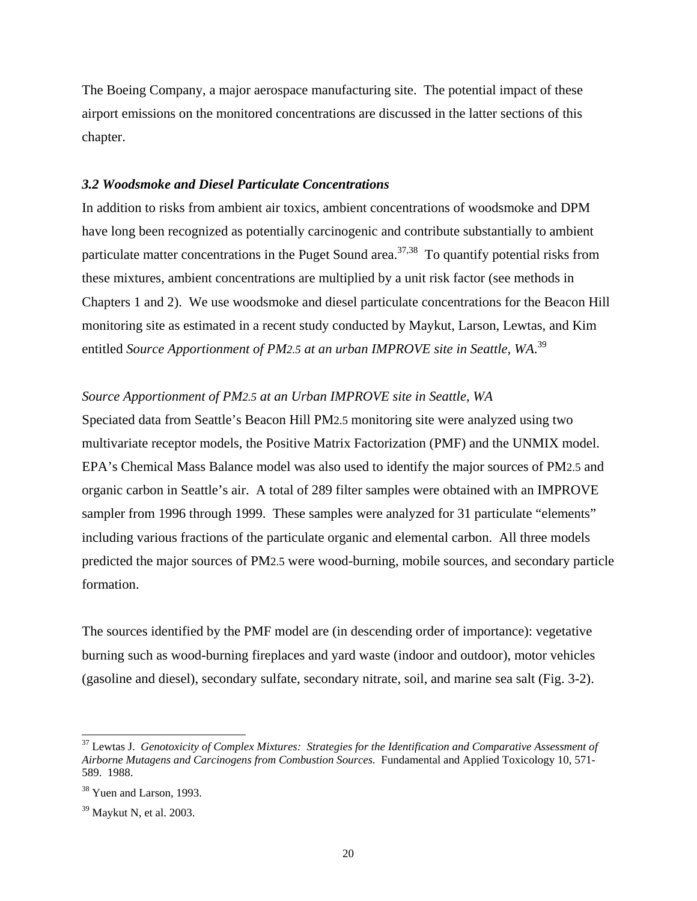The Boeing Company, a major aerospace manufacturing site. The potential impact of these airport emissions on the monitored concentrations are discussed in the latter sections of this chapter.

### *3.2 Woodsmoke and Diesel Particulate Concentrations*

In addition to risks from ambient air toxics, ambient concentrations of woodsmoke and DPM have long been recognized as potentially carcinogenic and contribute substantially to ambient particulate matter concentrations in the Puget Sound area.[37,38] To quantify potential risks from these mixtures, ambient concentrations are multiplied by a unit risk factor (see methods in Chapters 1 and 2). We use woodsmoke and diesel particulate concentrations for the Beacon Hill monitoring site as estimated in a recent study conducted by Maykut, Larson, Lewtas, and Kim entitled *Source Apportionment of PM2.5 at an urban IMPROVE site in Seattle, WA.*[39]

*Source Apportionment of PM2.5 at an Urban IMPROVE site in Seattle, WA*

Speciated data from Seattle's Beacon Hill PM2.5 monitoring site were analyzed using two multivariate receptor models, the Positive Matrix Factorization (PMF) and the UNMIX model. EPA's Chemical Mass Balance model was also used to identify the major sources of PM2.5 and organic carbon in Seattle's air. A total of 289 filter samples were obtained with an IMPROVE sampler from 1996 through 1999. These samples were analyzed for 31 particulate "elements" including various fractions of the particulate organic and elemental carbon. All three models predicted the major sources of PM2.5 were wood-burning, mobile sources, and secondary particle formation.

The sources identified by the PMF model are (in descending order of importance): vegetative burning such as wood-burning fireplaces and yard waste (indoor and outdoor), motor vehicles (gasoline and diesel), secondary sulfate, secondary nitrate, soil, and marine sea salt (Fig. 3-2).

---

[37] Lewtas J. *Genotoxicity of Complex Mixtures: Strategies for the Identification and Comparative Assessment of Airborne Mutagens and Carcinogens from Combustion Sources.* Fundamental and Applied Toxicology 10, 571-589. 1988.

[38] Yuen and Larson, 1993.

[39] Maykut N, et al. 2003.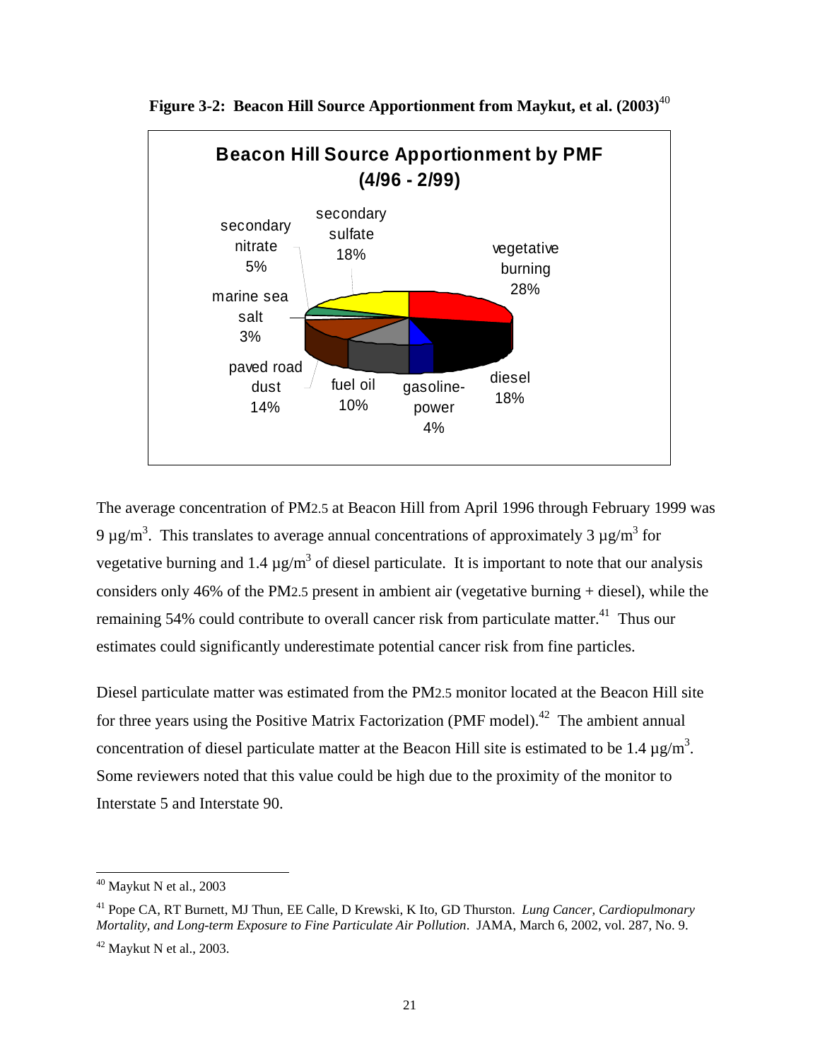**Figure 3-2: Beacon Hill Source Apportionment from Maykut, et al. (2003)**[40]

**Beacon Hill Source Apportionment by PMF (4/96 - 2/99)**

| Source | Percentage |
| --- | --- |
| vegetative burning | 28% |
| diesel | 18% |
| gasoline-power | 4% |
| fuel oil | 10% |
| paved road dust | 14% |
| marine sea salt | 3% |
| secondary nitrate | 5% |
| secondary sulfate | 18% |

The average concentration of PM2.5 at Beacon Hill from April 1996 through February 1999 was 9 $\mu g/m^3$. This translates to average annual concentrations of approximately 3 $\mu g/m^3$ for vegetative burning and 1.4 $\mu g/m^3$ of diesel particulate. It is important to note that our analysis considers only 46% of the PM2.5 present in ambient air (vegetative burning + diesel), while the remaining 54% could contribute to overall cancer risk from particulate matter.[41] Thus our estimates could significantly underestimate potential cancer risk from fine particles.

Diesel particulate matter was estimated from the PM2.5 monitor located at the Beacon Hill site for three years using the Positive Matrix Factorization (PMF model).[42] The ambient annual concentration of diesel particulate matter at the Beacon Hill site is estimated to be 1.4 $\mu g/m^3$. Some reviewers noted that this value could be high due to the proximity of the monitor to Interstate 5 and Interstate 90.

---

[40] Maykut N et al., 2003

[41] Pope CA, RT Burnett, MJ Thun, EE Calle, D Krewski, K Ito, GD Thurston. *Lung Cancer, Cardiopulmonary Mortality, and Long-term Exposure to Fine Particulate Air Pollution*. JAMA, March 6, 2002, vol. 287, No. 9.

[42] Maykut N et al., 2003.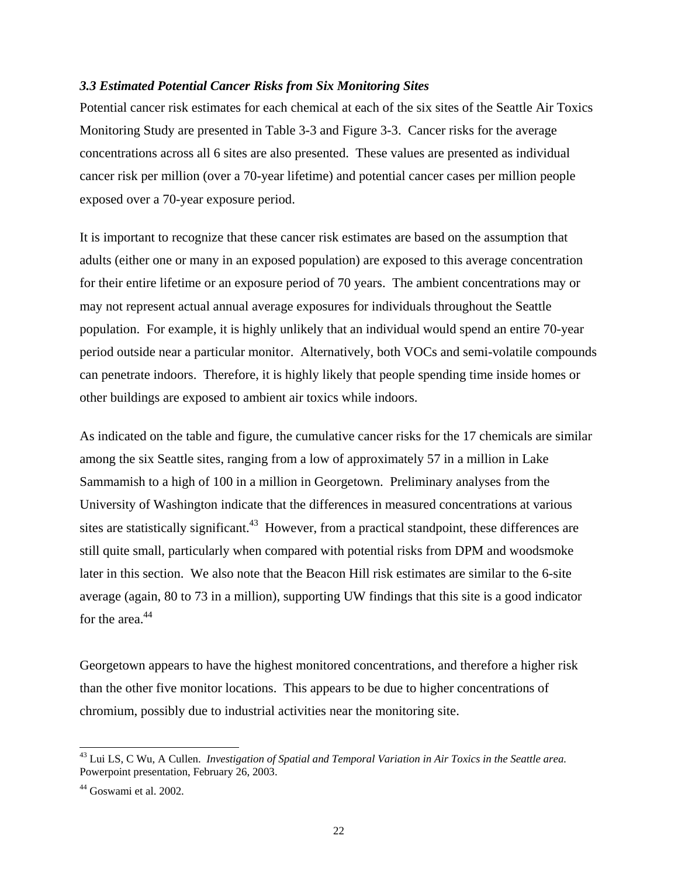### *3.3 Estimated Potential Cancer Risks from Six Monitoring Sites*

Potential cancer risk estimates for each chemical at each of the six sites of the Seattle Air Toxics Monitoring Study are presented in Table 3-3 and Figure 3-3. Cancer risks for the average concentrations across all 6 sites are also presented. These values are presented as individual cancer risk per million (over a 70-year lifetime) and potential cancer cases per million people exposed over a 70-year exposure period.

It is important to recognize that these cancer risk estimates are based on the assumption that adults (either one or many in an exposed population) are exposed to this average concentration for their entire lifetime or an exposure period of 70 years. The ambient concentrations may or may not represent actual annual average exposures for individuals throughout the Seattle population. For example, it is highly unlikely that an individual would spend an entire 70-year period outside near a particular monitor. Alternatively, both VOCs and semi-volatile compounds can penetrate indoors. Therefore, it is highly likely that people spending time inside homes or other buildings are exposed to ambient air toxics while indoors.

As indicated on the table and figure, the cumulative cancer risks for the 17 chemicals are similar among the six Seattle sites, ranging from a low of approximately 57 in a million in Lake Sammamish to a high of 100 in a million in Georgetown. Preliminary analyses from the University of Washington indicate that the differences in measured concentrations at various sites are statistically significant.[43] However, from a practical standpoint, these differences are still quite small, particularly when compared with potential risks from DPM and woodsmoke later in this section. We also note that the Beacon Hill risk estimates are similar to the 6-site average (again, 80 to 73 in a million), supporting UW findings that this site is a good indicator for the area.[44]

Georgetown appears to have the highest monitored concentrations, and therefore a higher risk than the other five monitor locations. This appears to be due to higher concentrations of chromium, possibly due to industrial activities near the monitoring site.

---

[43] Lui LS, C Wu, A Cullen. *Investigation of Spatial and Temporal Variation in Air Toxics in the Seattle area.* Powerpoint presentation, February 26, 2003.

[44] Goswami et al. 2002.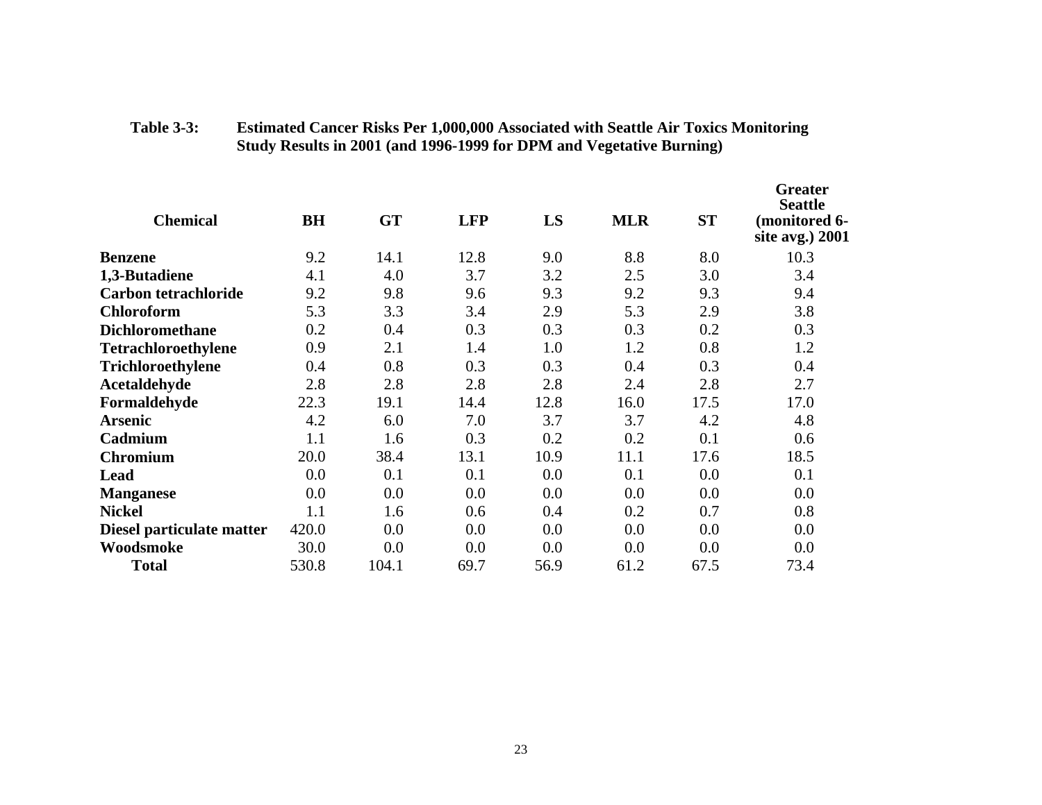**Table 3-3: Estimated Cancer Risks Per 1,000,000 Associated with Seattle Air Toxics Monitoring Study Results in 2001 (and 1996-1999 for DPM and Vegetative Burning)**

| Chemical | BH | GT | LFP | LS | MLR | ST | Greater Seattle (monitored 6-site avg.) 2001 |
|---|---|---|---|---|---|---|---|
| **Benzene** | 9.2 | 14.1 | 12.8 | 9.0 | 8.8 | 8.0 | 10.3 |
| **1,3-Butadiene** | 4.1 | 4.0 | 3.7 | 3.2 | 2.5 | 3.0 | 3.4 |
| **Carbon tetrachloride** | 9.2 | 9.8 | 9.6 | 9.3 | 9.2 | 9.3 | 9.4 |
| **Chloroform** | 5.3 | 3.3 | 3.4 | 2.9 | 5.3 | 2.9 | 3.8 |
| **Dichloromethane** | 0.2 | 0.4 | 0.3 | 0.3 | 0.3 | 0.2 | 0.3 |
| **Tetrachloroethylene** | 0.9 | 2.1 | 1.4 | 1.0 | 1.2 | 0.8 | 1.2 |
| **Trichloroethylene** | 0.4 | 0.8 | 0.3 | 0.3 | 0.4 | 0.3 | 0.4 |
| **Acetaldehyde** | 2.8 | 2.8 | 2.8 | 2.8 | 2.4 | 2.8 | 2.7 |
| **Formaldehyde** | 22.3 | 19.1 | 14.4 | 12.8 | 16.0 | 17.5 | 17.0 |
| **Arsenic** | 4.2 | 6.0 | 7.0 | 3.7 | 3.7 | 4.2 | 4.8 |
| **Cadmium** | 1.1 | 1.6 | 0.3 | 0.2 | 0.2 | 0.1 | 0.6 |
| **Chromium** | 20.0 | 38.4 | 13.1 | 10.9 | 11.1 | 17.6 | 18.5 |
| **Lead** | 0.0 | 0.1 | 0.1 | 0.0 | 0.1 | 0.0 | 0.1 |
| **Manganese** | 0.0 | 0.0 | 0.0 | 0.0 | 0.0 | 0.0 | 0.0 |
| **Nickel** | 1.1 | 1.6 | 0.6 | 0.4 | 0.2 | 0.7 | 0.8 |
| **Diesel particulate matter** | 420.0 | 0.0 | 0.0 | 0.0 | 0.0 | 0.0 | 0.0 |
| **Woodsmoke** | 30.0 | 0.0 | 0.0 | 0.0 | 0.0 | 0.0 | 0.0 |
| **Total** | 530.8 | 104.1 | 69.7 | 56.9 | 61.2 | 67.5 | 73.4 |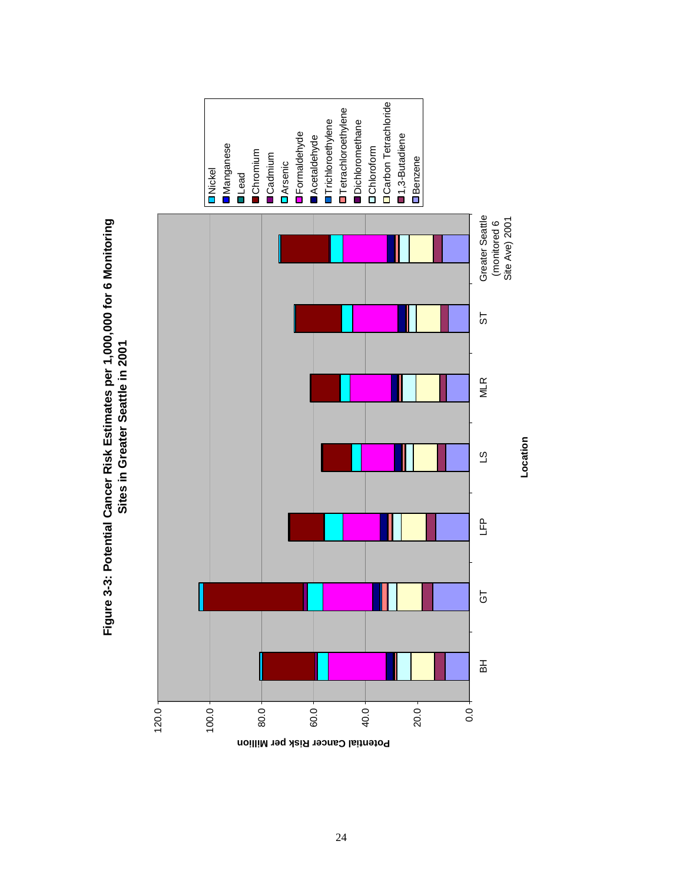**Figure 3-3: Potential Cancer Risk Estimates per 1,000,000 for 6 Monitoring Sites in Greater Seattle in 2001**

Potential Cancer Risk per Million

0.0, 20.0, 40.0, 60.0, 80.0, 100.0, 120.0

Location

BH, GT, LFP, LS, MLR, ST, Greater Seattle (monitored 6 Site Ave) 2001

Legend: Nickel, Manganese, Lead, Chromium, Cadmium, Arsenic, Formaldehyde, Acetaldehyde, Trichloroethylene, Tetrachloroethylene, Dichloromethane, Chloroform, Carbon Tetrachloride, 1,3-Butadiene, Benzene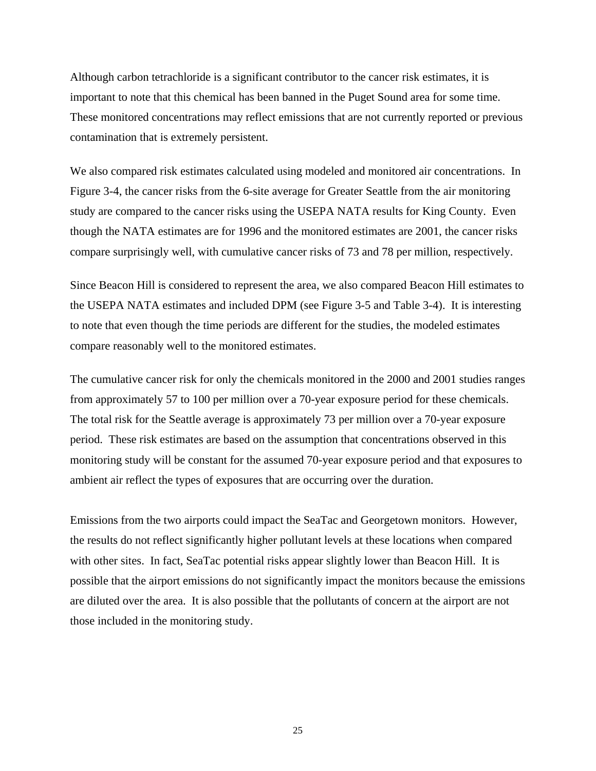Although carbon tetrachloride is a significant contributor to the cancer risk estimates, it is important to note that this chemical has been banned in the Puget Sound area for some time. These monitored concentrations may reflect emissions that are not currently reported or previous contamination that is extremely persistent.

We also compared risk estimates calculated using modeled and monitored air concentrations. In Figure 3-4, the cancer risks from the 6-site average for Greater Seattle from the air monitoring study are compared to the cancer risks using the USEPA NATA results for King County. Even though the NATA estimates are for 1996 and the monitored estimates are 2001, the cancer risks compare surprisingly well, with cumulative cancer risks of 73 and 78 per million, respectively.

Since Beacon Hill is considered to represent the area, we also compared Beacon Hill estimates to the USEPA NATA estimates and included DPM (see Figure 3-5 and Table 3-4). It is interesting to note that even though the time periods are different for the studies, the modeled estimates compare reasonably well to the monitored estimates.

The cumulative cancer risk for only the chemicals monitored in the 2000 and 2001 studies ranges from approximately 57 to 100 per million over a 70-year exposure period for these chemicals. The total risk for the Seattle average is approximately 73 per million over a 70-year exposure period. These risk estimates are based on the assumption that concentrations observed in this monitoring study will be constant for the assumed 70-year exposure period and that exposures to ambient air reflect the types of exposures that are occurring over the duration.

Emissions from the two airports could impact the SeaTac and Georgetown monitors. However, the results do not reflect significantly higher pollutant levels at these locations when compared with other sites. In fact, SeaTac potential risks appear slightly lower than Beacon Hill. It is possible that the airport emissions do not significantly impact the monitors because the emissions are diluted over the area. It is also possible that the pollutants of concern at the airport are not those included in the monitoring study.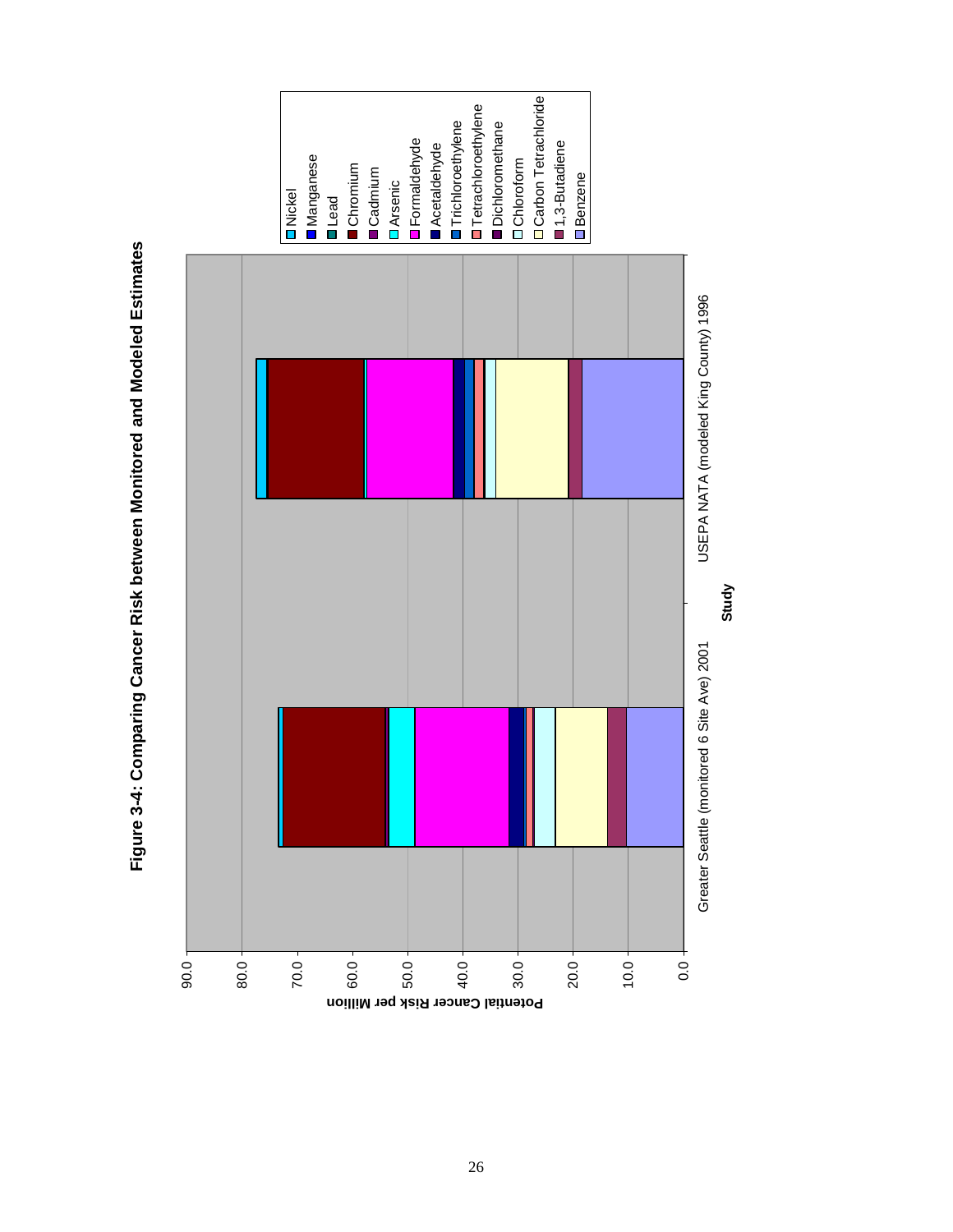**Figure 3-4: Comparing Cancer Risk between Monitored and Modeled Estimates**

Potential Cancer Risk per Million

0.0, 10.0, 20.0, 30.0, 40.0, 50.0, 60.0, 70.0, 80.0, 90.0

Greater Seattle (monitored 6 Site Ave) 2001

USEPA NATA (modeled King County) 1996

Study

- Nickel
- Manganese
- Lead
- Chromium
- Cadmium
- Arsenic
- Formaldehyde
- Acetaldehyde
- Trichloroethylene
- Tetrachloroethylene
- Dichloromethane
- Chloroform
- Carbon Tetrachloride
- 1,3-Butadiene
- Benzene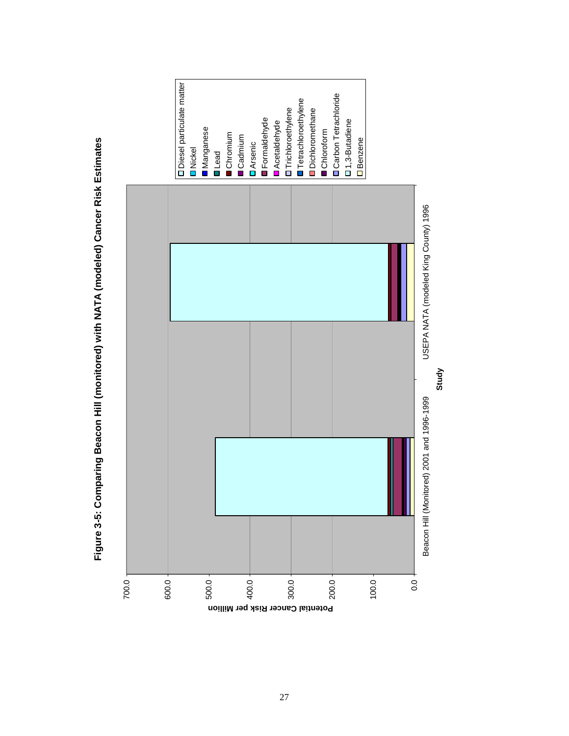**Figure 3-5: Comparing Beacon Hill (monitored) with NATA (modeled) Cancer Risk Estimates**

Potential Cancer Risk per Million

0.0, 100.0, 200.0, 300.0, 400.0, 500.0, 600.0, 700.0

Beacon Hill (Monitored) 2001 and 1996-1999

USEPA NATA (modeled King County) 1996

Study

- Diesel particulate matter
- Nickel
- Manganese
- Lead
- Chromium
- Cadmium
- Arsenic
- Formaldehyde
- Acetaldehyde
- Trichloroethylene
- Tetrachloroethylene
- Dichloromethane
- Chloroform
- Carbon Tetrachloride
- 1,3-Butadiene
- Benzene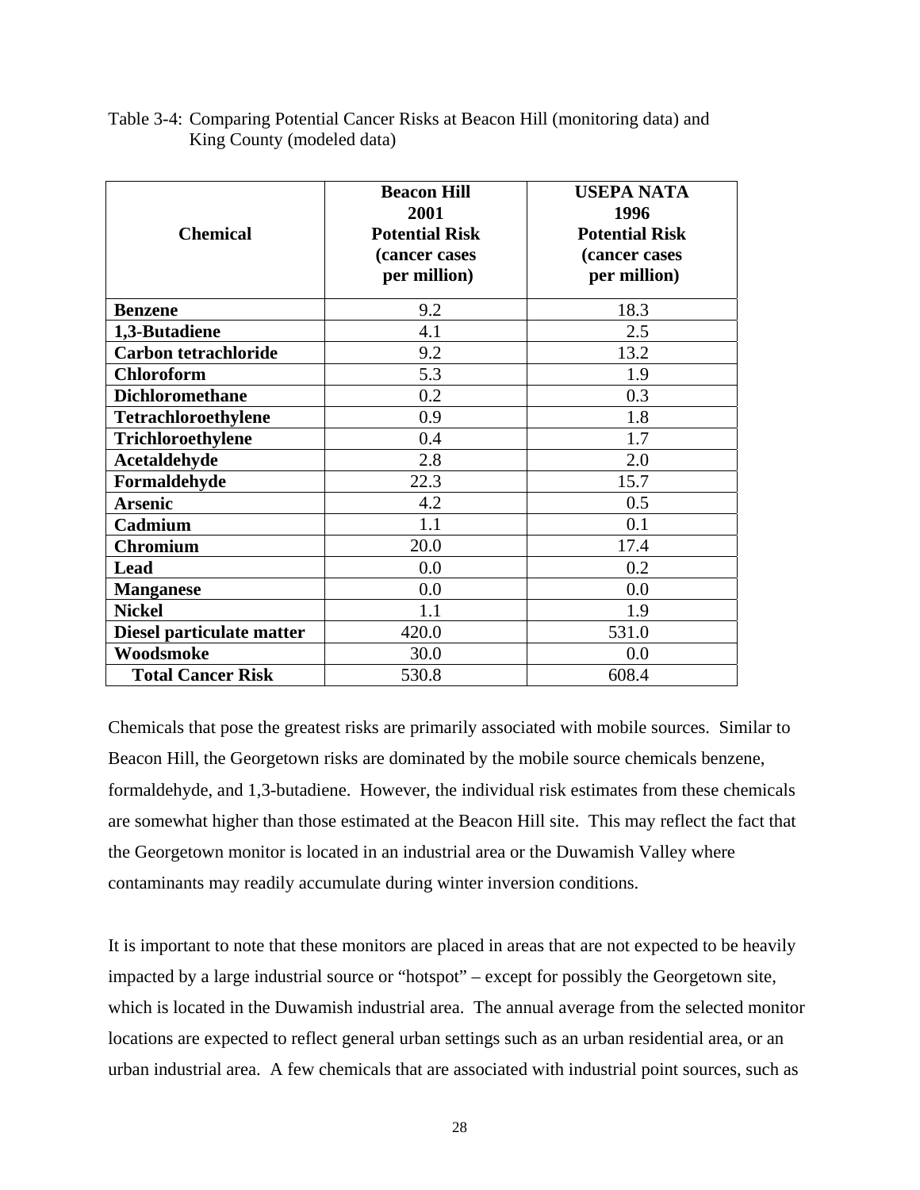Table 3-4: Comparing Potential Cancer Risks at Beacon Hill (monitoring data) and King County (modeled data)

| Chemical | Beacon Hill 2001 Potential Risk (cancer cases per million) | USEPA NATA 1996 Potential Risk (cancer cases per million) |
|---|---|---|
| **Benzene** | 9.2 | 18.3 |
| **1,3-Butadiene** | 4.1 | 2.5 |
| **Carbon tetrachloride** | 9.2 | 13.2 |
| **Chloroform** | 5.3 | 1.9 |
| **Dichloromethane** | 0.2 | 0.3 |
| **Tetrachloroethylene** | 0.9 | 1.8 |
| **Trichloroethylene** | 0.4 | 1.7 |
| **Acetaldehyde** | 2.8 | 2.0 |
| **Formaldehyde** | 22.3 | 15.7 |
| **Arsenic** | 4.2 | 0.5 |
| **Cadmium** | 1.1 | 0.1 |
| **Chromium** | 20.0 | 17.4 |
| **Lead** | 0.0 | 0.2 |
| **Manganese** | 0.0 | 0.0 |
| **Nickel** | 1.1 | 1.9 |
| **Diesel particulate matter** | 420.0 | 531.0 |
| **Woodsmoke** | 30.0 | 0.0 |
| **Total Cancer Risk** | 530.8 | 608.4 |

Chemicals that pose the greatest risks are primarily associated with mobile sources. Similar to Beacon Hill, the Georgetown risks are dominated by the mobile source chemicals benzene, formaldehyde, and 1,3-butadiene. However, the individual risk estimates from these chemicals are somewhat higher than those estimated at the Beacon Hill site. This may reflect the fact that the Georgetown monitor is located in an industrial area or the Duwamish Valley where contaminants may readily accumulate during winter inversion conditions.

It is important to note that these monitors are placed in areas that are not expected to be heavily impacted by a large industrial source or "hotspot" – except for possibly the Georgetown site, which is located in the Duwamish industrial area. The annual average from the selected monitor locations are expected to reflect general urban settings such as an urban residential area, or an urban industrial area. A few chemicals that are associated with industrial point sources, such as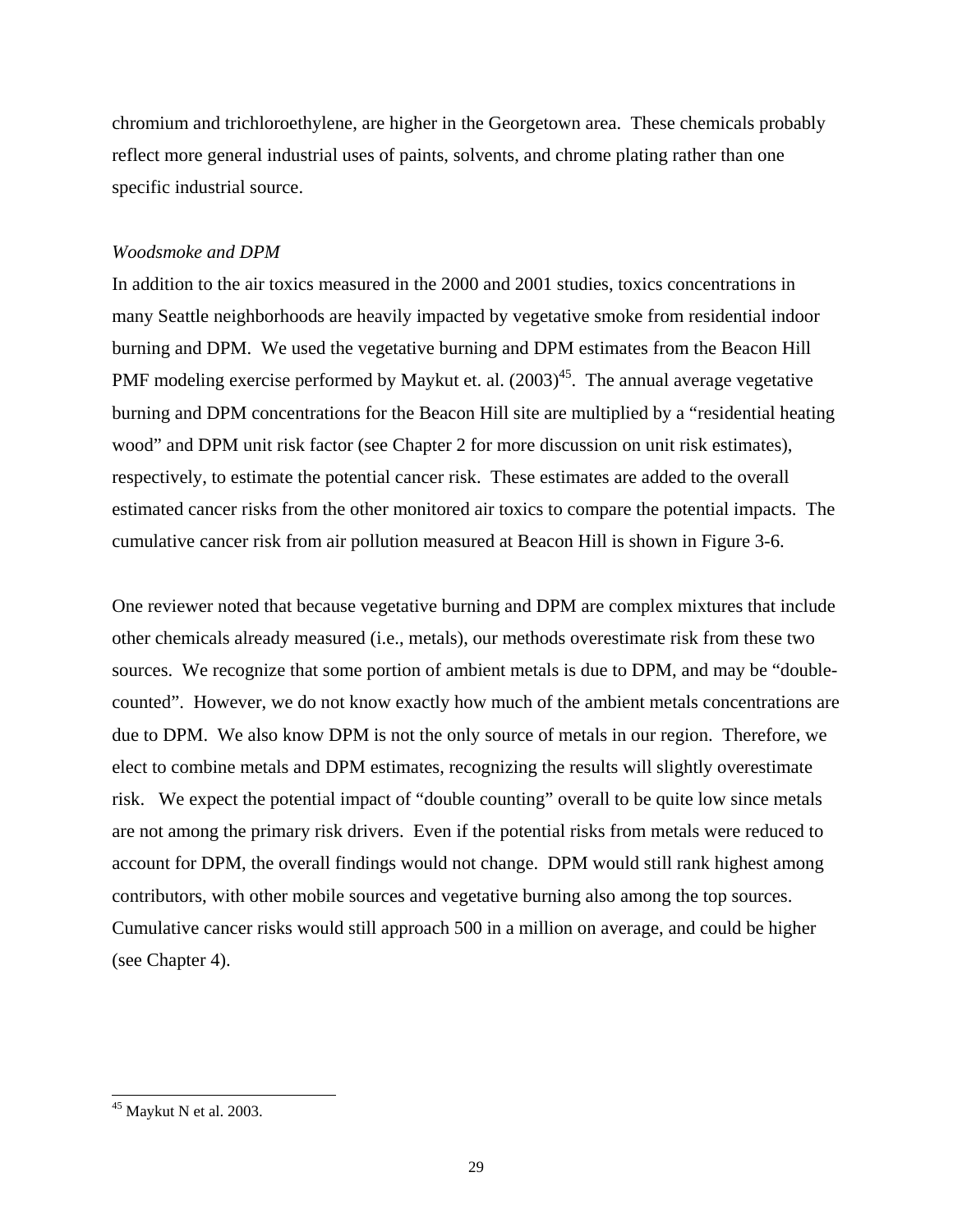chromium and trichloroethylene, are higher in the Georgetown area. These chemicals probably reflect more general industrial uses of paints, solvents, and chrome plating rather than one specific industrial source.

*Woodsmoke and DPM*

In addition to the air toxics measured in the 2000 and 2001 studies, toxics concentrations in many Seattle neighborhoods are heavily impacted by vegetative smoke from residential indoor burning and DPM. We used the vegetative burning and DPM estimates from the Beacon Hill PMF modeling exercise performed by Maykut et. al. (2003)[45]. The annual average vegetative burning and DPM concentrations for the Beacon Hill site are multiplied by a "residential heating wood" and DPM unit risk factor (see Chapter 2 for more discussion on unit risk estimates), respectively, to estimate the potential cancer risk. These estimates are added to the overall estimated cancer risks from the other monitored air toxics to compare the potential impacts. The cumulative cancer risk from air pollution measured at Beacon Hill is shown in Figure 3-6.

One reviewer noted that because vegetative burning and DPM are complex mixtures that include other chemicals already measured (i.e., metals), our methods overestimate risk from these two sources. We recognize that some portion of ambient metals is due to DPM, and may be "double-counted". However, we do not know exactly how much of the ambient metals concentrations are due to DPM. We also know DPM is not the only source of metals in our region. Therefore, we elect to combine metals and DPM estimates, recognizing the results will slightly overestimate risk. We expect the potential impact of "double counting" overall to be quite low since metals are not among the primary risk drivers. Even if the potential risks from metals were reduced to account for DPM, the overall findings would not change. DPM would still rank highest among contributors, with other mobile sources and vegetative burning also among the top sources. Cumulative cancer risks would still approach 500 in a million on average, and could be higher (see Chapter 4).

[45] Maykut N et al. 2003.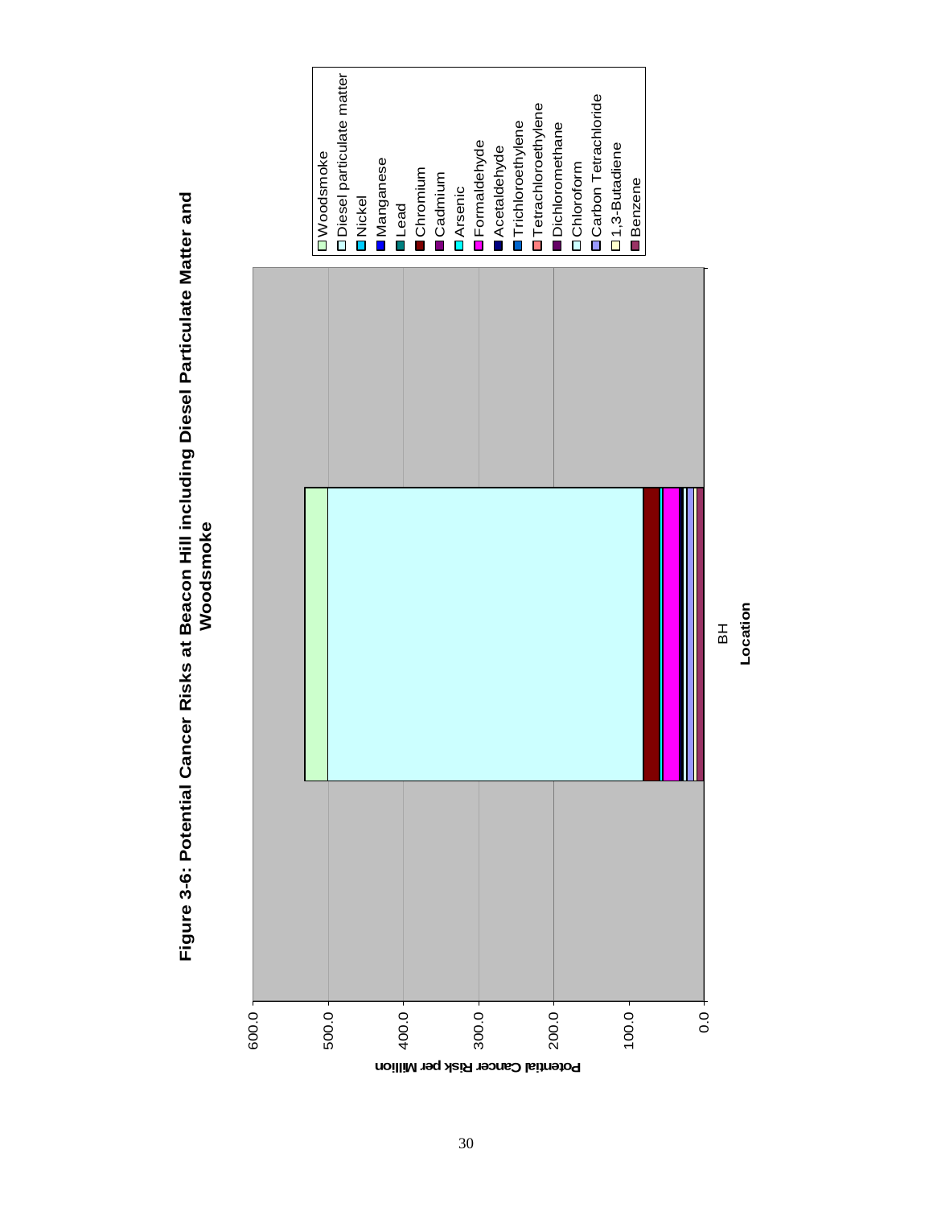**Figure 3-6: Potential Cancer Risks at Beacon Hill including Diesel Particulate Matter and Woodsmoke**

Potential Cancer Risk per Million

600.0
500.0
400.0
300.0
200.0
100.0
0.0

BH

Location

- Woodsmoke
- Diesel particulate matter
- Nickel
- Manganese
- Lead
- Chromium
- Cadmium
- Arsenic
- Formaldehyde
- Acetaldehyde
- Trichloroethylene
- Tetrachloroethylene
- Dichloromethane
- Chloroform
- Carbon Tetrachloride
- 1,3-Butadiene
- Benzene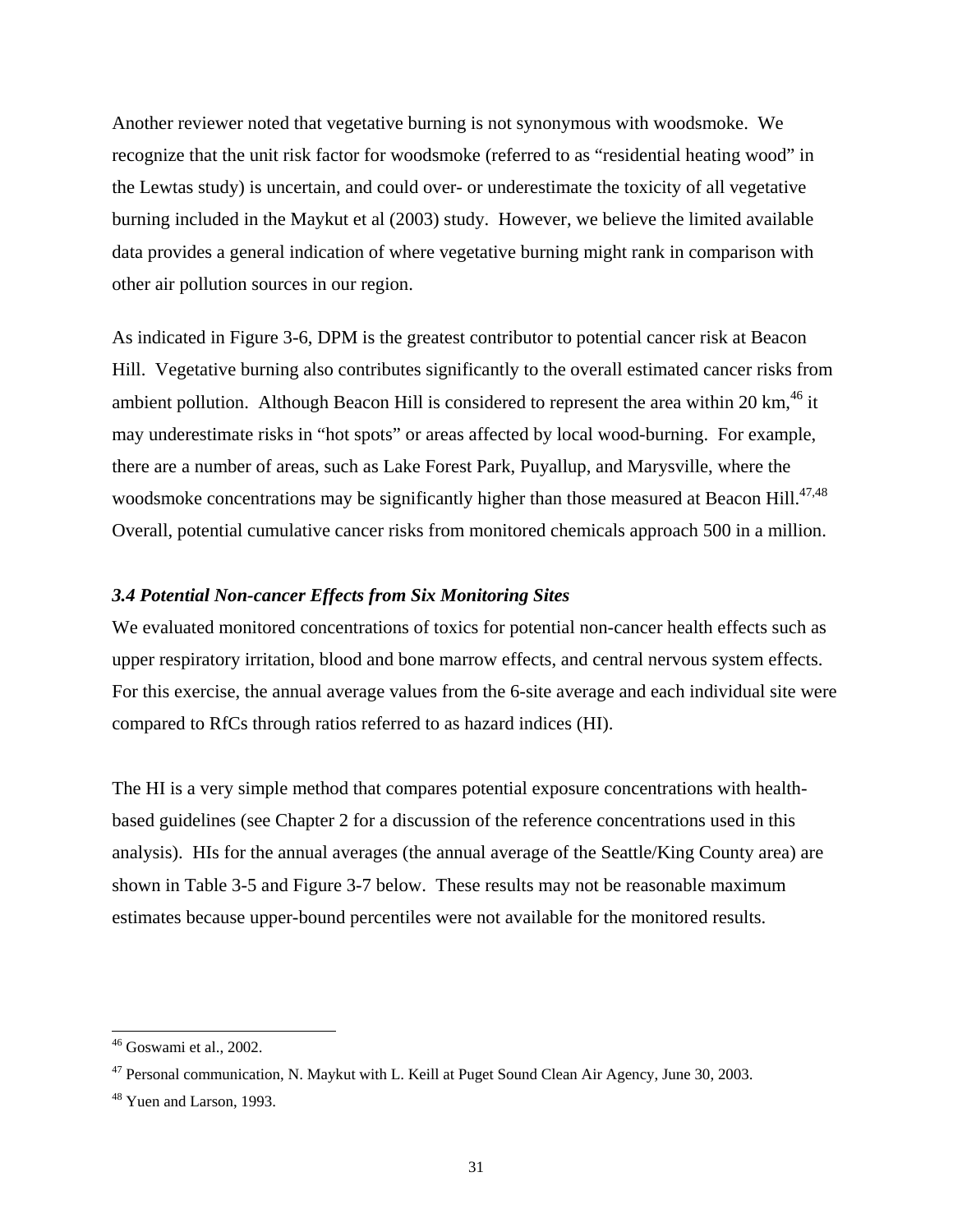Another reviewer noted that vegetative burning is not synonymous with woodsmoke. We recognize that the unit risk factor for woodsmoke (referred to as "residential heating wood" in the Lewtas study) is uncertain, and could over- or underestimate the toxicity of all vegetative burning included in the Maykut et al (2003) study. However, we believe the limited available data provides a general indication of where vegetative burning might rank in comparison with other air pollution sources in our region.

As indicated in Figure 3-6, DPM is the greatest contributor to potential cancer risk at Beacon Hill. Vegetative burning also contributes significantly to the overall estimated cancer risks from ambient pollution. Although Beacon Hill is considered to represent the area within 20 km,[46] it may underestimate risks in "hot spots" or areas affected by local wood-burning. For example, there are a number of areas, such as Lake Forest Park, Puyallup, and Marysville, where the woodsmoke concentrations may be significantly higher than those measured at Beacon Hill.[47,48] Overall, potential cumulative cancer risks from monitored chemicals approach 500 in a million.

### *3.4 Potential Non-cancer Effects from Six Monitoring Sites*

We evaluated monitored concentrations of toxics for potential non-cancer health effects such as upper respiratory irritation, blood and bone marrow effects, and central nervous system effects. For this exercise, the annual average values from the 6-site average and each individual site were compared to RfCs through ratios referred to as hazard indices (HI).

The HI is a very simple method that compares potential exposure concentrations with health-based guidelines (see Chapter 2 for a discussion of the reference concentrations used in this analysis). HIs for the annual averages (the annual average of the Seattle/King County area) are shown in Table 3-5 and Figure 3-7 below. These results may not be reasonable maximum estimates because upper-bound percentiles were not available for the monitored results.

---

[46] Goswami et al., 2002.

[47] Personal communication, N. Maykut with L. Keill at Puget Sound Clean Air Agency, June 30, 2003.

[48] Yuen and Larson, 1993.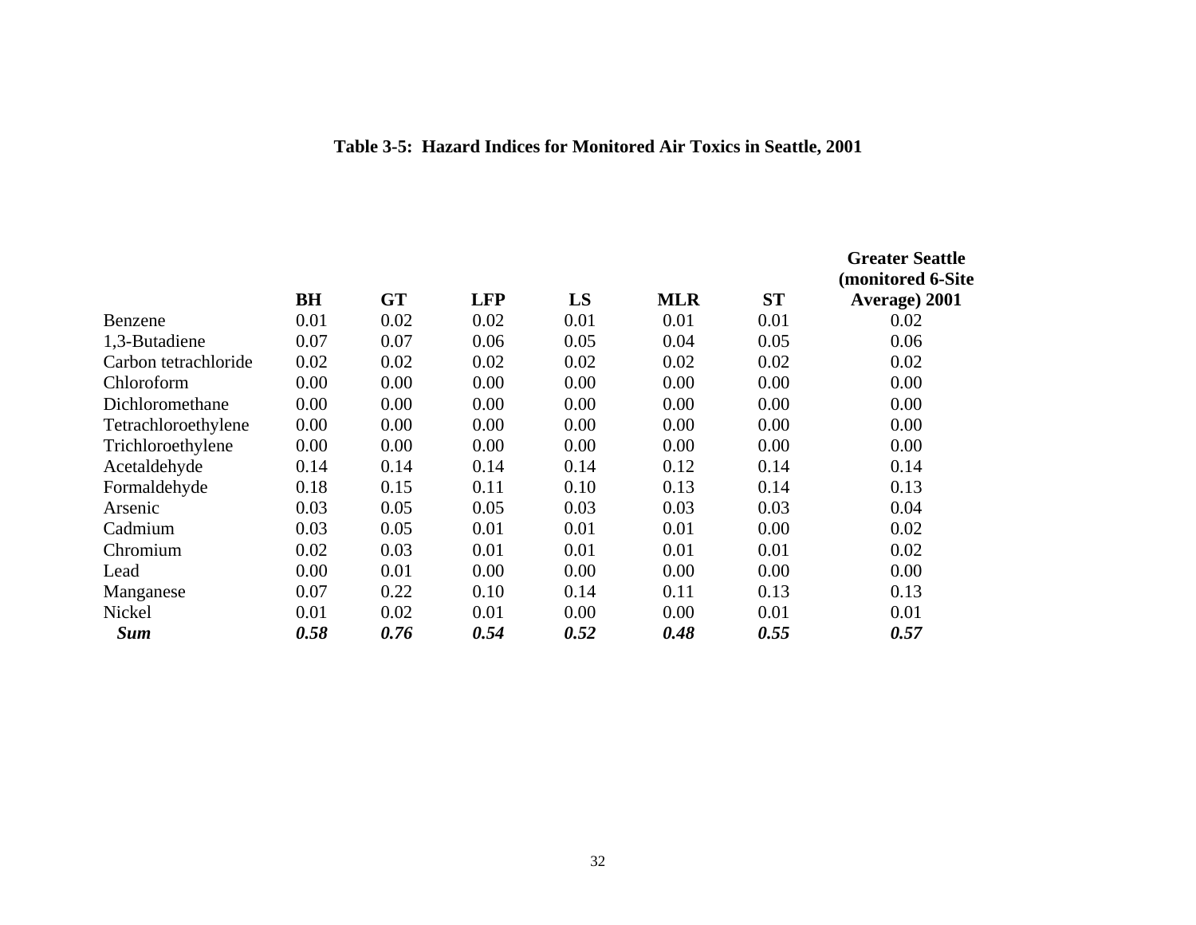**Table 3-5: Hazard Indices for Monitored Air Toxics in Seattle, 2001**

| | BH | GT | LFP | LS | MLR | ST | Greater Seattle (monitored 6-Site Average) 2001 |
|---|---|---|---|---|---|---|---|
| Benzene | 0.01 | 0.02 | 0.02 | 0.01 | 0.01 | 0.01 | 0.02 |
| 1,3-Butadiene | 0.07 | 0.07 | 0.06 | 0.05 | 0.04 | 0.05 | 0.06 |
| Carbon tetrachloride | 0.02 | 0.02 | 0.02 | 0.02 | 0.02 | 0.02 | 0.02 |
| Chloroform | 0.00 | 0.00 | 0.00 | 0.00 | 0.00 | 0.00 | 0.00 |
| Dichloromethane | 0.00 | 0.00 | 0.00 | 0.00 | 0.00 | 0.00 | 0.00 |
| Tetrachloroethylene | 0.00 | 0.00 | 0.00 | 0.00 | 0.00 | 0.00 | 0.00 |
| Trichloroethylene | 0.00 | 0.00 | 0.00 | 0.00 | 0.00 | 0.00 | 0.00 |
| Acetaldehyde | 0.14 | 0.14 | 0.14 | 0.14 | 0.12 | 0.14 | 0.14 |
| Formaldehyde | 0.18 | 0.15 | 0.11 | 0.10 | 0.13 | 0.14 | 0.13 |
| Arsenic | 0.03 | 0.05 | 0.05 | 0.03 | 0.03 | 0.03 | 0.04 |
| Cadmium | 0.03 | 0.05 | 0.01 | 0.01 | 0.01 | 0.00 | 0.02 |
| Chromium | 0.02 | 0.03 | 0.01 | 0.01 | 0.01 | 0.01 | 0.02 |
| Lead | 0.00 | 0.01 | 0.00 | 0.00 | 0.00 | 0.00 | 0.00 |
| Manganese | 0.07 | 0.22 | 0.10 | 0.14 | 0.11 | 0.13 | 0.13 |
| Nickel | 0.01 | 0.02 | 0.01 | 0.00 | 0.00 | 0.01 | 0.01 |
| ***Sum*** | ***0.58*** | ***0.76*** | ***0.54*** | ***0.52*** | ***0.48*** | ***0.55*** | ***0.57*** |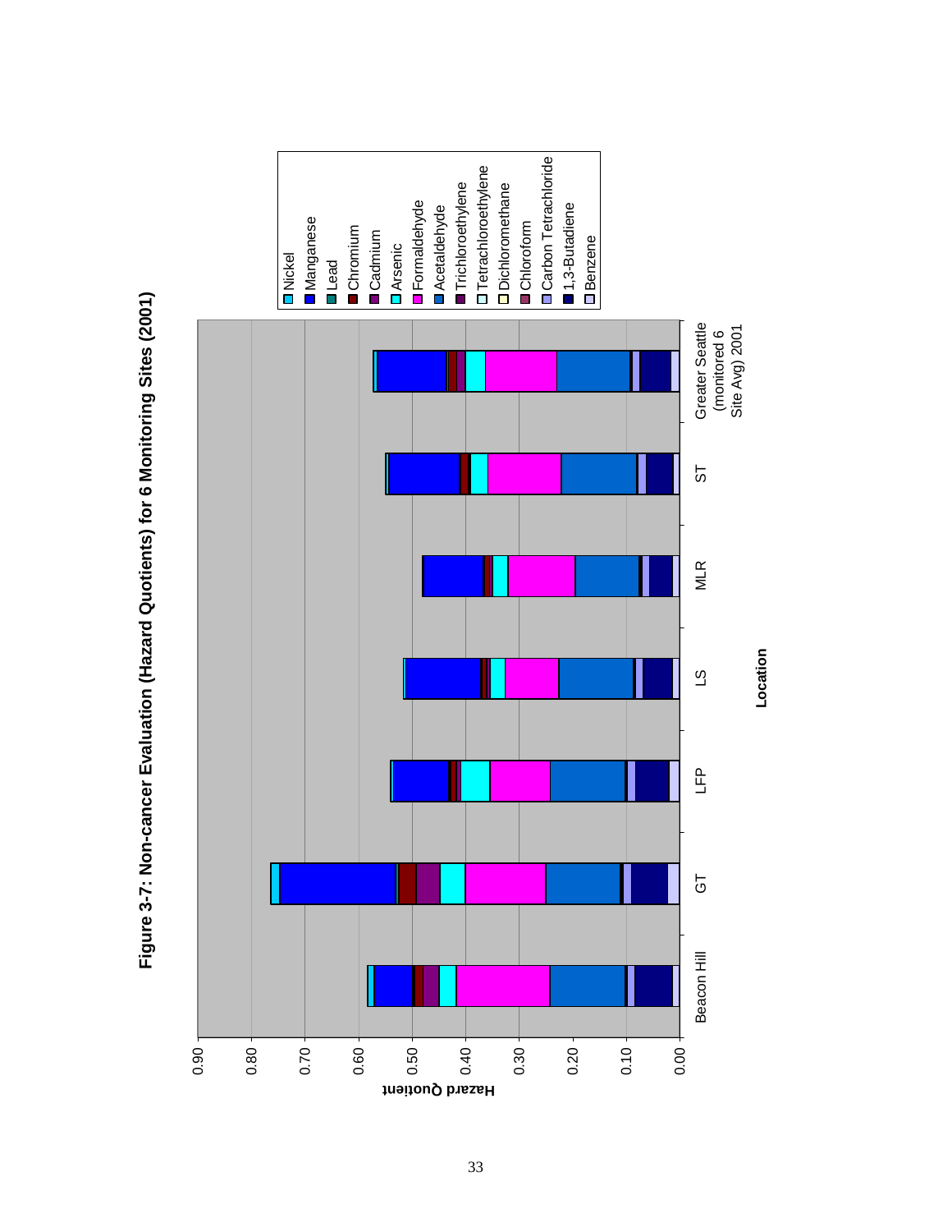**Figure 3-7: Non-cancer Evaluation (Hazard Quotients) for 6 Monitoring Sites (2001)**

Hazard Quotient: 0.00, 0.10, 0.20, 0.30, 0.40, 0.50, 0.60, 0.70, 0.80, 0.90

Location: Beacon Hill, GT, LFP, LS, MLR, ST, Greater Seattle (monitored 6 Site Avg) 2001

Legend: Nickel, Manganese, Lead, Chromium, Cadmium, Arsenic, Formaldehyde, Acetaldehyde, Trichloroethylene, Tetrachloroethylene, Dichloromethane, Chloroform, Carbon Tetrachloride, 1,3-Butadiene, Benzene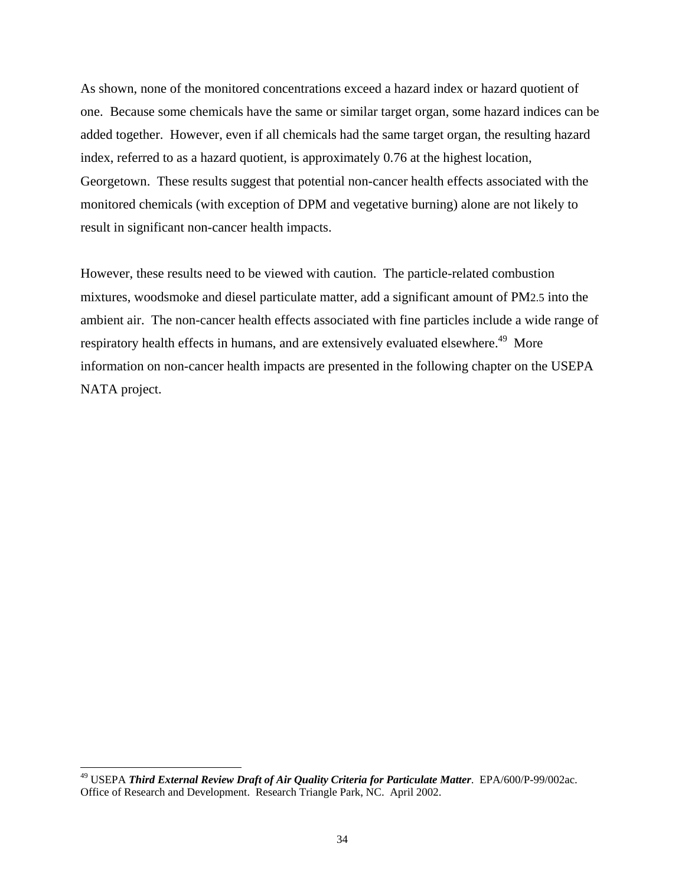As shown, none of the monitored concentrations exceed a hazard index or hazard quotient of one. Because some chemicals have the same or similar target organ, some hazard indices can be added together. However, even if all chemicals had the same target organ, the resulting hazard index, referred to as a hazard quotient, is approximately 0.76 at the highest location, Georgetown. These results suggest that potential non-cancer health effects associated with the monitored chemicals (with exception of DPM and vegetative burning) alone are not likely to result in significant non-cancer health impacts.

However, these results need to be viewed with caution. The particle-related combustion mixtures, woodsmoke and diesel particulate matter, add a significant amount of $PM_{2.5}$ into the ambient air. The non-cancer health effects associated with fine particles include a wide range of respiratory health effects in humans, and are extensively evaluated elsewhere.[49] More information on non-cancer health impacts are presented in the following chapter on the USEPA NATA project.

---

[49] USEPA ***Third External Review Draft of Air Quality Criteria for Particulate Matter***. EPA/600/P-99/002ac. Office of Research and Development. Research Triangle Park, NC. April 2002.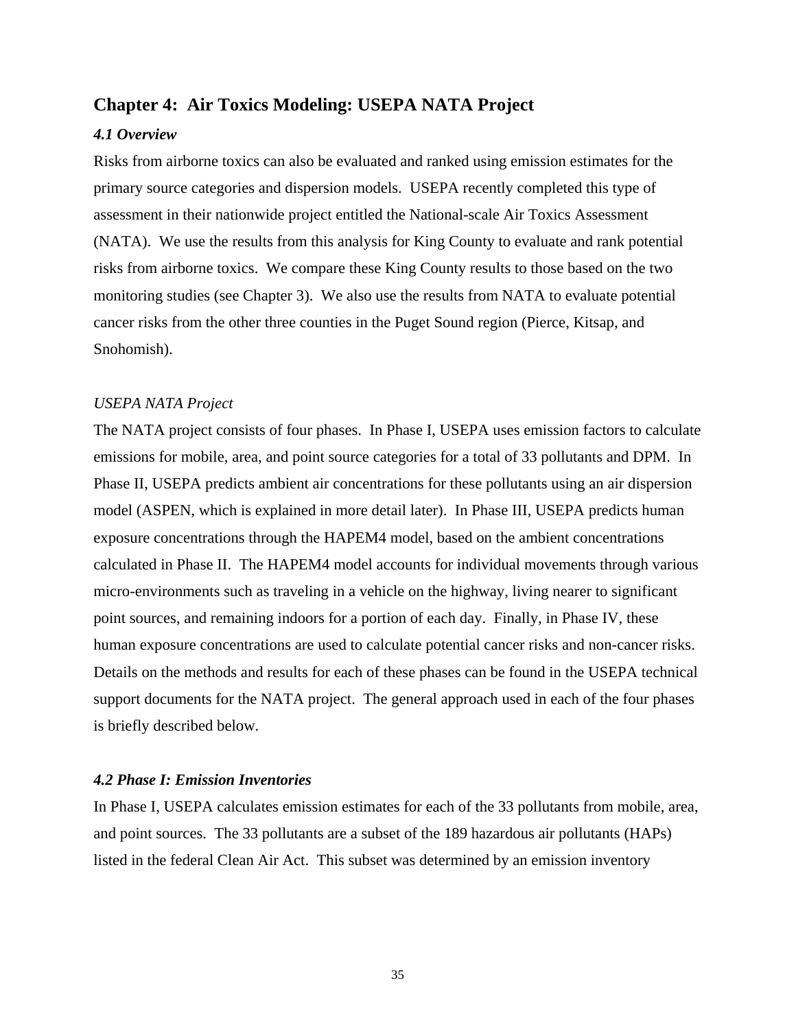## Chapter 4: Air Toxics Modeling: USEPA NATA Project

### *4.1 Overview*

Risks from airborne toxics can also be evaluated and ranked using emission estimates for the primary source categories and dispersion models. USEPA recently completed this type of assessment in their nationwide project entitled the National-scale Air Toxics Assessment (NATA). We use the results from this analysis for King County to evaluate and rank potential risks from airborne toxics. We compare these King County results to those based on the two monitoring studies (see Chapter 3). We also use the results from NATA to evaluate potential cancer risks from the other three counties in the Puget Sound region (Pierce, Kitsap, and Snohomish).

*USEPA NATA Project*

The NATA project consists of four phases. In Phase I, USEPA uses emission factors to calculate emissions for mobile, area, and point source categories for a total of 33 pollutants and DPM. In Phase II, USEPA predicts ambient air concentrations for these pollutants using an air dispersion model (ASPEN, which is explained in more detail later). In Phase III, USEPA predicts human exposure concentrations through the HAPEM4 model, based on the ambient concentrations calculated in Phase II. The HAPEM4 model accounts for individual movements through various micro-environments such as traveling in a vehicle on the highway, living nearer to significant point sources, and remaining indoors for a portion of each day. Finally, in Phase IV, these human exposure concentrations are used to calculate potential cancer risks and non-cancer risks. Details on the methods and results for each of these phases can be found in the USEPA technical support documents for the NATA project. The general approach used in each of the four phases is briefly described below.

### *4.2 Phase I: Emission Inventories*

In Phase I, USEPA calculates emission estimates for each of the 33 pollutants from mobile, area, and point sources. The 33 pollutants are a subset of the 189 hazardous air pollutants (HAPs) listed in the federal Clean Air Act. This subset was determined by an emission inventory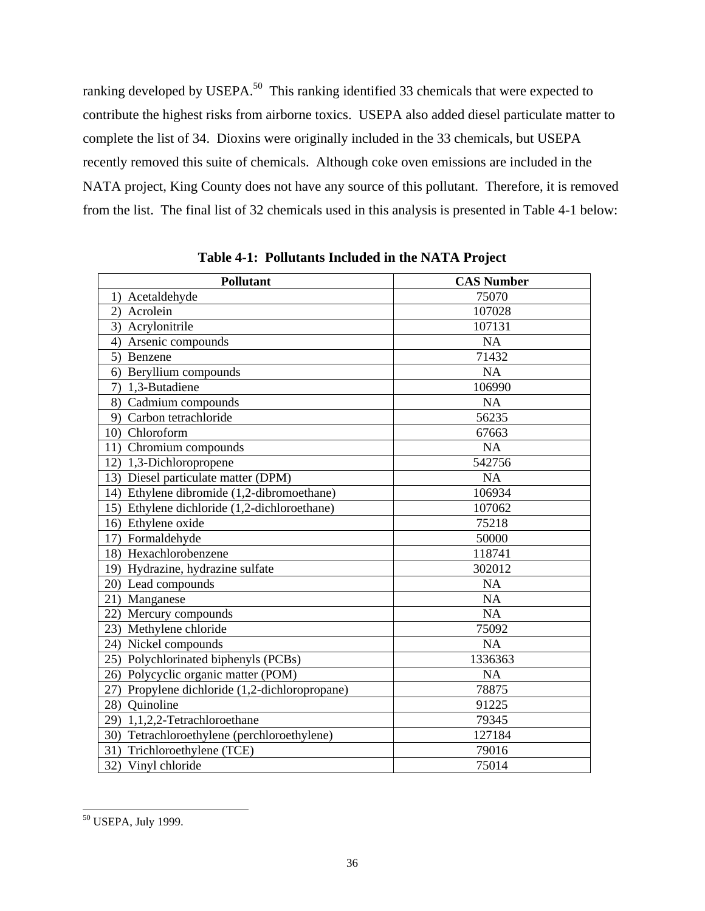ranking developed by USEPA.[50] This ranking identified 33 chemicals that were expected to contribute the highest risks from airborne toxics. USEPA also added diesel particulate matter to complete the list of 34. Dioxins were originally included in the 33 chemicals, but USEPA recently removed this suite of chemicals. Although coke oven emissions are included in the NATA project, King County does not have any source of this pollutant. Therefore, it is removed from the list. The final list of 32 chemicals used in this analysis is presented in Table 4-1 below:

**Table 4-1: Pollutants Included in the NATA Project**

| Pollutant | CAS Number |
|---|---|
| 1) Acetaldehyde | 75070 |
| 2) Acrolein | 107028 |
| 3) Acrylonitrile | 107131 |
| 4) Arsenic compounds | NA |
| 5) Benzene | 71432 |
| 6) Beryllium compounds | NA |
| 7) 1,3-Butadiene | 106990 |
| 8) Cadmium compounds | NA |
| 9) Carbon tetrachloride | 56235 |
| 10) Chloroform | 67663 |
| 11) Chromium compounds | NA |
| 12) 1,3-Dichloropropene | 542756 |
| 13) Diesel particulate matter (DPM) | NA |
| 14) Ethylene dibromide (1,2-dibromoethane) | 106934 |
| 15) Ethylene dichloride (1,2-dichloroethane) | 107062 |
| 16) Ethylene oxide | 75218 |
| 17) Formaldehyde | 50000 |
| 18) Hexachlorobenzene | 118741 |
| 19) Hydrazine, hydrazine sulfate | 302012 |
| 20) Lead compounds | NA |
| 21) Manganese | NA |
| 22) Mercury compounds | NA |
| 23) Methylene chloride | 75092 |
| 24) Nickel compounds | NA |
| 25) Polychlorinated biphenyls (PCBs) | 1336363 |
| 26) Polycyclic organic matter (POM) | NA |
| 27) Propylene dichloride (1,2-dichloropropane) | 78875 |
| 28) Quinoline | 91225 |
| 29) 1,1,2,2-Tetrachloroethane | 79345 |
| 30) Tetrachloroethylene (perchloroethylene) | 127184 |
| 31) Trichloroethylene (TCE) | 79016 |
| 32) Vinyl chloride | 75014 |

[50] USEPA, July 1999.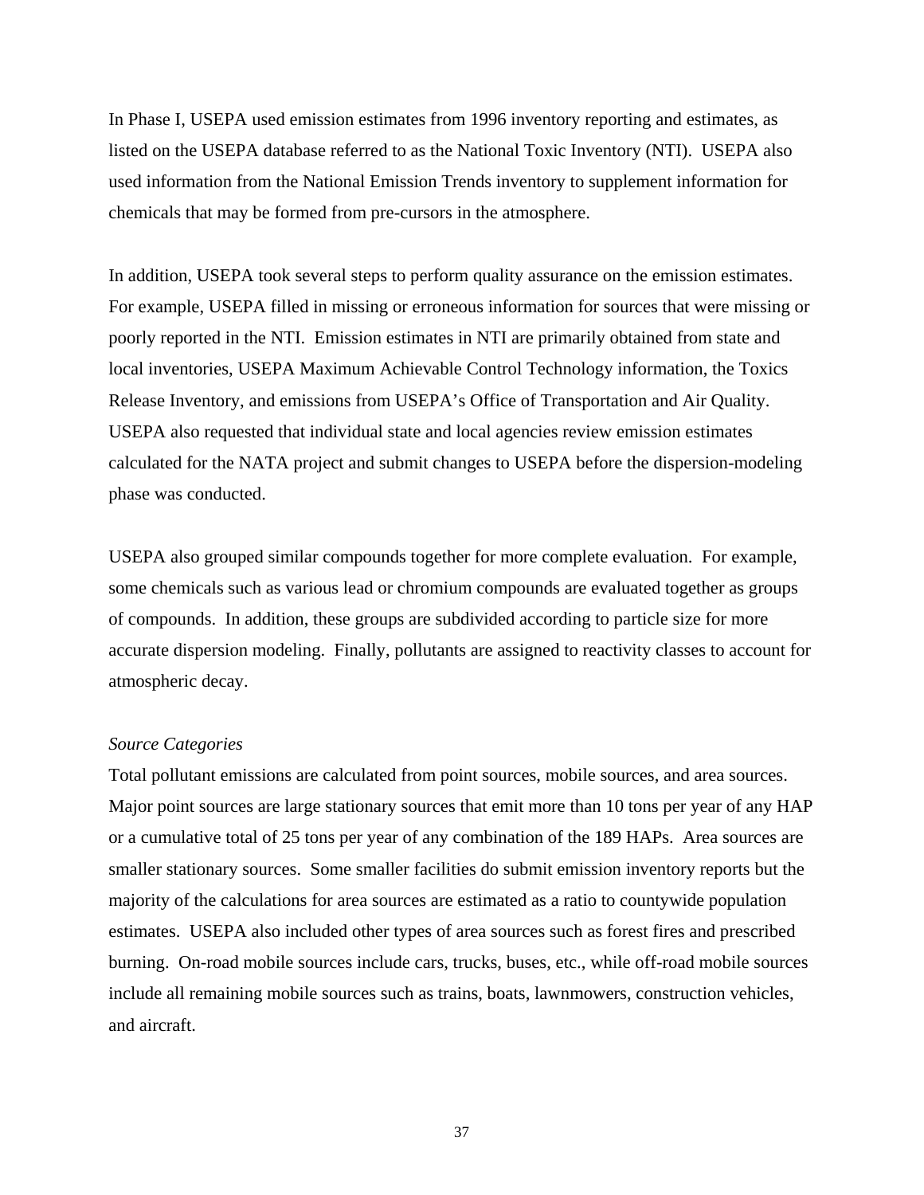In Phase I, USEPA used emission estimates from 1996 inventory reporting and estimates, as listed on the USEPA database referred to as the National Toxic Inventory (NTI). USEPA also used information from the National Emission Trends inventory to supplement information for chemicals that may be formed from pre-cursors in the atmosphere.

In addition, USEPA took several steps to perform quality assurance on the emission estimates. For example, USEPA filled in missing or erroneous information for sources that were missing or poorly reported in the NTI. Emission estimates in NTI are primarily obtained from state and local inventories, USEPA Maximum Achievable Control Technology information, the Toxics Release Inventory, and emissions from USEPA's Office of Transportation and Air Quality. USEPA also requested that individual state and local agencies review emission estimates calculated for the NATA project and submit changes to USEPA before the dispersion-modeling phase was conducted.

USEPA also grouped similar compounds together for more complete evaluation. For example, some chemicals such as various lead or chromium compounds are evaluated together as groups of compounds. In addition, these groups are subdivided according to particle size for more accurate dispersion modeling. Finally, pollutants are assigned to reactivity classes to account for atmospheric decay.

*Source Categories*

Total pollutant emissions are calculated from point sources, mobile sources, and area sources. Major point sources are large stationary sources that emit more than 10 tons per year of any HAP or a cumulative total of 25 tons per year of any combination of the 189 HAPs. Area sources are smaller stationary sources. Some smaller facilities do submit emission inventory reports but the majority of the calculations for area sources are estimated as a ratio to countywide population estimates. USEPA also included other types of area sources such as forest fires and prescribed burning. On-road mobile sources include cars, trucks, buses, etc., while off-road mobile sources include all remaining mobile sources such as trains, boats, lawnmowers, construction vehicles, and aircraft.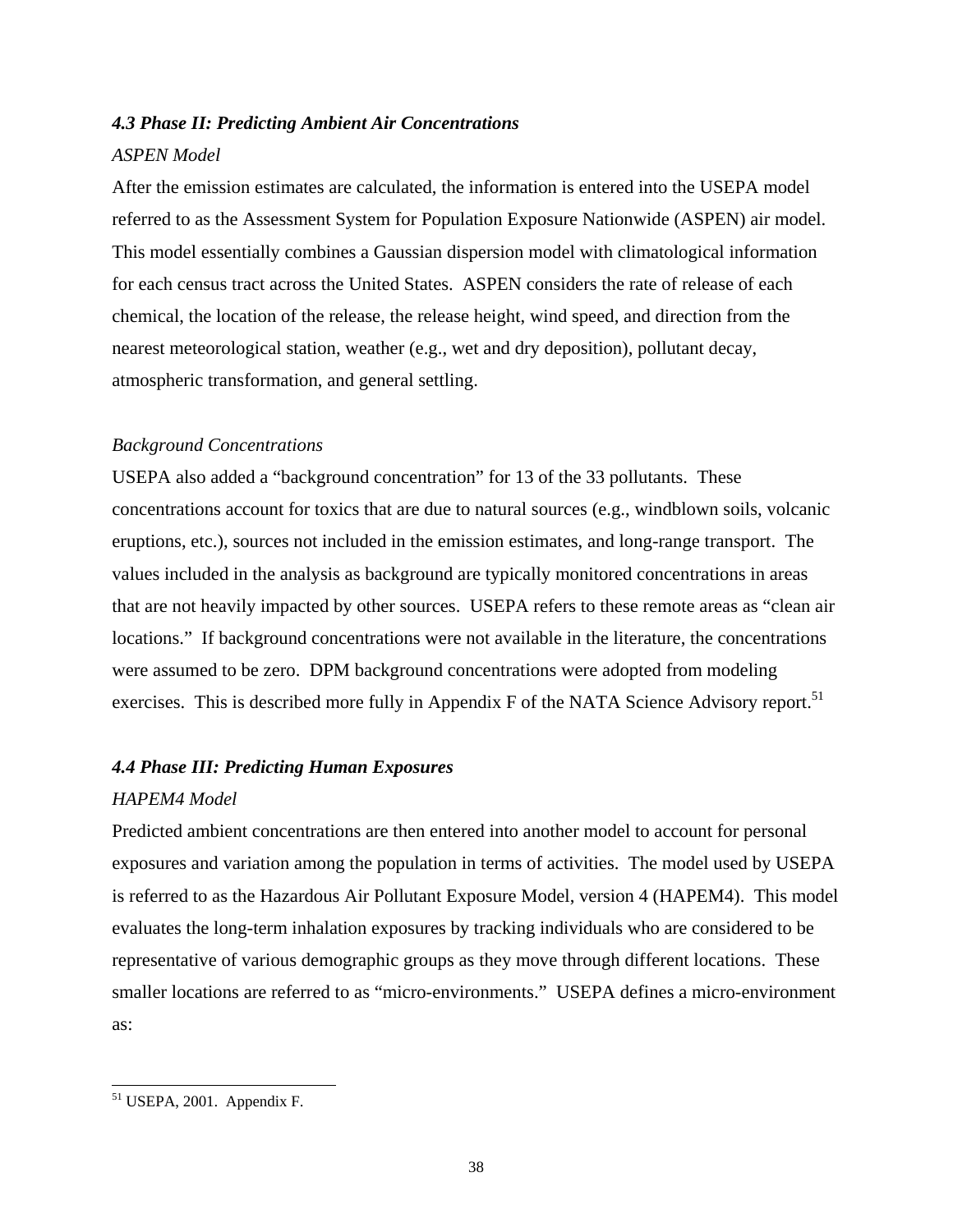### *4.3 Phase II: Predicting Ambient Air Concentrations*

*ASPEN Model*

After the emission estimates are calculated, the information is entered into the USEPA model referred to as the Assessment System for Population Exposure Nationwide (ASPEN) air model. This model essentially combines a Gaussian dispersion model with climatological information for each census tract across the United States. ASPEN considers the rate of release of each chemical, the location of the release, the release height, wind speed, and direction from the nearest meteorological station, weather (e.g., wet and dry deposition), pollutant decay, atmospheric transformation, and general settling.

*Background Concentrations*

USEPA also added a "background concentration" for 13 of the 33 pollutants. These concentrations account for toxics that are due to natural sources (e.g., windblown soils, volcanic eruptions, etc.), sources not included in the emission estimates, and long-range transport. The values included in the analysis as background are typically monitored concentrations in areas that are not heavily impacted by other sources. USEPA refers to these remote areas as "clean air locations." If background concentrations were not available in the literature, the concentrations were assumed to be zero. DPM background concentrations were adopted from modeling exercises. This is described more fully in Appendix F of the NATA Science Advisory report.[51]

### *4.4 Phase III: Predicting Human Exposures*

*HAPEM4 Model*

Predicted ambient concentrations are then entered into another model to account for personal exposures and variation among the population in terms of activities. The model used by USEPA is referred to as the Hazardous Air Pollutant Exposure Model, version 4 (HAPEM4). This model evaluates the long-term inhalation exposures by tracking individuals who are considered to be representative of various demographic groups as they move through different locations. These smaller locations are referred to as "micro-environments." USEPA defines a micro-environment as:

---

[51] USEPA, 2001. Appendix F.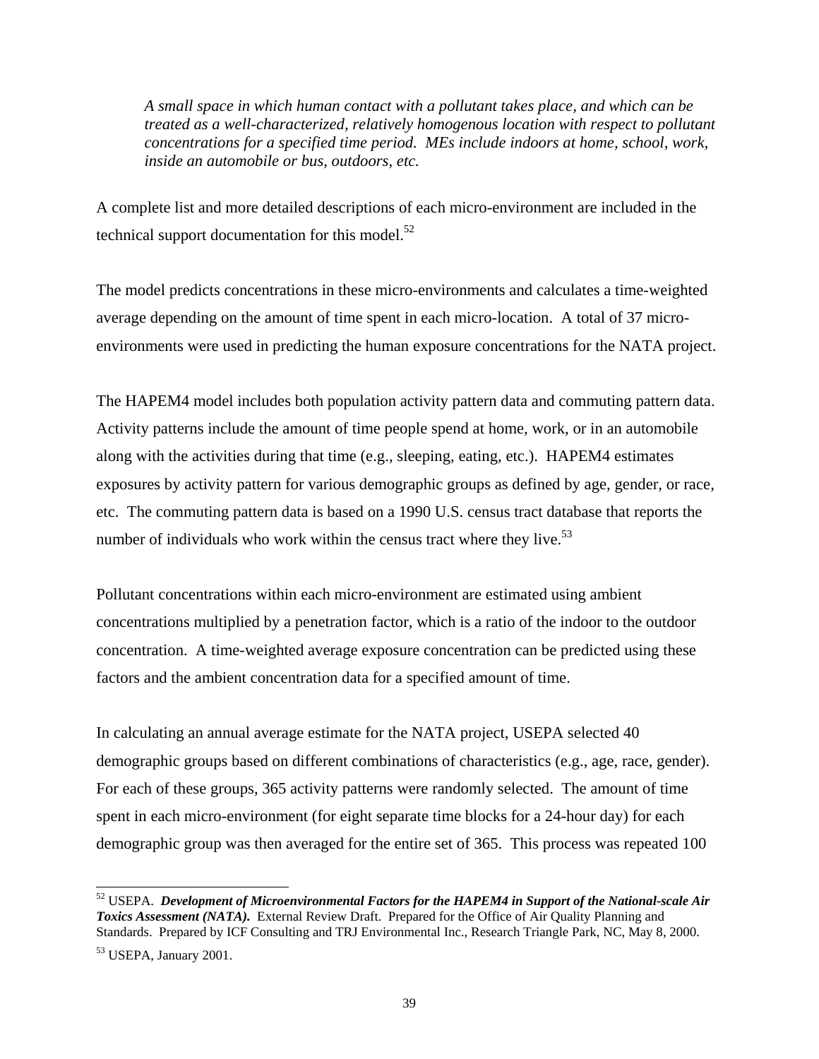> *A small space in which human contact with a pollutant takes place, and which can be treated as a well-characterized, relatively homogenous location with respect to pollutant concentrations for a specified time period. MEs include indoors at home, school, work, inside an automobile or bus, outdoors, etc.*

A complete list and more detailed descriptions of each micro-environment are included in the technical support documentation for this model.[52]

The model predicts concentrations in these micro-environments and calculates a time-weighted average depending on the amount of time spent in each micro-location. A total of 37 micro-environments were used in predicting the human exposure concentrations for the NATA project.

The HAPEM4 model includes both population activity pattern data and commuting pattern data. Activity patterns include the amount of time people spend at home, work, or in an automobile along with the activities during that time (e.g., sleeping, eating, etc.). HAPEM4 estimates exposures by activity pattern for various demographic groups as defined by age, gender, or race, etc. The commuting pattern data is based on a 1990 U.S. census tract database that reports the number of individuals who work within the census tract where they live.[53]

Pollutant concentrations within each micro-environment are estimated using ambient concentrations multiplied by a penetration factor, which is a ratio of the indoor to the outdoor concentration. A time-weighted average exposure concentration can be predicted using these factors and the ambient concentration data for a specified amount of time.

In calculating an annual average estimate for the NATA project, USEPA selected 40 demographic groups based on different combinations of characteristics (e.g., age, race, gender). For each of these groups, 365 activity patterns were randomly selected. The amount of time spent in each micro-environment (for eight separate time blocks for a 24-hour day) for each demographic group was then averaged for the entire set of 365. This process was repeated 100

---

[52] USEPA. ***Development of Microenvironmental Factors for the HAPEM4 in Support of the National-scale Air Toxics Assessment (NATA).*** External Review Draft. Prepared for the Office of Air Quality Planning and Standards. Prepared by ICF Consulting and TRJ Environmental Inc., Research Triangle Park, NC, May 8, 2000.

[53] USEPA, January 2001.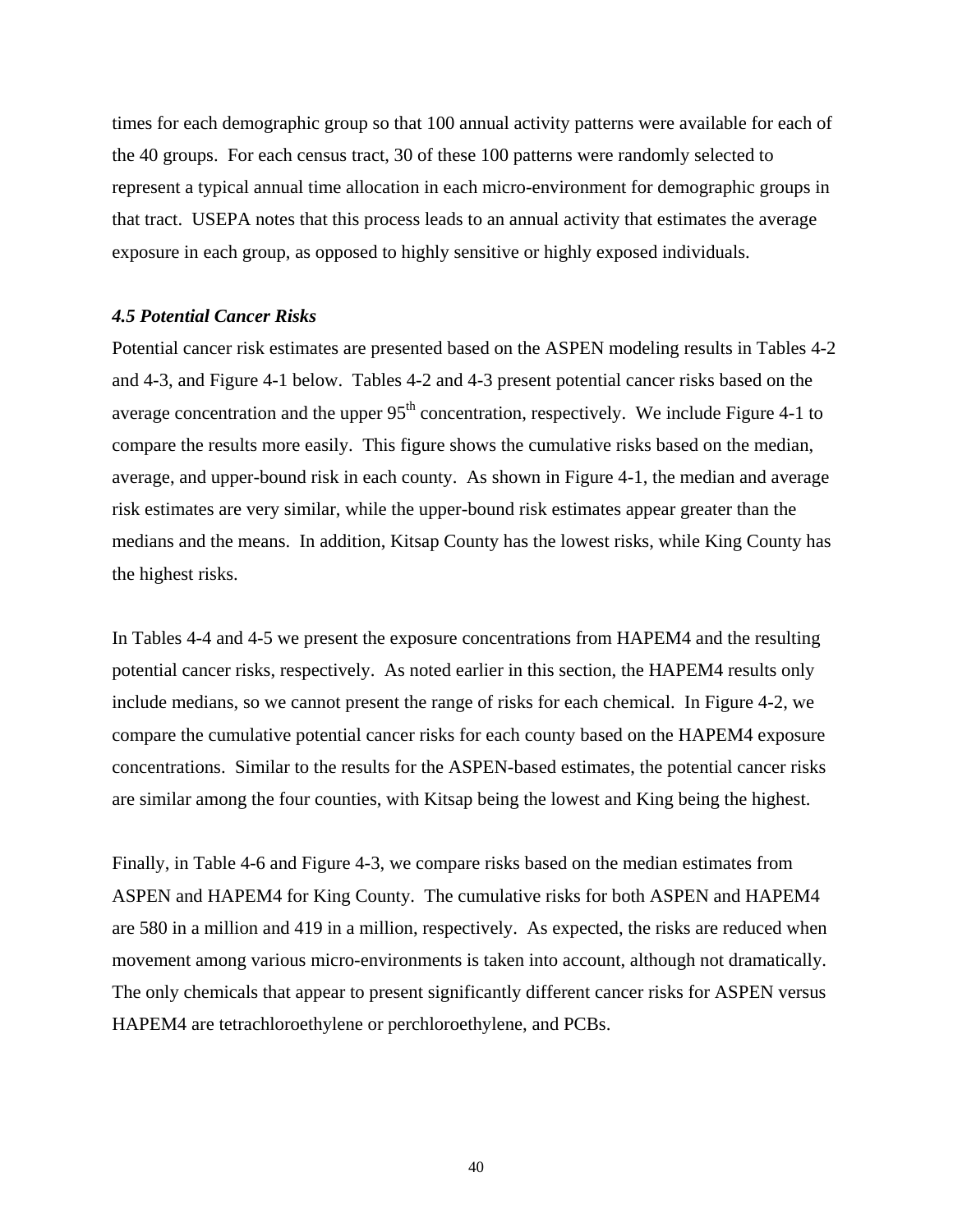times for each demographic group so that 100 annual activity patterns were available for each of the 40 groups. For each census tract, 30 of these 100 patterns were randomly selected to represent a typical annual time allocation in each micro-environment for demographic groups in that tract. USEPA notes that this process leads to an annual activity that estimates the average exposure in each group, as opposed to highly sensitive or highly exposed individuals.

### *4.5 Potential Cancer Risks*

Potential cancer risk estimates are presented based on the ASPEN modeling results in Tables 4-2 and 4-3, and Figure 4-1 below. Tables 4-2 and 4-3 present potential cancer risks based on the average concentration and the upper 95$^{th}$ concentration, respectively. We include Figure 4-1 to compare the results more easily. This figure shows the cumulative risks based on the median, average, and upper-bound risk in each county. As shown in Figure 4-1, the median and average risk estimates are very similar, while the upper-bound risk estimates appear greater than the medians and the means. In addition, Kitsap County has the lowest risks, while King County has the highest risks.

In Tables 4-4 and 4-5 we present the exposure concentrations from HAPEM4 and the resulting potential cancer risks, respectively. As noted earlier in this section, the HAPEM4 results only include medians, so we cannot present the range of risks for each chemical. In Figure 4-2, we compare the cumulative potential cancer risks for each county based on the HAPEM4 exposure concentrations. Similar to the results for the ASPEN-based estimates, the potential cancer risks are similar among the four counties, with Kitsap being the lowest and King being the highest.

Finally, in Table 4-6 and Figure 4-3, we compare risks based on the median estimates from ASPEN and HAPEM4 for King County. The cumulative risks for both ASPEN and HAPEM4 are 580 in a million and 419 in a million, respectively. As expected, the risks are reduced when movement among various micro-environments is taken into account, although not dramatically. The only chemicals that appear to present significantly different cancer risks for ASPEN versus HAPEM4 are tetrachloroethylene or perchloroethylene, and PCBs.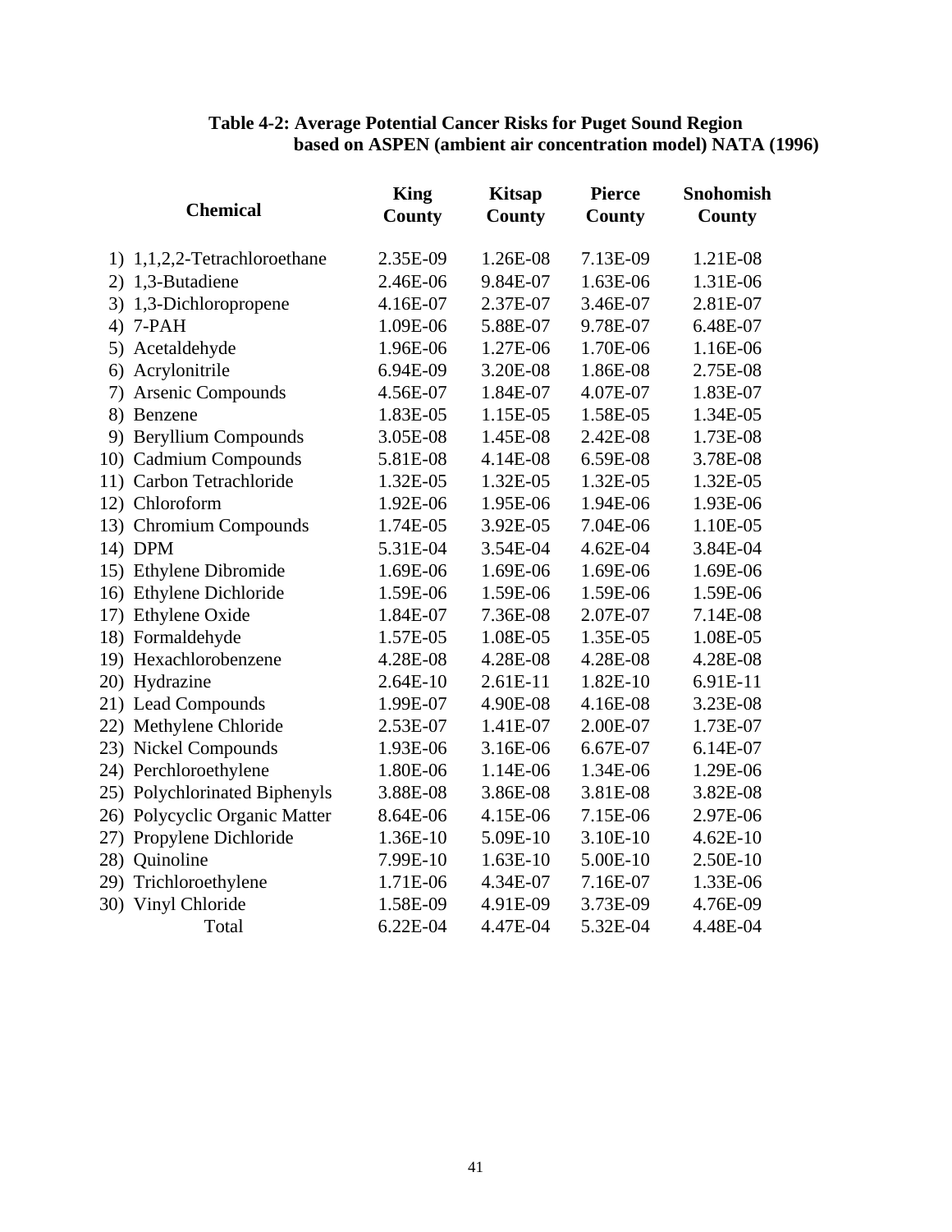**Table 4-2: Average Potential Cancer Risks for Puget Sound Region based on ASPEN (ambient air concentration model) NATA (1996)**

| Chemical | King County | Kitsap County | Pierce County | Snohomish County |
|---|---|---|---|---|
| 1) 1,1,2,2-Tetrachloroethane | 2.35E-09 | 1.26E-08 | 7.13E-09 | 1.21E-08 |
| 2) 1,3-Butadiene | 2.46E-06 | 9.84E-07 | 1.63E-06 | 1.31E-06 |
| 3) 1,3-Dichloropropene | 4.16E-07 | 2.37E-07 | 3.46E-07 | 2.81E-07 |
| 4) 7-PAH | 1.09E-06 | 5.88E-07 | 9.78E-07 | 6.48E-07 |
| 5) Acetaldehyde | 1.96E-06 | 1.27E-06 | 1.70E-06 | 1.16E-06 |
| 6) Acrylonitrile | 6.94E-09 | 3.20E-08 | 1.86E-08 | 2.75E-08 |
| 7) Arsenic Compounds | 4.56E-07 | 1.84E-07 | 4.07E-07 | 1.83E-07 |
| 8) Benzene | 1.83E-05 | 1.15E-05 | 1.58E-05 | 1.34E-05 |
| 9) Beryllium Compounds | 3.05E-08 | 1.45E-08 | 2.42E-08 | 1.73E-08 |
| 10) Cadmium Compounds | 5.81E-08 | 4.14E-08 | 6.59E-08 | 3.78E-08 |
| 11) Carbon Tetrachloride | 1.32E-05 | 1.32E-05 | 1.32E-05 | 1.32E-05 |
| 12) Chloroform | 1.92E-06 | 1.95E-06 | 1.94E-06 | 1.93E-06 |
| 13) Chromium Compounds | 1.74E-05 | 3.92E-05 | 7.04E-06 | 1.10E-05 |
| 14) DPM | 5.31E-04 | 3.54E-04 | 4.62E-04 | 3.84E-04 |
| 15) Ethylene Dibromide | 1.69E-06 | 1.69E-06 | 1.69E-06 | 1.69E-06 |
| 16) Ethylene Dichloride | 1.59E-06 | 1.59E-06 | 1.59E-06 | 1.59E-06 |
| 17) Ethylene Oxide | 1.84E-07 | 7.36E-08 | 2.07E-07 | 7.14E-08 |
| 18) Formaldehyde | 1.57E-05 | 1.08E-05 | 1.35E-05 | 1.08E-05 |
| 19) Hexachlorobenzene | 4.28E-08 | 4.28E-08 | 4.28E-08 | 4.28E-08 |
| 20) Hydrazine | 2.64E-10 | 2.61E-11 | 1.82E-10 | 6.91E-11 |
| 21) Lead Compounds | 1.99E-07 | 4.90E-08 | 4.16E-08 | 3.23E-08 |
| 22) Methylene Chloride | 2.53E-07 | 1.41E-07 | 2.00E-07 | 1.73E-07 |
| 23) Nickel Compounds | 1.93E-06 | 3.16E-06 | 6.67E-07 | 6.14E-07 |
| 24) Perchloroethylene | 1.80E-06 | 1.14E-06 | 1.34E-06 | 1.29E-06 |
| 25) Polychlorinated Biphenyls | 3.88E-08 | 3.86E-08 | 3.81E-08 | 3.82E-08 |
| 26) Polycyclic Organic Matter | 8.64E-06 | 4.15E-06 | 7.15E-06 | 2.97E-06 |
| 27) Propylene Dichloride | 1.36E-10 | 5.09E-10 | 3.10E-10 | 4.62E-10 |
| 28) Quinoline | 7.99E-10 | 1.63E-10 | 5.00E-10 | 2.50E-10 |
| 29) Trichloroethylene | 1.71E-06 | 4.34E-07 | 7.16E-07 | 1.33E-06 |
| 30) Vinyl Chloride | 1.58E-09 | 4.91E-09 | 3.73E-09 | 4.76E-09 |
| Total | 6.22E-04 | 4.47E-04 | 5.32E-04 | 4.48E-04 |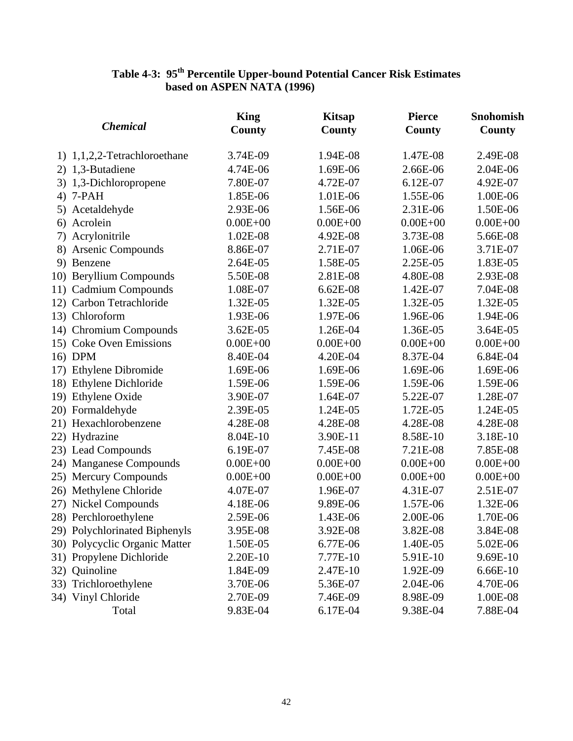**Table 4-3: 95th Percentile Upper-bound Potential Cancer Risk Estimates based on ASPEN NATA (1996)**

| *Chemical* | King County | Kitsap County | Pierce County | Snohomish County |
|---|---|---|---|---|
| 1) 1,1,2,2-Tetrachloroethane | 3.74E-09 | 1.94E-08 | 1.47E-08 | 2.49E-08 |
| 2) 1,3-Butadiene | 4.74E-06 | 1.69E-06 | 2.66E-06 | 2.04E-06 |
| 3) 1,3-Dichloropropene | 7.80E-07 | 4.72E-07 | 6.12E-07 | 4.92E-07 |
| 4) 7-PAH | 1.85E-06 | 1.01E-06 | 1.55E-06 | 1.00E-06 |
| 5) Acetaldehyde | 2.93E-06 | 1.56E-06 | 2.31E-06 | 1.50E-06 |
| 6) Acrolein | 0.00E+00 | 0.00E+00 | 0.00E+00 | 0.00E+00 |
| 7) Acrylonitrile | 1.02E-08 | 4.92E-08 | 3.73E-08 | 5.66E-08 |
| 8) Arsenic Compounds | 8.86E-07 | 2.71E-07 | 1.06E-06 | 3.71E-07 |
| 9) Benzene | 2.64E-05 | 1.58E-05 | 2.25E-05 | 1.83E-05 |
| 10) Beryllium Compounds | 5.50E-08 | 2.81E-08 | 4.80E-08 | 2.93E-08 |
| 11) Cadmium Compounds | 1.08E-07 | 6.62E-08 | 1.42E-07 | 7.04E-08 |
| 12) Carbon Tetrachloride | 1.32E-05 | 1.32E-05 | 1.32E-05 | 1.32E-05 |
| 13) Chloroform | 1.93E-06 | 1.97E-06 | 1.96E-06 | 1.94E-06 |
| 14) Chromium Compounds | 3.62E-05 | 1.26E-04 | 1.36E-05 | 3.64E-05 |
| 15) Coke Oven Emissions | 0.00E+00 | 0.00E+00 | 0.00E+00 | 0.00E+00 |
| 16) DPM | 8.40E-04 | 4.20E-04 | 8.37E-04 | 6.84E-04 |
| 17) Ethylene Dibromide | 1.69E-06 | 1.69E-06 | 1.69E-06 | 1.69E-06 |
| 18) Ethylene Dichloride | 1.59E-06 | 1.59E-06 | 1.59E-06 | 1.59E-06 |
| 19) Ethylene Oxide | 3.90E-07 | 1.64E-07 | 5.22E-07 | 1.28E-07 |
| 20) Formaldehyde | 2.39E-05 | 1.24E-05 | 1.72E-05 | 1.24E-05 |
| 21) Hexachlorobenzene | 4.28E-08 | 4.28E-08 | 4.28E-08 | 4.28E-08 |
| 22) Hydrazine | 8.04E-10 | 3.90E-11 | 8.58E-10 | 3.18E-10 |
| 23) Lead Compounds | 6.19E-07 | 7.45E-08 | 7.21E-08 | 7.85E-08 |
| 24) Manganese Compounds | 0.00E+00 | 0.00E+00 | 0.00E+00 | 0.00E+00 |
| 25) Mercury Compounds | 0.00E+00 | 0.00E+00 | 0.00E+00 | 0.00E+00 |
| 26) Methylene Chloride | 4.07E-07 | 1.96E-07 | 4.31E-07 | 2.51E-07 |
| 27) Nickel Compounds | 4.18E-06 | 9.89E-06 | 1.57E-06 | 1.32E-06 |
| 28) Perchloroethylene | 2.59E-06 | 1.43E-06 | 2.00E-06 | 1.70E-06 |
| 29) Polychlorinated Biphenyls | 3.95E-08 | 3.92E-08 | 3.82E-08 | 3.84E-08 |
| 30) Polycyclic Organic Matter | 1.50E-05 | 6.77E-06 | 1.40E-05 | 5.02E-06 |
| 31) Propylene Dichloride | 2.20E-10 | 7.77E-10 | 5.91E-10 | 9.69E-10 |
| 32) Quinoline | 1.84E-09 | 2.47E-10 | 1.92E-09 | 6.66E-10 |
| 33) Trichloroethylene | 3.70E-06 | 5.36E-07 | 2.04E-06 | 4.70E-06 |
| 34) Vinyl Chloride | 2.70E-09 | 7.46E-09 | 8.98E-09 | 1.00E-08 |
| Total | 9.83E-04 | 6.17E-04 | 9.38E-04 | 7.88E-04 |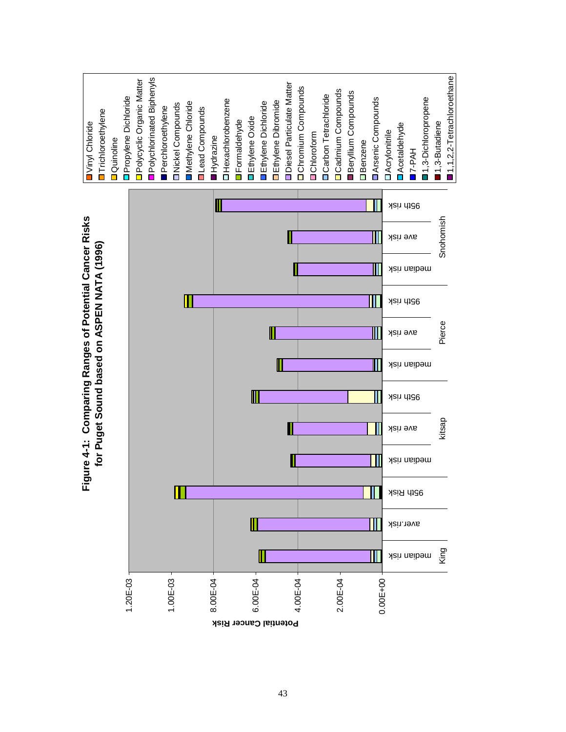**Figure 4-1: Comparing Ranges of Potential Cancer Risks for Puget Sound based on ASPEN NATA (1996)**

Potential Cancer Risk

0.00E+00, 2.00E-04, 4.00E-04, 6.00E-04, 8.00E-04, 1.00E-03, 1.20E-03

King: median risk, aver.risk, 95th Risk

kitsap: median risk, ave risk, 95th risk

Pierce: median risk, ave risk, 95th risk

Snohomish: median risk, ave risk, 95th risk

Legend:
- Vinyl Chloride
- Trichloroethylene
- Quinoline
- Propylene Dichloride
- Polycyclic Organic Matter
- Polychlorinated Biphenyls
- Perchloroethylene
- Nickel Compounds
- Methylene Chloride
- Lead Compounds
- Hydrazine
- Hexachlorobenzene
- Formaldehyde
- Ethylene Oxide
- Ethylene Dichloride
- Ethylene Dibromide
- Diesel Particulate Matter
- Chromium Compounds
- Chloroform
- Carbon Tetrachloride
- Cadmium Compounds
- Beryllium Compounds
- Benzene
- Arsenic Compounds
- Acrylonitrile
- Acetaldehyde
- 7-PAH
- 1,3-Dichloropropene
- 1,3-Butadiene
- 1,1,2,2-Tetrachloroethane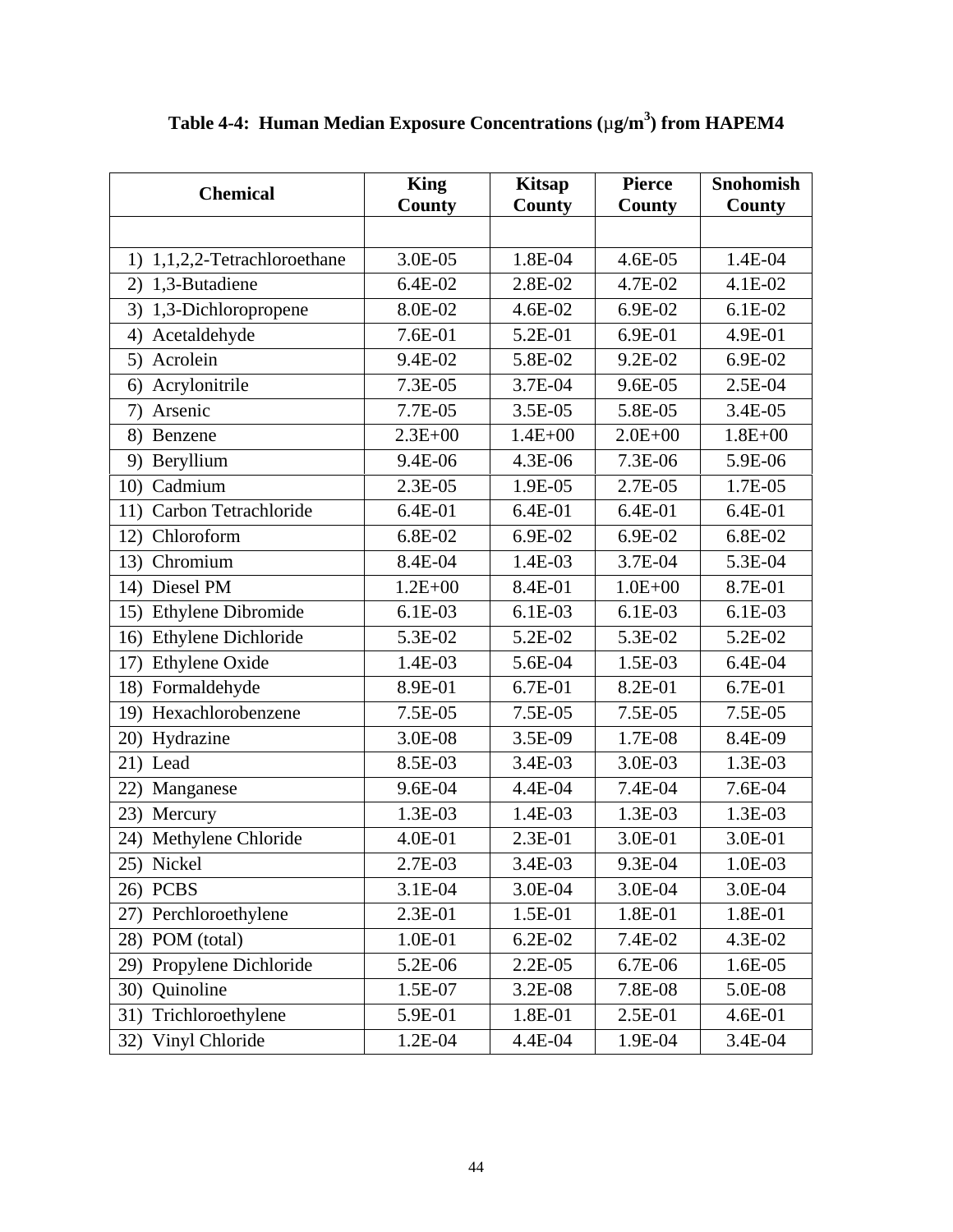**Table 4-4: Human Median Exposure Concentrations ($\mu g/m^3$) from HAPEM4**

| Chemical | King County | Kitsap County | Pierce County | Snohomish County |
|---|---|---|---|---|
| | | | | |
| 1) 1,1,2,2-Tetrachloroethane | 3.0E-05 | 1.8E-04 | 4.6E-05 | 1.4E-04 |
| 2) 1,3-Butadiene | 6.4E-02 | 2.8E-02 | 4.7E-02 | 4.1E-02 |
| 3) 1,3-Dichloropropene | 8.0E-02 | 4.6E-02 | 6.9E-02 | 6.1E-02 |
| 4) Acetaldehyde | 7.6E-01 | 5.2E-01 | 6.9E-01 | 4.9E-01 |
| 5) Acrolein | 9.4E-02 | 5.8E-02 | 9.2E-02 | 6.9E-02 |
| 6) Acrylonitrile | 7.3E-05 | 3.7E-04 | 9.6E-05 | 2.5E-04 |
| 7) Arsenic | 7.7E-05 | 3.5E-05 | 5.8E-05 | 3.4E-05 |
| 8) Benzene | 2.3E+00 | 1.4E+00 | 2.0E+00 | 1.8E+00 |
| 9) Beryllium | 9.4E-06 | 4.3E-06 | 7.3E-06 | 5.9E-06 |
| 10) Cadmium | 2.3E-05 | 1.9E-05 | 2.7E-05 | 1.7E-05 |
| 11) Carbon Tetrachloride | 6.4E-01 | 6.4E-01 | 6.4E-01 | 6.4E-01 |
| 12) Chloroform | 6.8E-02 | 6.9E-02 | 6.9E-02 | 6.8E-02 |
| 13) Chromium | 8.4E-04 | 1.4E-03 | 3.7E-04 | 5.3E-04 |
| 14) Diesel PM | 1.2E+00 | 8.4E-01 | 1.0E+00 | 8.7E-01 |
| 15) Ethylene Dibromide | 6.1E-03 | 6.1E-03 | 6.1E-03 | 6.1E-03 |
| 16) Ethylene Dichloride | 5.3E-02 | 5.2E-02 | 5.3E-02 | 5.2E-02 |
| 17) Ethylene Oxide | 1.4E-03 | 5.6E-04 | 1.5E-03 | 6.4E-04 |
| 18) Formaldehyde | 8.9E-01 | 6.7E-01 | 8.2E-01 | 6.7E-01 |
| 19) Hexachlorobenzene | 7.5E-05 | 7.5E-05 | 7.5E-05 | 7.5E-05 |
| 20) Hydrazine | 3.0E-08 | 3.5E-09 | 1.7E-08 | 8.4E-09 |
| 21) Lead | 8.5E-03 | 3.4E-03 | 3.0E-03 | 1.3E-03 |
| 22) Manganese | 9.6E-04 | 4.4E-04 | 7.4E-04 | 7.6E-04 |
| 23) Mercury | 1.3E-03 | 1.4E-03 | 1.3E-03 | 1.3E-03 |
| 24) Methylene Chloride | 4.0E-01 | 2.3E-01 | 3.0E-01 | 3.0E-01 |
| 25) Nickel | 2.7E-03 | 3.4E-03 | 9.3E-04 | 1.0E-03 |
| 26) PCBS | 3.1E-04 | 3.0E-04 | 3.0E-04 | 3.0E-04 |
| 27) Perchloroethylene | 2.3E-01 | 1.5E-01 | 1.8E-01 | 1.8E-01 |
| 28) POM (total) | 1.0E-01 | 6.2E-02 | 7.4E-02 | 4.3E-02 |
| 29) Propylene Dichloride | 5.2E-06 | 2.2E-05 | 6.7E-06 | 1.6E-05 |
| 30) Quinoline | 1.5E-07 | 3.2E-08 | 7.8E-08 | 5.0E-08 |
| 31) Trichloroethylene | 5.9E-01 | 1.8E-01 | 2.5E-01 | 4.6E-01 |
| 32) Vinyl Chloride | 1.2E-04 | 4.4E-04 | 1.9E-04 | 3.4E-04 |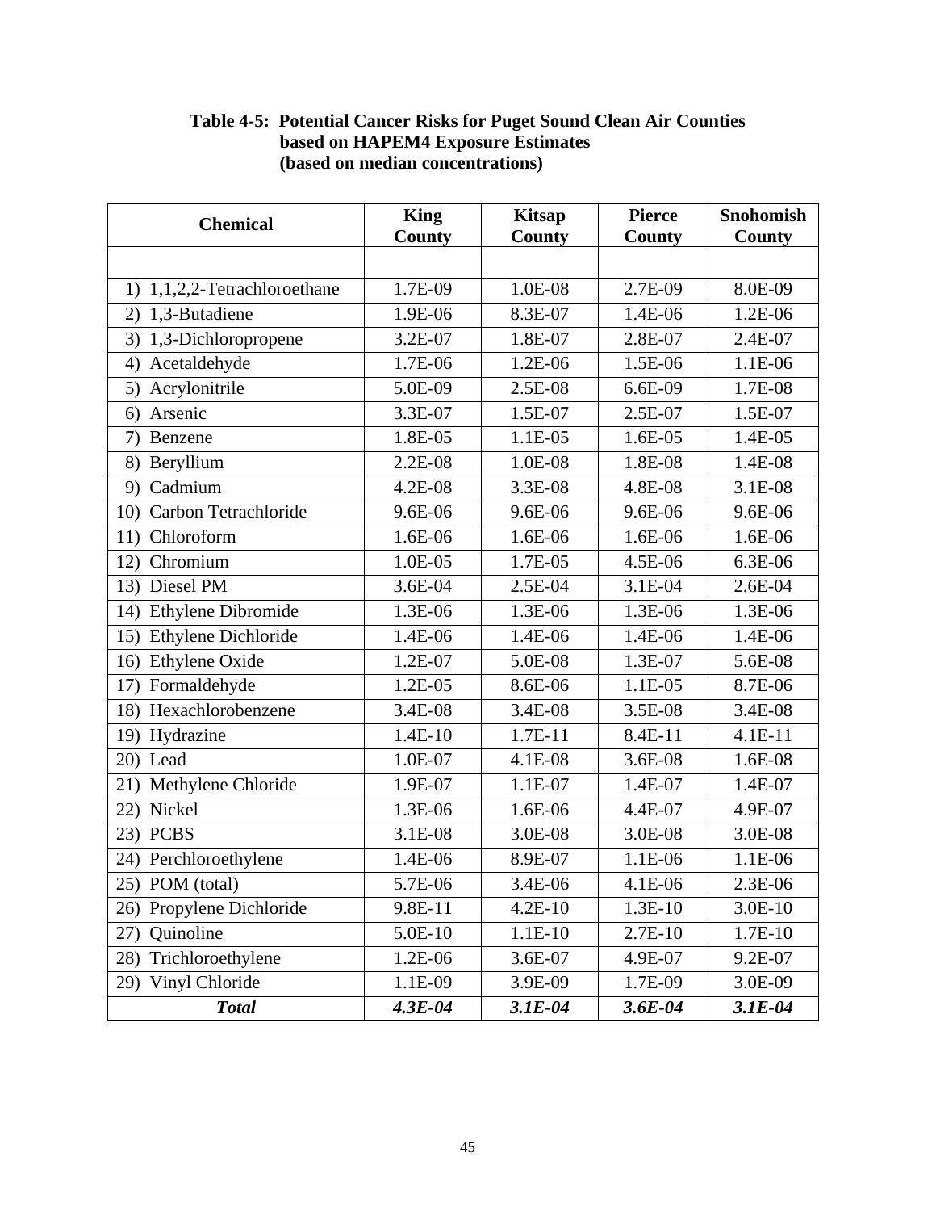**Table 4-5: Potential Cancer Risks for Puget Sound Clean Air Counties based on HAPEM4 Exposure Estimates (based on median concentrations)**

| Chemical | King County | Kitsap County | Pierce County | Snohomish County |
|---|---|---|---|---|
| | | | | |
| 1) 1,1,2,2-Tetrachloroethane | 1.7E-09 | 1.0E-08 | 2.7E-09 | 8.0E-09 |
| 2) 1,3-Butadiene | 1.9E-06 | 8.3E-07 | 1.4E-06 | 1.2E-06 |
| 3) 1,3-Dichloropropene | 3.2E-07 | 1.8E-07 | 2.8E-07 | 2.4E-07 |
| 4) Acetaldehyde | 1.7E-06 | 1.2E-06 | 1.5E-06 | 1.1E-06 |
| 5) Acrylonitrile | 5.0E-09 | 2.5E-08 | 6.6E-09 | 1.7E-08 |
| 6) Arsenic | 3.3E-07 | 1.5E-07 | 2.5E-07 | 1.5E-07 |
| 7) Benzene | 1.8E-05 | 1.1E-05 | 1.6E-05 | 1.4E-05 |
| 8) Beryllium | 2.2E-08 | 1.0E-08 | 1.8E-08 | 1.4E-08 |
| 9) Cadmium | 4.2E-08 | 3.3E-08 | 4.8E-08 | 3.1E-08 |
| 10) Carbon Tetrachloride | 9.6E-06 | 9.6E-06 | 9.6E-06 | 9.6E-06 |
| 11) Chloroform | 1.6E-06 | 1.6E-06 | 1.6E-06 | 1.6E-06 |
| 12) Chromium | 1.0E-05 | 1.7E-05 | 4.5E-06 | 6.3E-06 |
| 13) Diesel PM | 3.6E-04 | 2.5E-04 | 3.1E-04 | 2.6E-04 |
| 14) Ethylene Dibromide | 1.3E-06 | 1.3E-06 | 1.3E-06 | 1.3E-06 |
| 15) Ethylene Dichloride | 1.4E-06 | 1.4E-06 | 1.4E-06 | 1.4E-06 |
| 16) Ethylene Oxide | 1.2E-07 | 5.0E-08 | 1.3E-07 | 5.6E-08 |
| 17) Formaldehyde | 1.2E-05 | 8.6E-06 | 1.1E-05 | 8.7E-06 |
| 18) Hexachlorobenzene | 3.4E-08 | 3.4E-08 | 3.5E-08 | 3.4E-08 |
| 19) Hydrazine | 1.4E-10 | 1.7E-11 | 8.4E-11 | 4.1E-11 |
| 20) Lead | 1.0E-07 | 4.1E-08 | 3.6E-08 | 1.6E-08 |
| 21) Methylene Chloride | 1.9E-07 | 1.1E-07 | 1.4E-07 | 1.4E-07 |
| 22) Nickel | 1.3E-06 | 1.6E-06 | 4.4E-07 | 4.9E-07 |
| 23) PCBS | 3.1E-08 | 3.0E-08 | 3.0E-08 | 3.0E-08 |
| 24) Perchloroethylene | 1.4E-06 | 8.9E-07 | 1.1E-06 | 1.1E-06 |
| 25) POM (total) | 5.7E-06 | 3.4E-06 | 4.1E-06 | 2.3E-06 |
| 26) Propylene Dichloride | 9.8E-11 | 4.2E-10 | 1.3E-10 | 3.0E-10 |
| 27) Quinoline | 5.0E-10 | 1.1E-10 | 2.7E-10 | 1.7E-10 |
| 28) Trichloroethylene | 1.2E-06 | 3.6E-07 | 4.9E-07 | 9.2E-07 |
| 29) Vinyl Chloride | 1.1E-09 | 3.9E-09 | 1.7E-09 | 3.0E-09 |
| ***Total*** | ***4.3E-04*** | ***3.1E-04*** | ***3.6E-04*** | ***3.1E-04*** |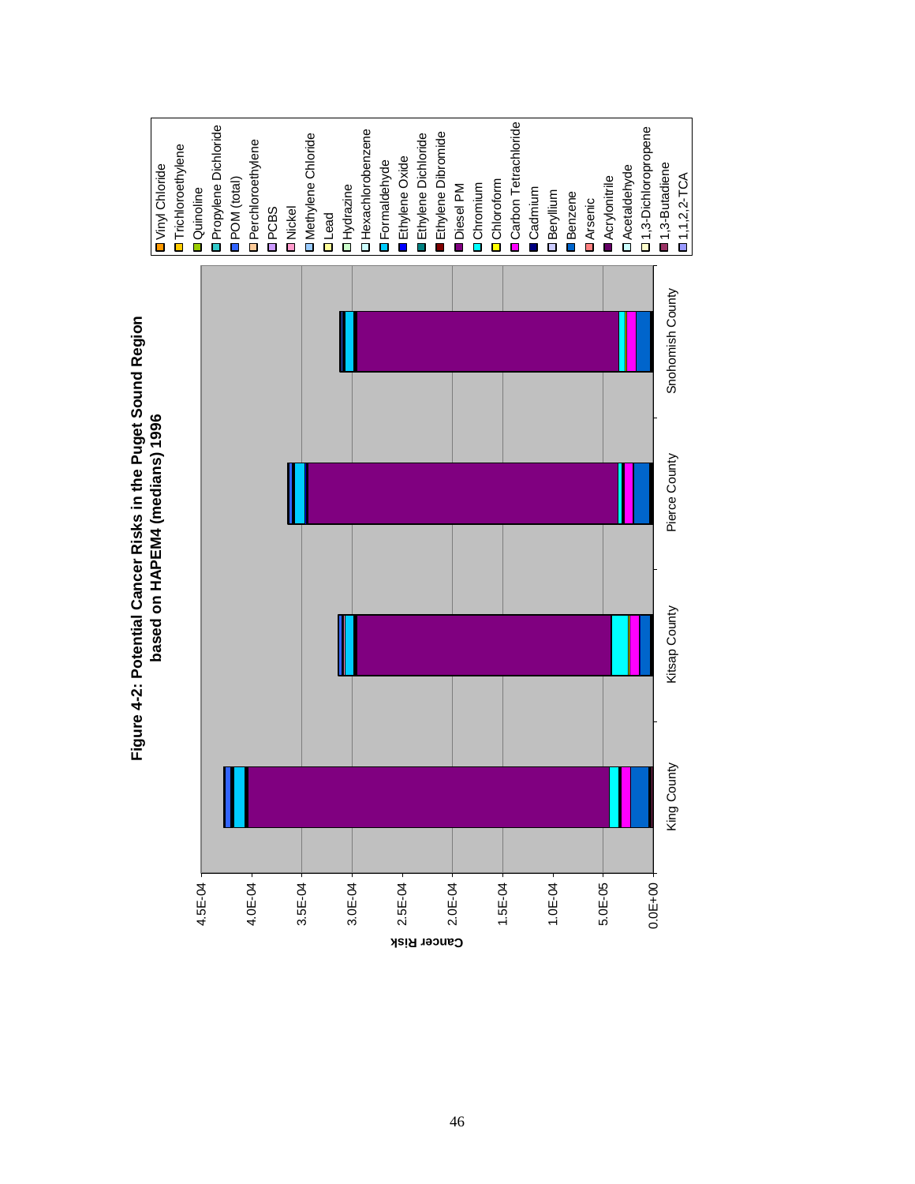**Figure 4-2: Potential Cancer Risks in the Puget Sound Region based on HAPEM4 (medians) 1996**

Cancer Risk

0.0E+00
5.0E-05
1.0E-04
1.5E-04
2.0E-04
2.5E-04
3.0E-04
3.5E-04
4.0E-04
4.5E-04

King County
Kitsap County
Pierce County
Snohomish County

- Vinyl Chloride
- Trichloroethylene
- Quinoline
- Propylene Dichloride
- POM (total)
- Perchloroethylene
- PCBS
- Nickel
- Methylene Chloride
- Lead
- Hydrazine
- Hexachlorobenzene
- Formaldehyde
- Ethylene Oxide
- Ethylene Dichloride
- Ethylene Dibromide
- Diesel PM
- Chromium
- Chloroform
- Carbon Tetrachloride
- Cadmium
- Beryllium
- Benzene
- Arsenic
- Acrylonitrile
- Acetaldehyde
- 1,3-Dichloropropene
- 1,3-Butadiene
- 1,1,2,2-TCA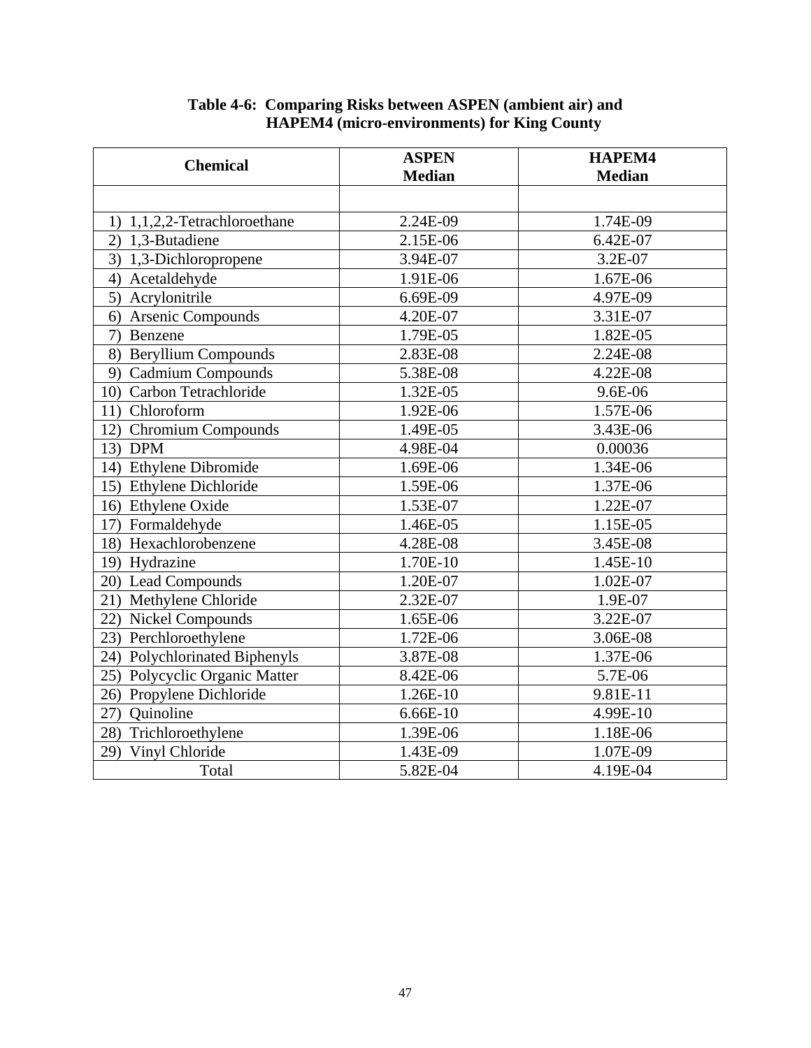**Table 4-6: Comparing Risks between ASPEN (ambient air) and HAPEM4 (micro-environments) for King County**

| Chemical | ASPEN Median | HAPEM4 Median |
|---|---|---|
| | | |
| 1) 1,1,2,2-Tetrachloroethane | 2.24E-09 | 1.74E-09 |
| 2) 1,3-Butadiene | 2.15E-06 | 6.42E-07 |
| 3) 1,3-Dichloropropene | 3.94E-07 | 3.2E-07 |
| 4) Acetaldehyde | 1.91E-06 | 1.67E-06 |
| 5) Acrylonitrile | 6.69E-09 | 4.97E-09 |
| 6) Arsenic Compounds | 4.20E-07 | 3.31E-07 |
| 7) Benzene | 1.79E-05 | 1.82E-05 |
| 8) Beryllium Compounds | 2.83E-08 | 2.24E-08 |
| 9) Cadmium Compounds | 5.38E-08 | 4.22E-08 |
| 10) Carbon Tetrachloride | 1.32E-05 | 9.6E-06 |
| 11) Chloroform | 1.92E-06 | 1.57E-06 |
| 12) Chromium Compounds | 1.49E-05 | 3.43E-06 |
| 13) DPM | 4.98E-04 | 0.00036 |
| 14) Ethylene Dibromide | 1.69E-06 | 1.34E-06 |
| 15) Ethylene Dichloride | 1.59E-06 | 1.37E-06 |
| 16) Ethylene Oxide | 1.53E-07 | 1.22E-07 |
| 17) Formaldehyde | 1.46E-05 | 1.15E-05 |
| 18) Hexachlorobenzene | 4.28E-08 | 3.45E-08 |
| 19) Hydrazine | 1.70E-10 | 1.45E-10 |
| 20) Lead Compounds | 1.20E-07 | 1.02E-07 |
| 21) Methylene Chloride | 2.32E-07 | 1.9E-07 |
| 22) Nickel Compounds | 1.65E-06 | 3.22E-07 |
| 23) Perchloroethylene | 1.72E-06 | 3.06E-08 |
| 24) Polychlorinated Biphenyls | 3.87E-08 | 1.37E-06 |
| 25) Polycyclic Organic Matter | 8.42E-06 | 5.7E-06 |
| 26) Propylene Dichloride | 1.26E-10 | 9.81E-11 |
| 27) Quinoline | 6.66E-10 | 4.99E-10 |
| 28) Trichloroethylene | 1.39E-06 | 1.18E-06 |
| 29) Vinyl Chloride | 1.43E-09 | 1.07E-09 |
| Total | 5.82E-04 | 4.19E-04 |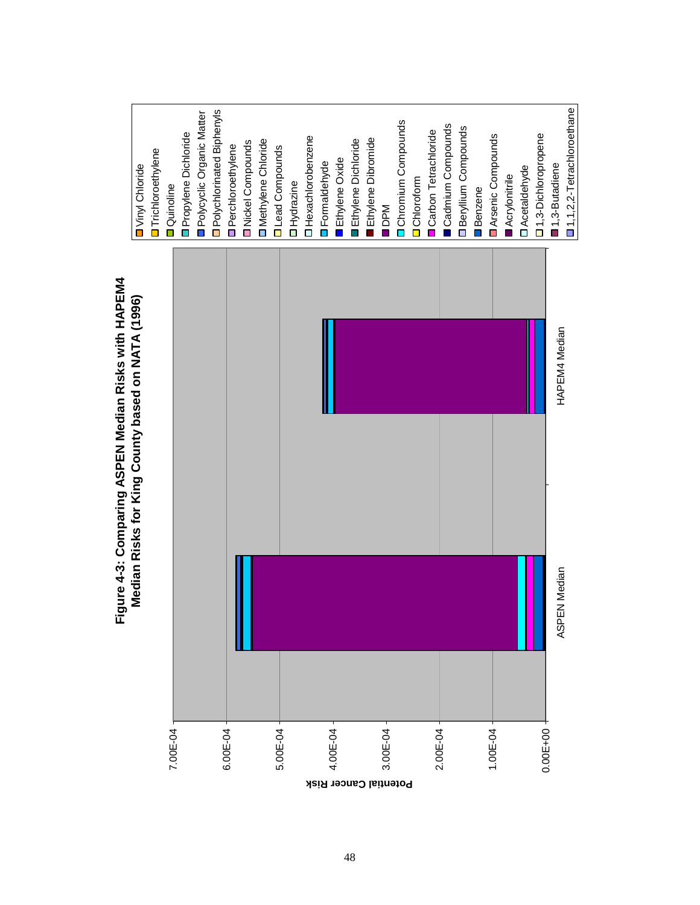**Figure 4-3: Comparing ASPEN Median Risks with HAPEM4 Median Risks for King County based on NATA (1996)**

Potential Cancer Risk

7.00E-04
6.00E-04
5.00E-04
4.00E-04
3.00E-04
2.00E-04
1.00E-04
0.00E+00

ASPEN Median

HAPEM4 Median

- Vinyl Chloride
- Trichloroethylene
- Quinoline
- Propylene Dichloride
- Polycyclic Organic Matter
- Polychlorinated Biphenyls
- Perchloroethylene
- Nickel Compounds
- Methylene Chloride
- Lead Compounds
- Hydrazine
- Hexachlorobenzene
- Formaldehyde
- Ethylene Oxide
- Ethylene Dichloride
- Ethylene Dibromide
- DPM
- Chromium Compounds
- Chloroform
- Carbon Tetrachloride
- Cadmium Compounds
- Beryllium Compounds
- Benzene
- Arsenic Compounds
- Acrylonitrile
- Acetaldehyde
- 1,3-Dichloropropene
- 1,3-Butadiene
- 1,1,2,2-Tetrachloroethane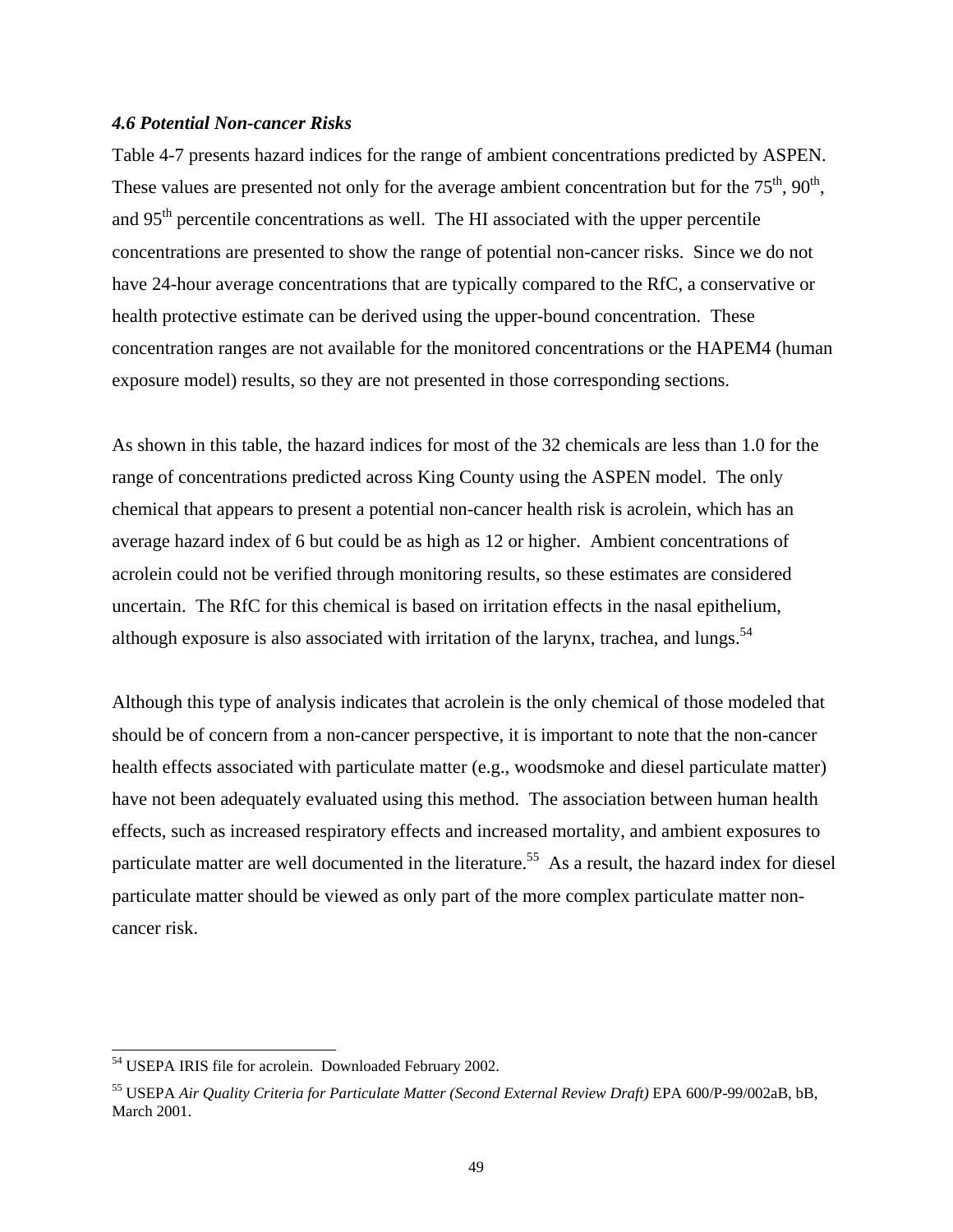### *4.6 Potential Non-cancer Risks*

Table 4-7 presents hazard indices for the range of ambient concentrations predicted by ASPEN. These values are presented not only for the average ambient concentration but for the 75$^{th}$, 90$^{th}$, and 95$^{th}$ percentile concentrations as well. The HI associated with the upper percentile concentrations are presented to show the range of potential non-cancer risks. Since we do not have 24-hour average concentrations that are typically compared to the RfC, a conservative or health protective estimate can be derived using the upper-bound concentration. These concentration ranges are not available for the monitored concentrations or the HAPEM4 (human exposure model) results, so they are not presented in those corresponding sections.

As shown in this table, the hazard indices for most of the 32 chemicals are less than 1.0 for the range of concentrations predicted across King County using the ASPEN model. The only chemical that appears to present a potential non-cancer health risk is acrolein, which has an average hazard index of 6 but could be as high as 12 or higher. Ambient concentrations of acrolein could not be verified through monitoring results, so these estimates are considered uncertain. The RfC for this chemical is based on irritation effects in the nasal epithelium, although exposure is also associated with irritation of the larynx, trachea, and lungs.[54]

Although this type of analysis indicates that acrolein is the only chemical of those modeled that should be of concern from a non-cancer perspective, it is important to note that the non-cancer health effects associated with particulate matter (e.g., woodsmoke and diesel particulate matter) have not been adequately evaluated using this method. The association between human health effects, such as increased respiratory effects and increased mortality, and ambient exposures to particulate matter are well documented in the literature.[55] As a result, the hazard index for diesel particulate matter should be viewed as only part of the more complex particulate matter non-cancer risk.

---

[54] USEPA IRIS file for acrolein. Downloaded February 2002.

[55] USEPA *Air Quality Criteria for Particulate Matter (Second External Review Draft)* EPA 600/P-99/002aB, bB, March 2001.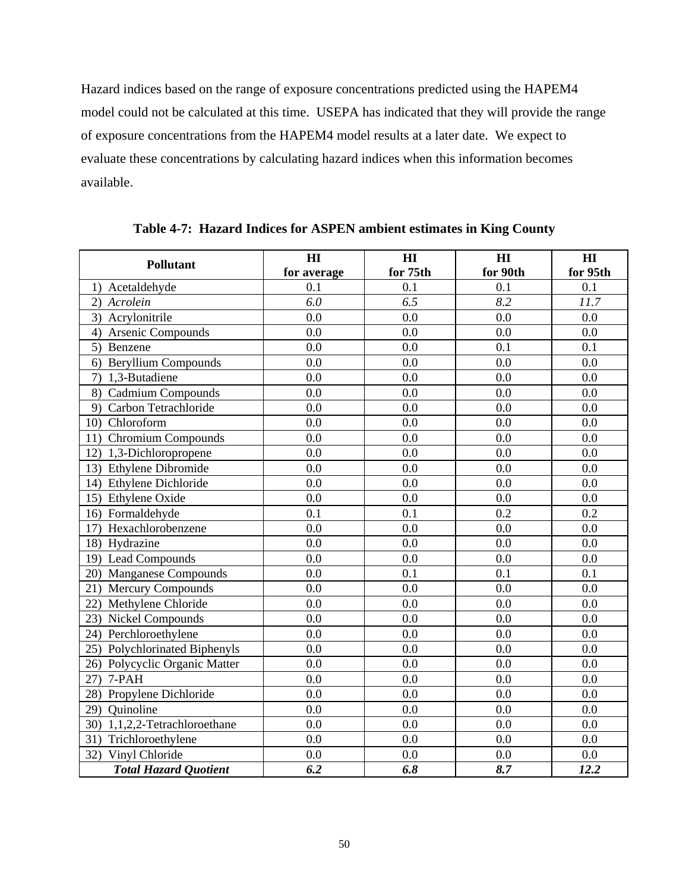Hazard indices based on the range of exposure concentrations predicted using the HAPEM4 model could not be calculated at this time. USEPA has indicated that they will provide the range of exposure concentrations from the HAPEM4 model results at a later date. We expect to evaluate these concentrations by calculating hazard indices when this information becomes available.

**Table 4-7: Hazard Indices for ASPEN ambient estimates in King County**

| Pollutant | HI for average | HI for 75th | HI for 90th | HI for 95th |
|---|---|---|---|---|
| 1) Acetaldehyde | 0.1 | 0.1 | 0.1 | 0.1 |
| 2) *Acrolein* | *6.0* | *6.5* | *8.2* | *11.7* |
| 3) Acrylonitrile | 0.0 | 0.0 | 0.0 | 0.0 |
| 4) Arsenic Compounds | 0.0 | 0.0 | 0.0 | 0.0 |
| 5) Benzene | 0.0 | 0.0 | 0.1 | 0.1 |
| 6) Beryllium Compounds | 0.0 | 0.0 | 0.0 | 0.0 |
| 7) 1,3-Butadiene | 0.0 | 0.0 | 0.0 | 0.0 |
| 8) Cadmium Compounds | 0.0 | 0.0 | 0.0 | 0.0 |
| 9) Carbon Tetrachloride | 0.0 | 0.0 | 0.0 | 0.0 |
| 10) Chloroform | 0.0 | 0.0 | 0.0 | 0.0 |
| 11) Chromium Compounds | 0.0 | 0.0 | 0.0 | 0.0 |
| 12) 1,3-Dichloropropene | 0.0 | 0.0 | 0.0 | 0.0 |
| 13) Ethylene Dibromide | 0.0 | 0.0 | 0.0 | 0.0 |
| 14) Ethylene Dichloride | 0.0 | 0.0 | 0.0 | 0.0 |
| 15) Ethylene Oxide | 0.0 | 0.0 | 0.0 | 0.0 |
| 16) Formaldehyde | 0.1 | 0.1 | 0.2 | 0.2 |
| 17) Hexachlorobenzene | 0.0 | 0.0 | 0.0 | 0.0 |
| 18) Hydrazine | 0.0 | 0.0 | 0.0 | 0.0 |
| 19) Lead Compounds | 0.0 | 0.0 | 0.0 | 0.0 |
| 20) Manganese Compounds | 0.0 | 0.1 | 0.1 | 0.1 |
| 21) Mercury Compounds | 0.0 | 0.0 | 0.0 | 0.0 |
| 22) Methylene Chloride | 0.0 | 0.0 | 0.0 | 0.0 |
| 23) Nickel Compounds | 0.0 | 0.0 | 0.0 | 0.0 |
| 24) Perchloroethylene | 0.0 | 0.0 | 0.0 | 0.0 |
| 25) Polychlorinated Biphenyls | 0.0 | 0.0 | 0.0 | 0.0 |
| 26) Polycyclic Organic Matter | 0.0 | 0.0 | 0.0 | 0.0 |
| 27) 7-PAH | 0.0 | 0.0 | 0.0 | 0.0 |
| 28) Propylene Dichloride | 0.0 | 0.0 | 0.0 | 0.0 |
| 29) Quinoline | 0.0 | 0.0 | 0.0 | 0.0 |
| 30) 1,1,2,2-Tetrachloroethane | 0.0 | 0.0 | 0.0 | 0.0 |
| 31) Trichloroethylene | 0.0 | 0.0 | 0.0 | 0.0 |
| 32) Vinyl Chloride | 0.0 | 0.0 | 0.0 | 0.0 |
| ***Total Hazard Quotient*** | ***6.2*** | ***6.8*** | ***8.7*** | ***12.2*** |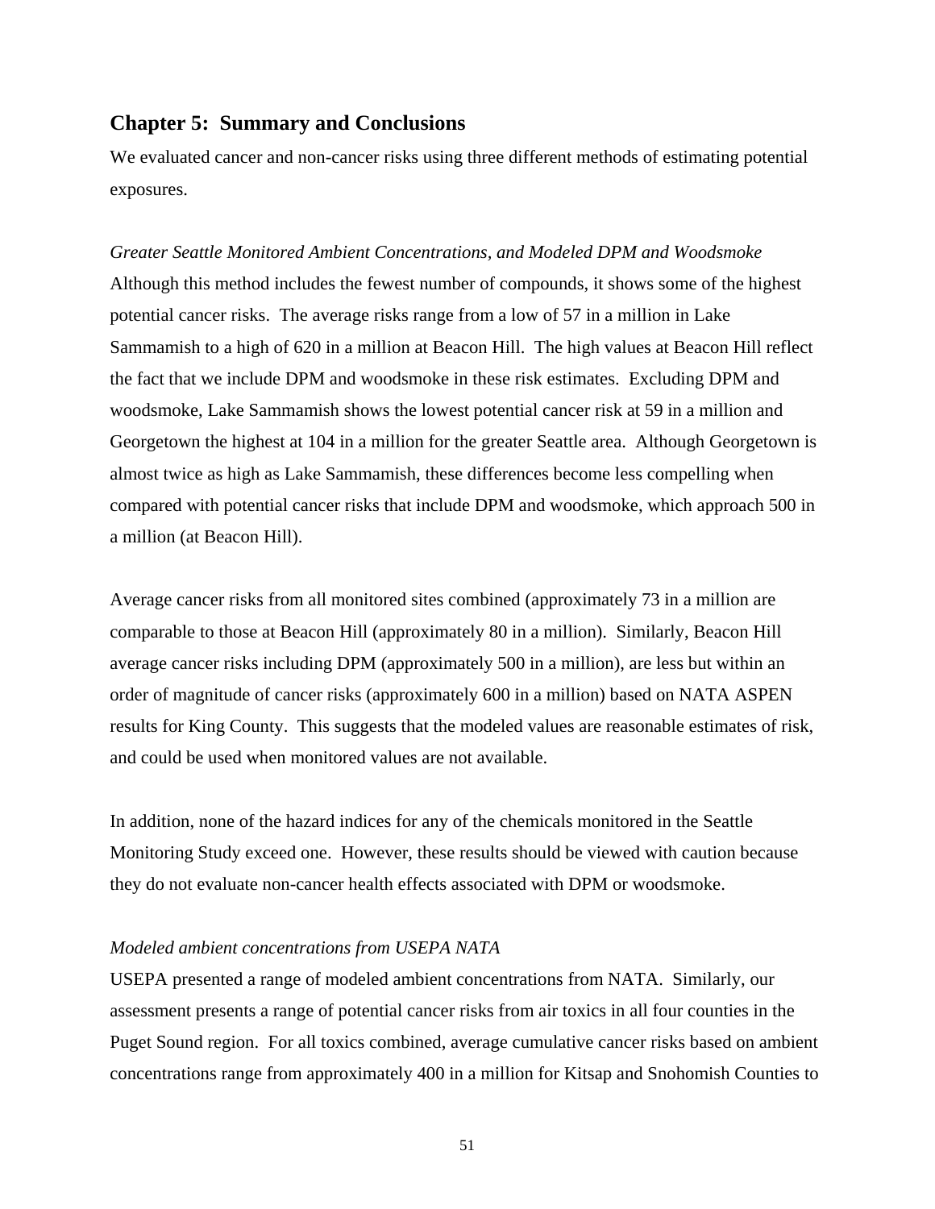## Chapter 5: Summary and Conclusions

We evaluated cancer and non-cancer risks using three different methods of estimating potential exposures.

*Greater Seattle Monitored Ambient Concentrations, and Modeled DPM and Woodsmoke*

Although this method includes the fewest number of compounds, it shows some of the highest potential cancer risks. The average risks range from a low of 57 in a million in Lake Sammamish to a high of 620 in a million at Beacon Hill. The high values at Beacon Hill reflect the fact that we include DPM and woodsmoke in these risk estimates. Excluding DPM and woodsmoke, Lake Sammamish shows the lowest potential cancer risk at 59 in a million and Georgetown the highest at 104 in a million for the greater Seattle area. Although Georgetown is almost twice as high as Lake Sammamish, these differences become less compelling when compared with potential cancer risks that include DPM and woodsmoke, which approach 500 in a million (at Beacon Hill).

Average cancer risks from all monitored sites combined (approximately 73 in a million are comparable to those at Beacon Hill (approximately 80 in a million). Similarly, Beacon Hill average cancer risks including DPM (approximately 500 in a million), are less but within an order of magnitude of cancer risks (approximately 600 in a million) based on NATA ASPEN results for King County. This suggests that the modeled values are reasonable estimates of risk, and could be used when monitored values are not available.

In addition, none of the hazard indices for any of the chemicals monitored in the Seattle Monitoring Study exceed one. However, these results should be viewed with caution because they do not evaluate non-cancer health effects associated with DPM or woodsmoke.

*Modeled ambient concentrations from USEPA NATA*

USEPA presented a range of modeled ambient concentrations from NATA. Similarly, our assessment presents a range of potential cancer risks from air toxics in all four counties in the Puget Sound region. For all toxics combined, average cumulative cancer risks based on ambient concentrations range from approximately 400 in a million for Kitsap and Snohomish Counties to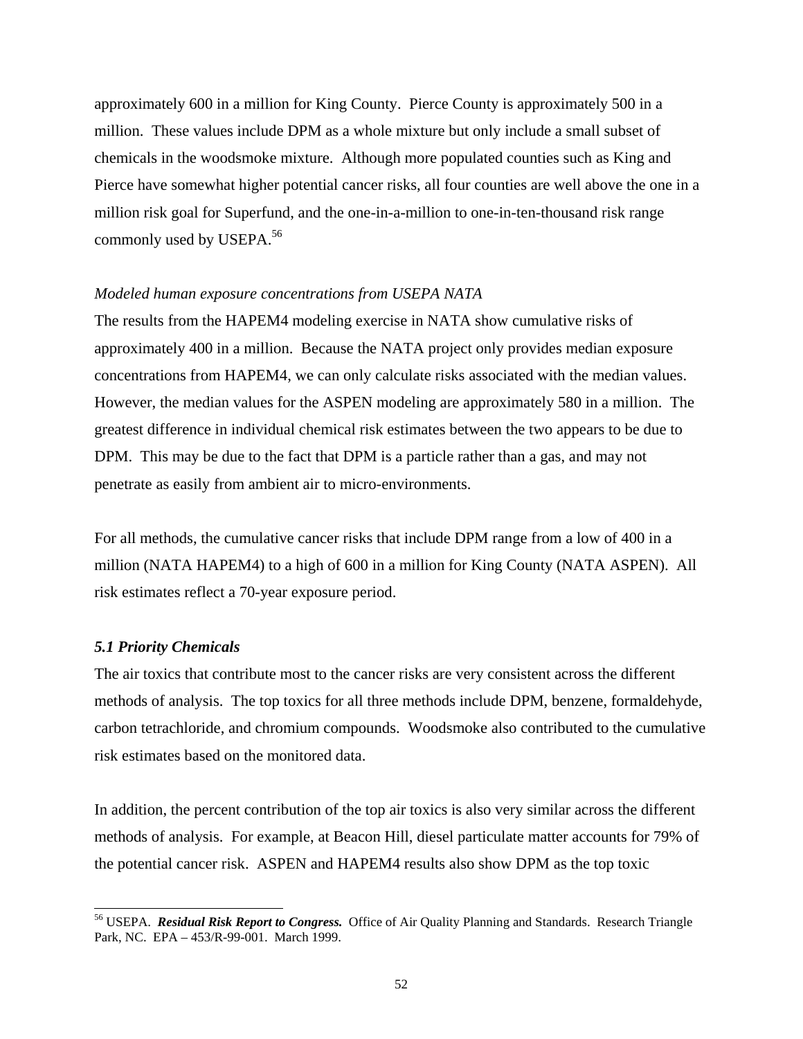approximately 600 in a million for King County. Pierce County is approximately 500 in a million. These values include DPM as a whole mixture but only include a small subset of chemicals in the woodsmoke mixture. Although more populated counties such as King and Pierce have somewhat higher potential cancer risks, all four counties are well above the one in a million risk goal for Superfund, and the one-in-a-million to one-in-ten-thousand risk range commonly used by USEPA.[56]

*Modeled human exposure concentrations from USEPA NATA*

The results from the HAPEM4 modeling exercise in NATA show cumulative risks of approximately 400 in a million. Because the NATA project only provides median exposure concentrations from HAPEM4, we can only calculate risks associated with the median values. However, the median values for the ASPEN modeling are approximately 580 in a million. The greatest difference in individual chemical risk estimates between the two appears to be due to DPM. This may be due to the fact that DPM is a particle rather than a gas, and may not penetrate as easily from ambient air to micro-environments.

For all methods, the cumulative cancer risks that include DPM range from a low of 400 in a million (NATA HAPEM4) to a high of 600 in a million for King County (NATA ASPEN). All risk estimates reflect a 70-year exposure period.

### *5.1 Priority Chemicals*

The air toxics that contribute most to the cancer risks are very consistent across the different methods of analysis. The top toxics for all three methods include DPM, benzene, formaldehyde, carbon tetrachloride, and chromium compounds. Woodsmoke also contributed to the cumulative risk estimates based on the monitored data.

In addition, the percent contribution of the top air toxics is also very similar across the different methods of analysis. For example, at Beacon Hill, diesel particulate matter accounts for 79% of the potential cancer risk. ASPEN and HAPEM4 results also show DPM as the top toxic

---

[56] USEPA. ***Residual Risk Report to Congress.*** Office of Air Quality Planning and Standards. Research Triangle Park, NC. EPA – 453/R-99-001. March 1999.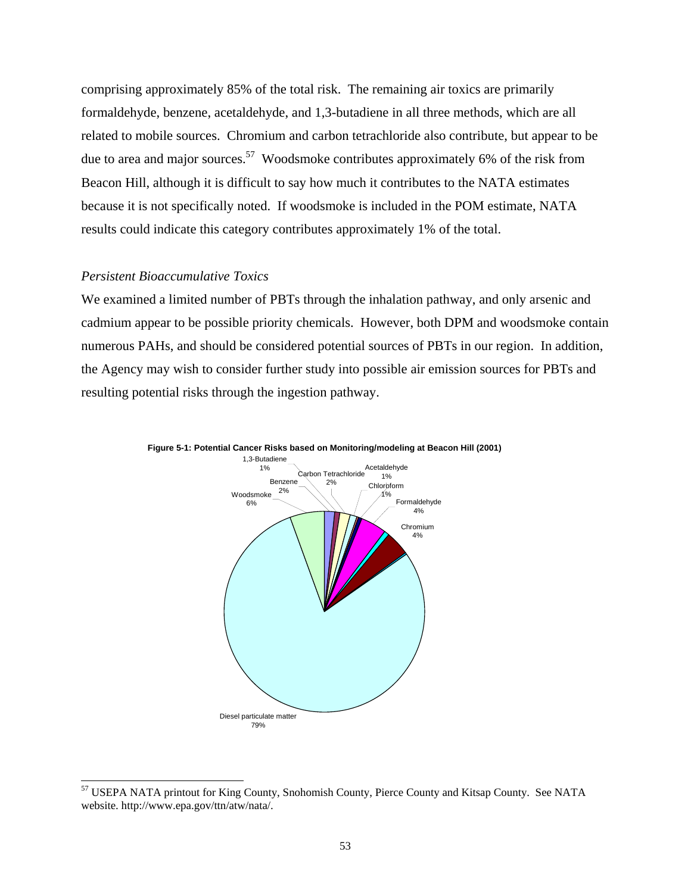comprising approximately 85% of the total risk. The remaining air toxics are primarily formaldehyde, benzene, acetaldehyde, and 1,3-butadiene in all three methods, which are all related to mobile sources. Chromium and carbon tetrachloride also contribute, but appear to be due to area and major sources.[57] Woodsmoke contributes approximately 6% of the risk from Beacon Hill, although it is difficult to say how much it contributes to the NATA estimates because it is not specifically noted. If woodsmoke is included in the POM estimate, NATA results could indicate this category contributes approximately 1% of the total.

*Persistent Bioaccumulative Toxics*

We examined a limited number of PBTs through the inhalation pathway, and only arsenic and cadmium appear to be possible priority chemicals. However, both DPM and woodsmoke contain numerous PAHs, and should be considered potential sources of PBTs in our region. In addition, the Agency may wish to consider further study into possible air emission sources for PBTs and resulting potential risks through the ingestion pathway.

**Figure 5-1: Potential Cancer Risks based on Monitoring/modeling at Beacon Hill (2001)**

| Pollutant | Share |
|---|---|
| Diesel particulate matter | 79% |
| Woodsmoke | 6% |
| Formaldehyde | 4% |
| Chromium | 4% |
| Benzene | 2% |
| Carbon Tetrachloride | 2% |
| 1,3-Butadiene | 1% |
| Acetaldehyde | 1% |
| Chloroform | 1% |

---

[57] USEPA NATA printout for King County, Snohomish County, Pierce County and Kitsap County. See NATA website. http://www.epa.gov/ttn/atw/nata/.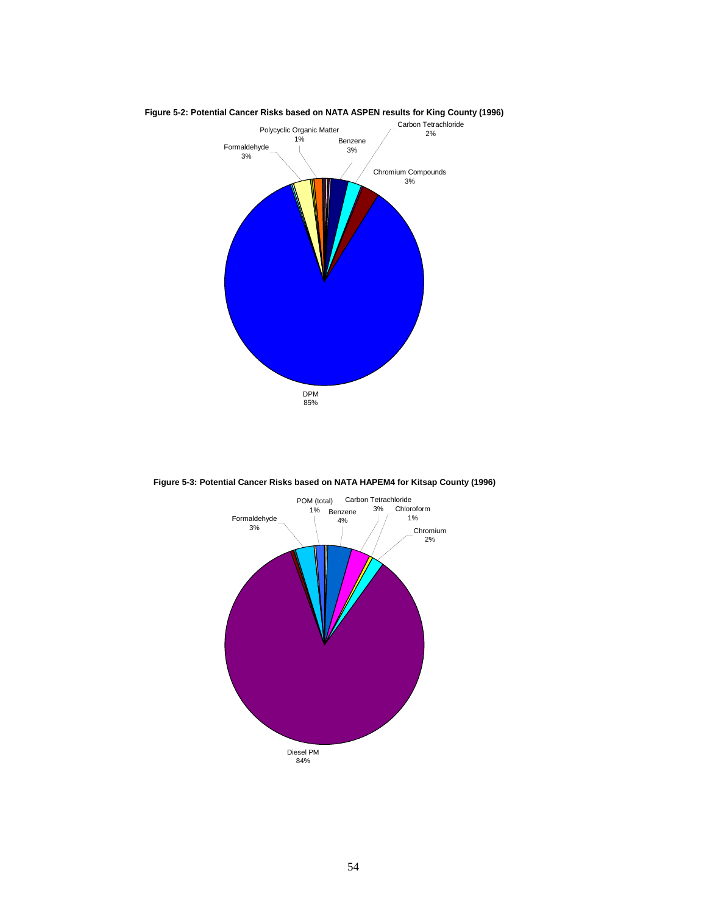**Figure 5-2: Potential Cancer Risks based on NATA ASPEN results for King County (1996)**

Polycyclic Organic Matter 1%

Formaldehyde 3%

Benzene 3%

Carbon Tetrachloride 2%

Chromium Compounds 3%

DPM 85%

**Figure 5-3: Potential Cancer Risks based on NATA HAPEM4 for Kitsap County (1996)**

POM (total) 1%

Formaldehyde 3%

Benzene 4%

Carbon Tetrachloride 3%

Chloroform 1%

Chromium 2%

Diesel PM 84%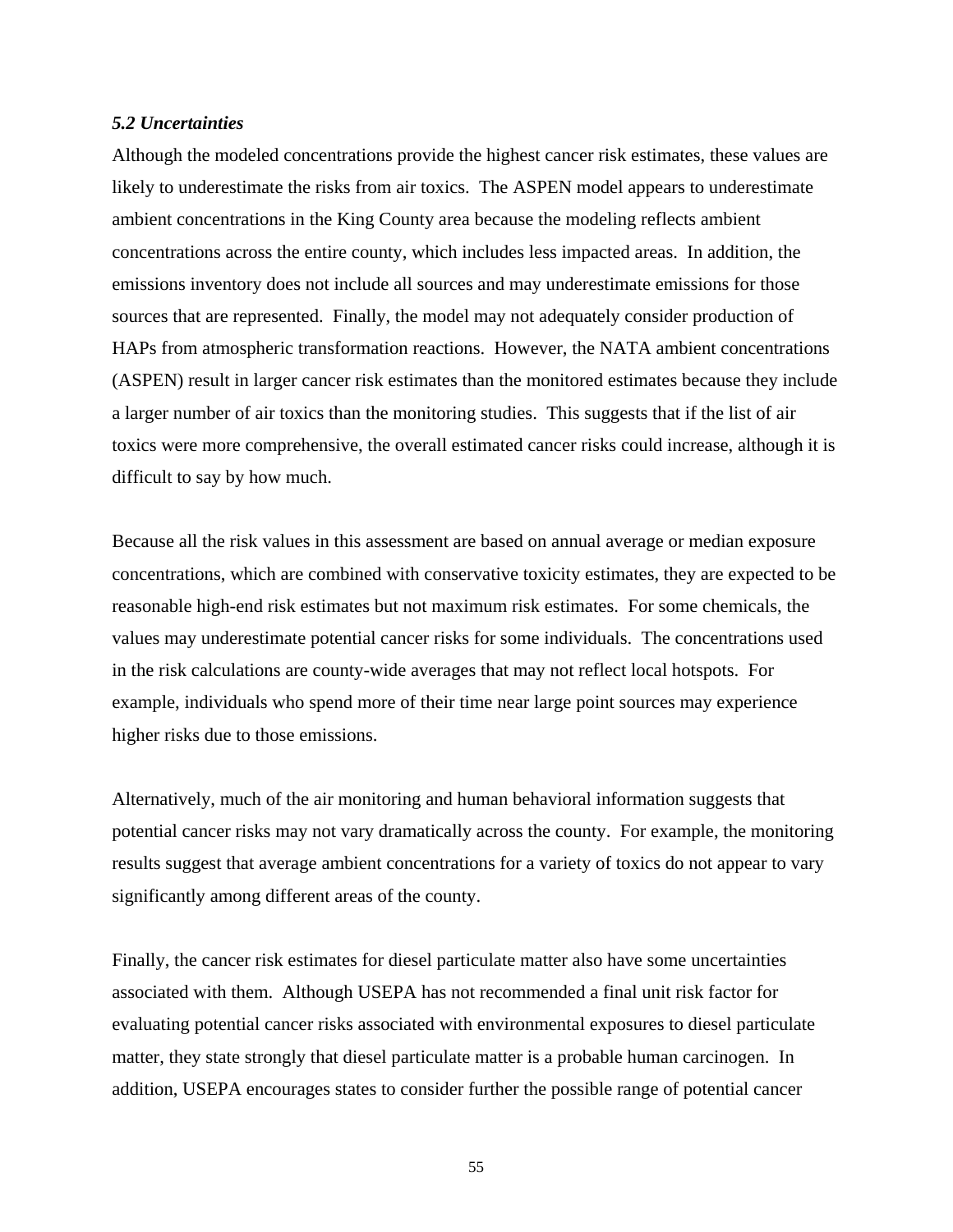### *5.2 Uncertainties*

Although the modeled concentrations provide the highest cancer risk estimates, these values are likely to underestimate the risks from air toxics. The ASPEN model appears to underestimate ambient concentrations in the King County area because the modeling reflects ambient concentrations across the entire county, which includes less impacted areas. In addition, the emissions inventory does not include all sources and may underestimate emissions for those sources that are represented. Finally, the model may not adequately consider production of HAPs from atmospheric transformation reactions. However, the NATA ambient concentrations (ASPEN) result in larger cancer risk estimates than the monitored estimates because they include a larger number of air toxics than the monitoring studies. This suggests that if the list of air toxics were more comprehensive, the overall estimated cancer risks could increase, although it is difficult to say by how much.

Because all the risk values in this assessment are based on annual average or median exposure concentrations, which are combined with conservative toxicity estimates, they are expected to be reasonable high-end risk estimates but not maximum risk estimates. For some chemicals, the values may underestimate potential cancer risks for some individuals. The concentrations used in the risk calculations are county-wide averages that may not reflect local hotspots. For example, individuals who spend more of their time near large point sources may experience higher risks due to those emissions.

Alternatively, much of the air monitoring and human behavioral information suggests that potential cancer risks may not vary dramatically across the county. For example, the monitoring results suggest that average ambient concentrations for a variety of toxics do not appear to vary significantly among different areas of the county.

Finally, the cancer risk estimates for diesel particulate matter also have some uncertainties associated with them. Although USEPA has not recommended a final unit risk factor for evaluating potential cancer risks associated with environmental exposures to diesel particulate matter, they state strongly that diesel particulate matter is a probable human carcinogen. In addition, USEPA encourages states to consider further the possible range of potential cancer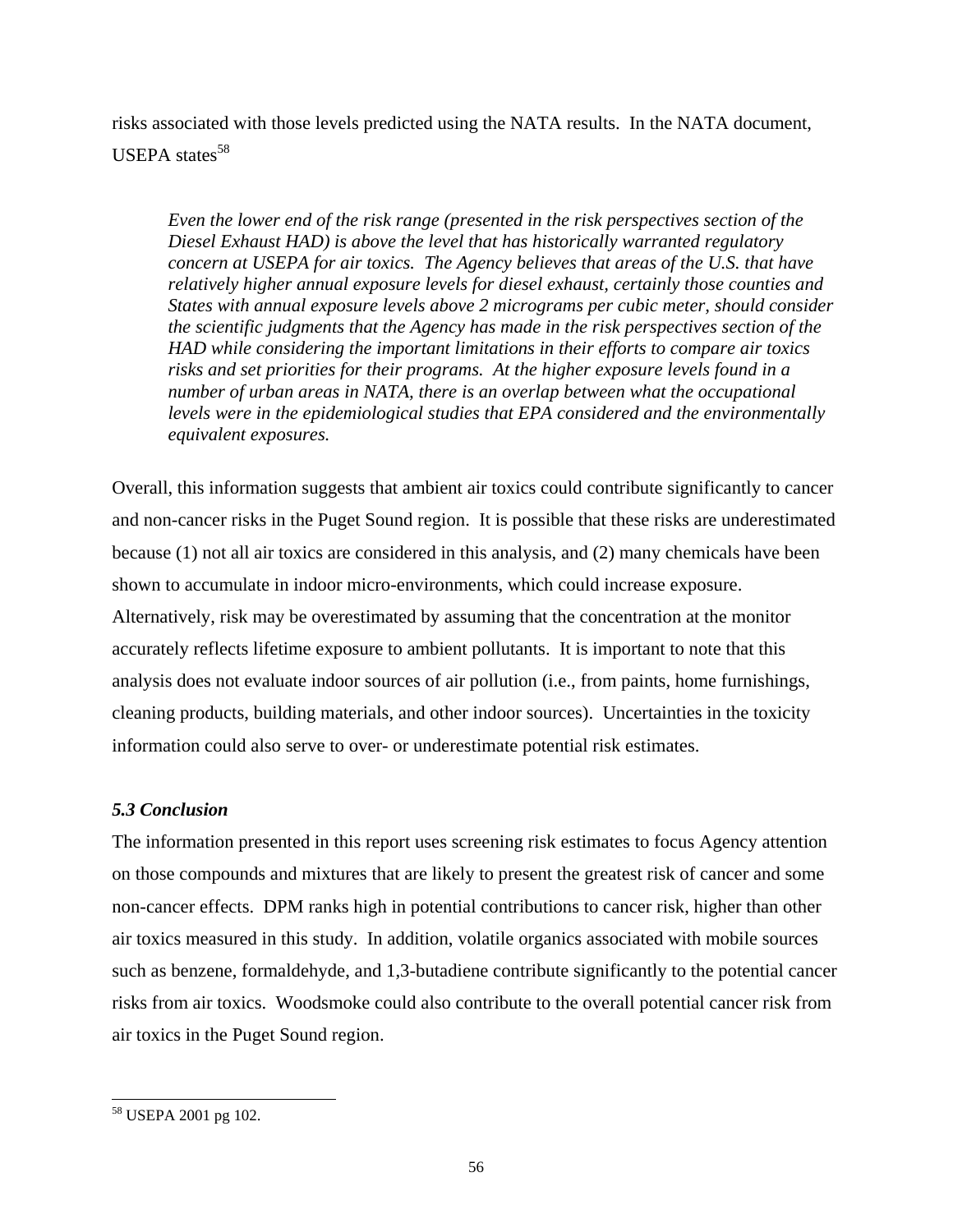risks associated with those levels predicted using the NATA results. In the NATA document, USEPA states[58]

> *Even the lower end of the risk range (presented in the risk perspectives section of the Diesel Exhaust HAD) is above the level that has historically warranted regulatory concern at USEPA for air toxics. The Agency believes that areas of the U.S. that have relatively higher annual exposure levels for diesel exhaust, certainly those counties and States with annual exposure levels above 2 micrograms per cubic meter, should consider the scientific judgments that the Agency has made in the risk perspectives section of the HAD while considering the important limitations in their efforts to compare air toxics risks and set priorities for their programs. At the higher exposure levels found in a number of urban areas in NATA, there is an overlap between what the occupational levels were in the epidemiological studies that EPA considered and the environmentally equivalent exposures.*

Overall, this information suggests that ambient air toxics could contribute significantly to cancer and non-cancer risks in the Puget Sound region. It is possible that these risks are underestimated because (1) not all air toxics are considered in this analysis, and (2) many chemicals have been shown to accumulate in indoor micro-environments, which could increase exposure. Alternatively, risk may be overestimated by assuming that the concentration at the monitor accurately reflects lifetime exposure to ambient pollutants. It is important to note that this analysis does not evaluate indoor sources of air pollution (i.e., from paints, home furnishings, cleaning products, building materials, and other indoor sources). Uncertainties in the toxicity information could also serve to over- or underestimate potential risk estimates.

### *5.3 Conclusion*

The information presented in this report uses screening risk estimates to focus Agency attention on those compounds and mixtures that are likely to present the greatest risk of cancer and some non-cancer effects. DPM ranks high in potential contributions to cancer risk, higher than other air toxics measured in this study. In addition, volatile organics associated with mobile sources such as benzene, formaldehyde, and 1,3-butadiene contribute significantly to the potential cancer risks from air toxics. Woodsmoke could also contribute to the overall potential cancer risk from air toxics in the Puget Sound region.

---

[58] USEPA 2001 pg 102.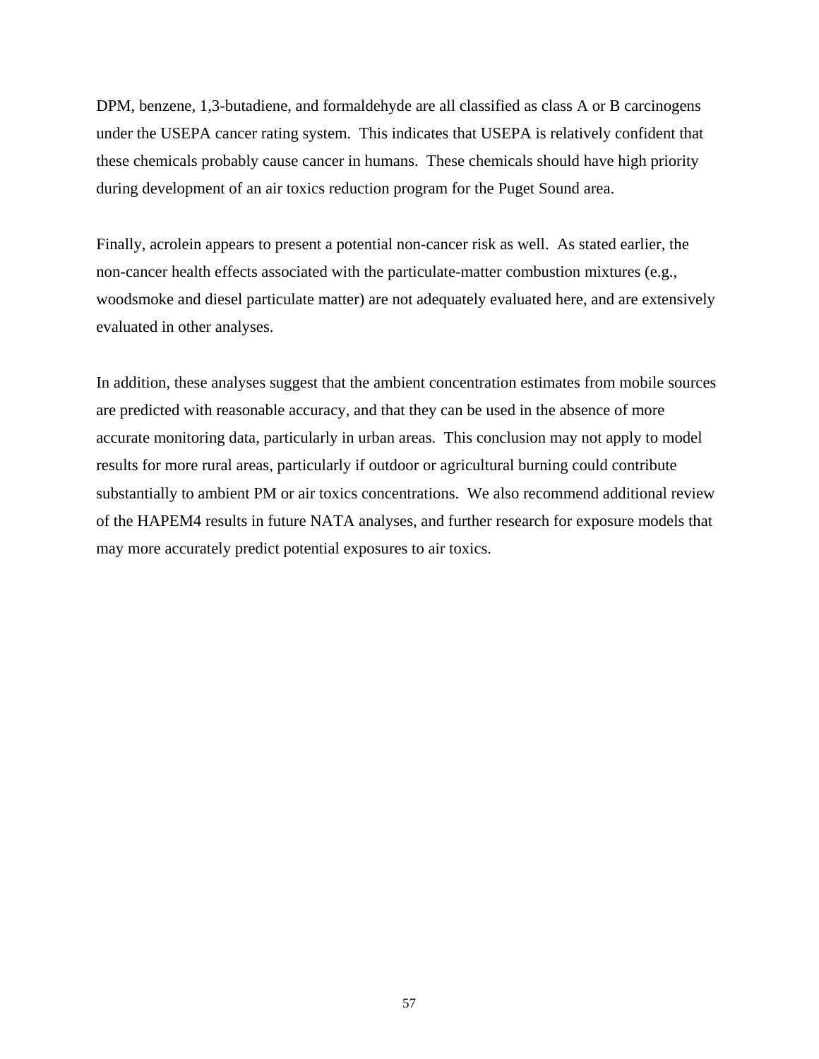DPM, benzene, 1,3-butadiene, and formaldehyde are all classified as class A or B carcinogens under the USEPA cancer rating system. This indicates that USEPA is relatively confident that these chemicals probably cause cancer in humans. These chemicals should have high priority during development of an air toxics reduction program for the Puget Sound area.

Finally, acrolein appears to present a potential non-cancer risk as well. As stated earlier, the non-cancer health effects associated with the particulate-matter combustion mixtures (e.g., woodsmoke and diesel particulate matter) are not adequately evaluated here, and are extensively evaluated in other analyses.

In addition, these analyses suggest that the ambient concentration estimates from mobile sources are predicted with reasonable accuracy, and that they can be used in the absence of more accurate monitoring data, particularly in urban areas. This conclusion may not apply to model results for more rural areas, particularly if outdoor or agricultural burning could contribute substantially to ambient PM or air toxics concentrations. We also recommend additional review of the HAPEM4 results in future NATA analyses, and further research for exposure models that may more accurately predict potential exposures to air toxics.